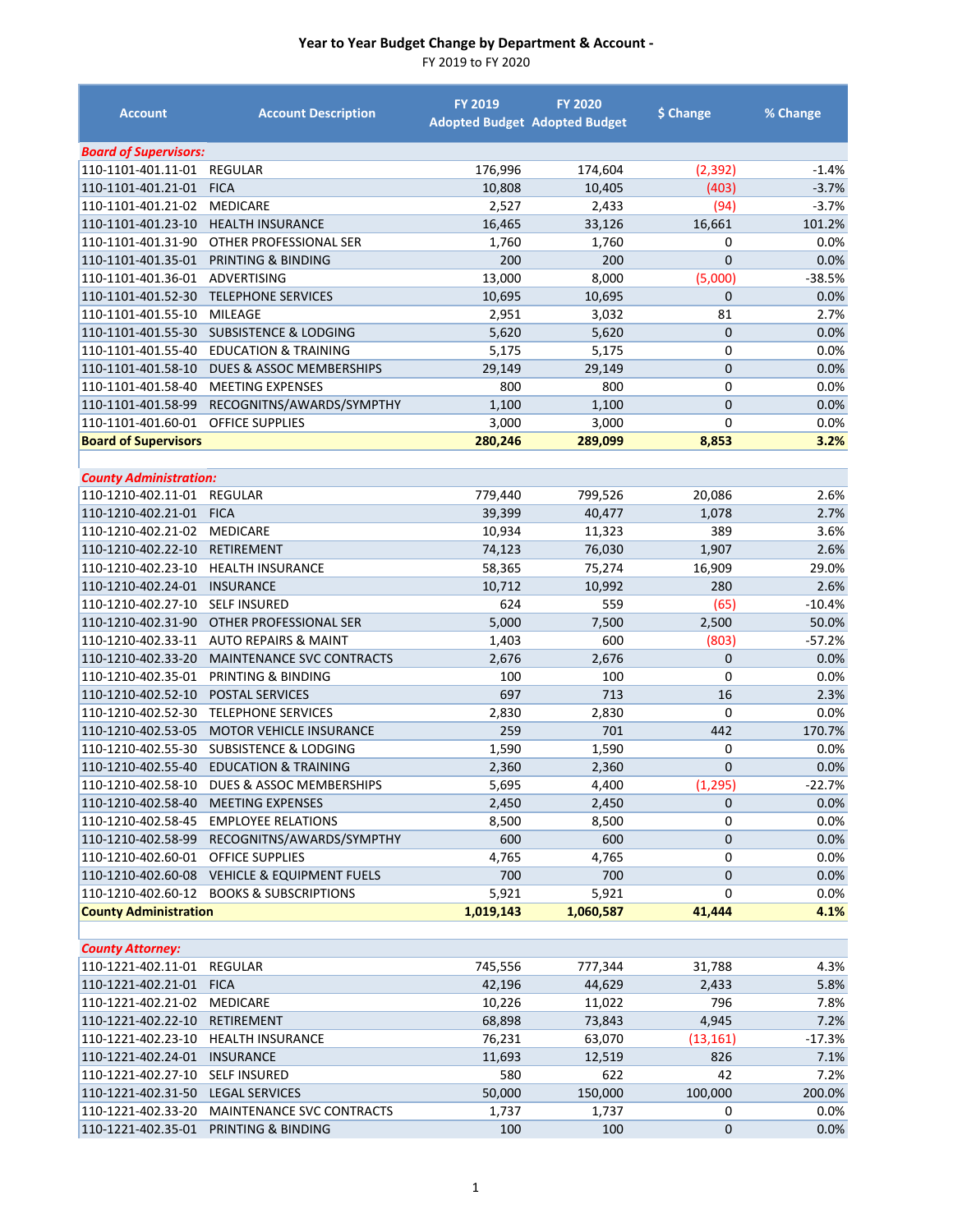# Year to Year Budget Change by Department & Account -

FY 2019 to FY 2020

| Account | Account Description | FY 2019 Adopted Budget | FY 2020 Adopted Budget | $ Change | % Change |
|---|---|---|---|---|---|
| ***Board of Supervisors:*** | | | | | |
| 110-1101-401.11-01 | REGULAR | 176,996 | 174,604 | (2,392) | -1.4% |
| 110-1101-401.21-01 | FICA | 10,808 | 10,405 | (403) | -3.7% |
| 110-1101-401.21-02 | MEDICARE | 2,527 | 2,433 | (94) | -3.7% |
| 110-1101-401.23-10 | HEALTH INSURANCE | 16,465 | 33,126 | 16,661 | 101.2% |
| 110-1101-401.31-90 | OTHER PROFESSIONAL SER | 1,760 | 1,760 | 0 | 0.0% |
| 110-1101-401.35-01 | PRINTING & BINDING | 200 | 200 | 0 | 0.0% |
| 110-1101-401.36-01 | ADVERTISING | 13,000 | 8,000 | (5,000) | -38.5% |
| 110-1101-401.52-30 | TELEPHONE SERVICES | 10,695 | 10,695 | 0 | 0.0% |
| 110-1101-401.55-10 | MILEAGE | 2,951 | 3,032 | 81 | 2.7% |
| 110-1101-401.55-30 | SUBSISTENCE & LODGING | 5,620 | 5,620 | 0 | 0.0% |
| 110-1101-401.55-40 | EDUCATION & TRAINING | 5,175 | 5,175 | 0 | 0.0% |
| 110-1101-401.58-10 | DUES & ASSOC MEMBERSHIPS | 29,149 | 29,149 | 0 | 0.0% |
| 110-1101-401.58-40 | MEETING EXPENSES | 800 | 800 | 0 | 0.0% |
| 110-1101-401.58-99 | RECOGNITNS/AWARDS/SYMPTHY | 1,100 | 1,100 | 0 | 0.0% |
| 110-1101-401.60-01 | OFFICE SUPPLIES | 3,000 | 3,000 | 0 | 0.0% |
| **Board of Supervisors** | | **280,246** | **289,099** | **8,853** | **3.2%** |
| ***County Administration:*** | | | | | |
| 110-1210-402.11-01 | REGULAR | 779,440 | 799,526 | 20,086 | 2.6% |
| 110-1210-402.21-01 | FICA | 39,399 | 40,477 | 1,078 | 2.7% |
| 110-1210-402.21-02 | MEDICARE | 10,934 | 11,323 | 389 | 3.6% |
| 110-1210-402.22-10 | RETIREMENT | 74,123 | 76,030 | 1,907 | 2.6% |
| 110-1210-402.23-10 | HEALTH INSURANCE | 58,365 | 75,274 | 16,909 | 29.0% |
| 110-1210-402.24-01 | INSURANCE | 10,712 | 10,992 | 280 | 2.6% |
| 110-1210-402.27-10 | SELF INSURED | 624 | 559 | (65) | -10.4% |
| 110-1210-402.31-90 | OTHER PROFESSIONAL SER | 5,000 | 7,500 | 2,500 | 50.0% |
| 110-1210-402.33-11 | AUTO REPAIRS & MAINT | 1,403 | 600 | (803) | -57.2% |
| 110-1210-402.33-20 | MAINTENANCE SVC CONTRACTS | 2,676 | 2,676 | 0 | 0.0% |
| 110-1210-402.35-01 | PRINTING & BINDING | 100 | 100 | 0 | 0.0% |
| 110-1210-402.52-10 | POSTAL SERVICES | 697 | 713 | 16 | 2.3% |
| 110-1210-402.52-30 | TELEPHONE SERVICES | 2,830 | 2,830 | 0 | 0.0% |
| 110-1210-402.53-05 | MOTOR VEHICLE INSURANCE | 259 | 701 | 442 | 170.7% |
| 110-1210-402.55-30 | SUBSISTENCE & LODGING | 1,590 | 1,590 | 0 | 0.0% |
| 110-1210-402.55-40 | EDUCATION & TRAINING | 2,360 | 2,360 | 0 | 0.0% |
| 110-1210-402.58-10 | DUES & ASSOC MEMBERSHIPS | 5,695 | 4,400 | (1,295) | -22.7% |
| 110-1210-402.58-40 | MEETING EXPENSES | 2,450 | 2,450 | 0 | 0.0% |
| 110-1210-402.58-45 | EMPLOYEE RELATIONS | 8,500 | 8,500 | 0 | 0.0% |
| 110-1210-402.58-99 | RECOGNITNS/AWARDS/SYMPTHY | 600 | 600 | 0 | 0.0% |
| 110-1210-402.60-01 | OFFICE SUPPLIES | 4,765 | 4,765 | 0 | 0.0% |
| 110-1210-402.60-08 | VEHICLE & EQUIPMENT FUELS | 700 | 700 | 0 | 0.0% |
| 110-1210-402.60-12 | BOOKS & SUBSCRIPTIONS | 5,921 | 5,921 | 0 | 0.0% |
| **County Administration** | | **1,019,143** | **1,060,587** | **41,444** | **4.1%** |
| ***County Attorney:*** | | | | | |
| 110-1221-402.11-01 | REGULAR | 745,556 | 777,344 | 31,788 | 4.3% |
| 110-1221-402.21-01 | FICA | 42,196 | 44,629 | 2,433 | 5.8% |
| 110-1221-402.21-02 | MEDICARE | 10,226 | 11,022 | 796 | 7.8% |
| 110-1221-402.22-10 | RETIREMENT | 68,898 | 73,843 | 4,945 | 7.2% |
| 110-1221-402.23-10 | HEALTH INSURANCE | 76,231 | 63,070 | (13,161) | -17.3% |
| 110-1221-402.24-01 | INSURANCE | 11,693 | 12,519 | 826 | 7.1% |
| 110-1221-402.27-10 | SELF INSURED | 580 | 622 | 42 | 7.2% |
| 110-1221-402.31-50 | LEGAL SERVICES | 50,000 | 150,000 | 100,000 | 200.0% |
| 110-1221-402.33-20 | MAINTENANCE SVC CONTRACTS | 1,737 | 1,737 | 0 | 0.0% |
| 110-1221-402.35-01 | PRINTING & BINDING | 100 | 100 | 0 | 0.0% |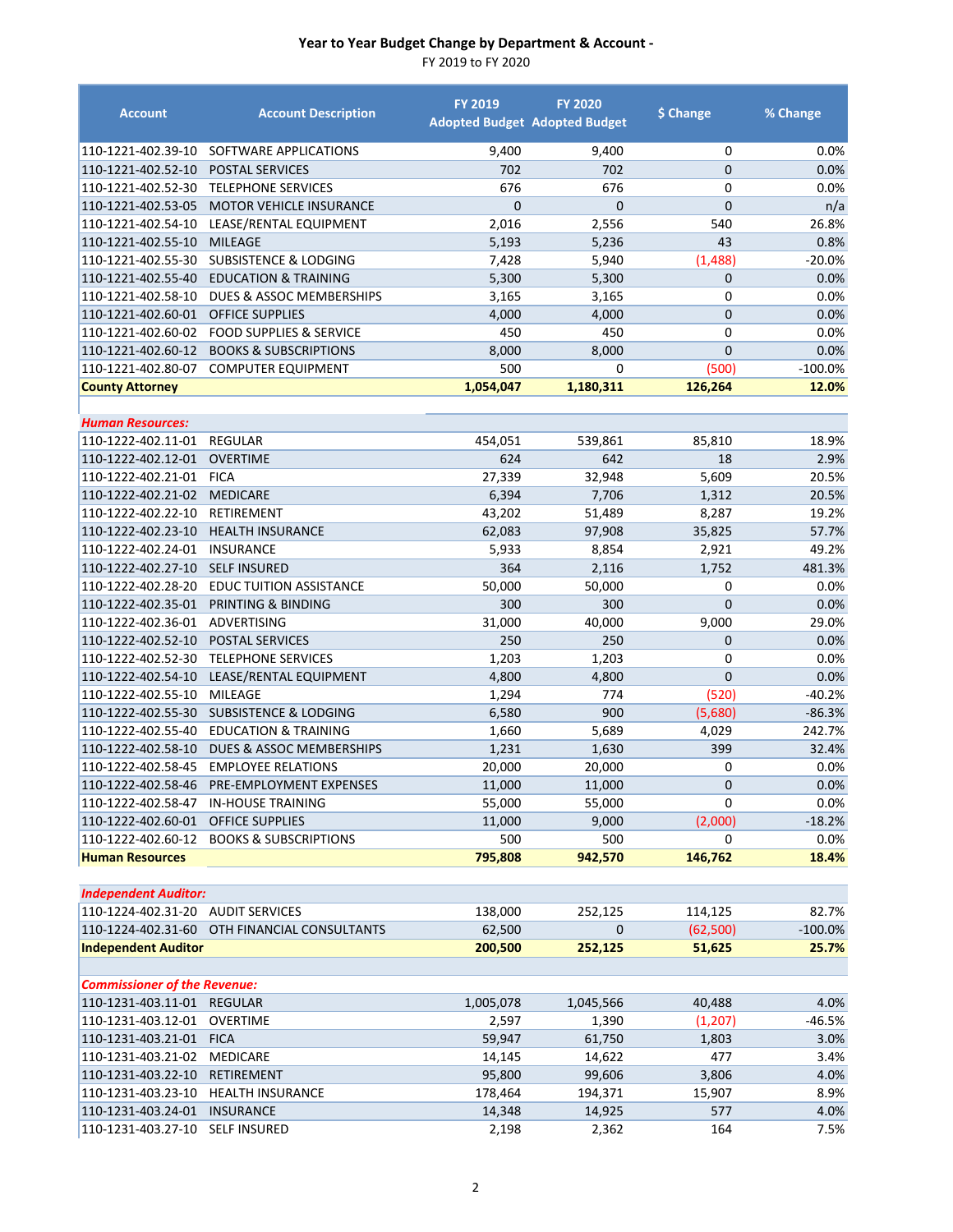## Year to Year Budget Change by Department & Account -

FY 2019 to FY 2020

| Account | Account Description | FY 2019 Adopted Budget | FY 2020 Adopted Budget | $ Change | % Change |
|---|---|---|---|---|---|
| 110-1221-402.39-10 | SOFTWARE APPLICATIONS | 9,400 | 9,400 | 0 | 0.0% |
| 110-1221-402.52-10 | POSTAL SERVICES | 702 | 702 | 0 | 0.0% |
| 110-1221-402.52-30 | TELEPHONE SERVICES | 676 | 676 | 0 | 0.0% |
| 110-1221-402.53-05 | MOTOR VEHICLE INSURANCE | 0 | 0 | 0 | n/a |
| 110-1221-402.54-10 | LEASE/RENTAL EQUIPMENT | 2,016 | 2,556 | 540 | 26.8% |
| 110-1221-402.55-10 | MILEAGE | 5,193 | 5,236 | 43 | 0.8% |
| 110-1221-402.55-30 | SUBSISTENCE & LODGING | 7,428 | 5,940 | (1,488) | -20.0% |
| 110-1221-402.55-40 | EDUCATION & TRAINING | 5,300 | 5,300 | 0 | 0.0% |
| 110-1221-402.58-10 | DUES & ASSOC MEMBERSHIPS | 3,165 | 3,165 | 0 | 0.0% |
| 110-1221-402.60-01 | OFFICE SUPPLIES | 4,000 | 4,000 | 0 | 0.0% |
| 110-1221-402.60-02 | FOOD SUPPLIES & SERVICE | 450 | 450 | 0 | 0.0% |
| 110-1221-402.60-12 | BOOKS & SUBSCRIPTIONS | 8,000 | 8,000 | 0 | 0.0% |
| 110-1221-402.80-07 | COMPUTER EQUIPMENT | 500 | 0 | (500) | -100.0% |
| **County Attorney** | | **1,054,047** | **1,180,311** | **126,264** | **12.0%** |
| | | | | | |
| ***Human Resources:*** | | | | | |
| 110-1222-402.11-01 | REGULAR | 454,051 | 539,861 | 85,810 | 18.9% |
| 110-1222-402.12-01 | OVERTIME | 624 | 642 | 18 | 2.9% |
| 110-1222-402.21-01 | FICA | 27,339 | 32,948 | 5,609 | 20.5% |
| 110-1222-402.21-02 | MEDICARE | 6,394 | 7,706 | 1,312 | 20.5% |
| 110-1222-402.22-10 | RETIREMENT | 43,202 | 51,489 | 8,287 | 19.2% |
| 110-1222-402.23-10 | HEALTH INSURANCE | 62,083 | 97,908 | 35,825 | 57.7% |
| 110-1222-402.24-01 | INSURANCE | 5,933 | 8,854 | 2,921 | 49.2% |
| 110-1222-402.27-10 | SELF INSURED | 364 | 2,116 | 1,752 | 481.3% |
| 110-1222-402.28-20 | EDUC TUITION ASSISTANCE | 50,000 | 50,000 | 0 | 0.0% |
| 110-1222-402.35-01 | PRINTING & BINDING | 300 | 300 | 0 | 0.0% |
| 110-1222-402.36-01 | ADVERTISING | 31,000 | 40,000 | 9,000 | 29.0% |
| 110-1222-402.52-10 | POSTAL SERVICES | 250 | 250 | 0 | 0.0% |
| 110-1222-402.52-30 | TELEPHONE SERVICES | 1,203 | 1,203 | 0 | 0.0% |
| 110-1222-402.54-10 | LEASE/RENTAL EQUIPMENT | 4,800 | 4,800 | 0 | 0.0% |
| 110-1222-402.55-10 | MILEAGE | 1,294 | 774 | (520) | -40.2% |
| 110-1222-402.55-30 | SUBSISTENCE & LODGING | 6,580 | 900 | (5,680) | -86.3% |
| 110-1222-402.55-40 | EDUCATION & TRAINING | 1,660 | 5,689 | 4,029 | 242.7% |
| 110-1222-402.58-10 | DUES & ASSOC MEMBERSHIPS | 1,231 | 1,630 | 399 | 32.4% |
| 110-1222-402.58-45 | EMPLOYEE RELATIONS | 20,000 | 20,000 | 0 | 0.0% |
| 110-1222-402.58-46 | PRE-EMPLOYMENT EXPENSES | 11,000 | 11,000 | 0 | 0.0% |
| 110-1222-402.58-47 | IN-HOUSE TRAINING | 55,000 | 55,000 | 0 | 0.0% |
| 110-1222-402.60-01 | OFFICE SUPPLIES | 11,000 | 9,000 | (2,000) | -18.2% |
| 110-1222-402.60-12 | BOOKS & SUBSCRIPTIONS | 500 | 500 | 0 | 0.0% |
| **Human Resources** | | **795,808** | **942,570** | **146,762** | **18.4%** |
| | | | | | |
| ***Independent Auditor:*** | | | | | |
| 110-1224-402.31-20 | AUDIT SERVICES | 138,000 | 252,125 | 114,125 | 82.7% |
| 110-1224-402.31-60 | OTH FINANCIAL CONSULTANTS | 62,500 | 0 | (62,500) | -100.0% |
| **Independent Auditor** | | **200,500** | **252,125** | **51,625** | **25.7%** |
| | | | | | |
| ***Commissioner of the Revenue:*** | | | | | |
| 110-1231-403.11-01 | REGULAR | 1,005,078 | 1,045,566 | 40,488 | 4.0% |
| 110-1231-403.12-01 | OVERTIME | 2,597 | 1,390 | (1,207) | -46.5% |
| 110-1231-403.21-01 | FICA | 59,947 | 61,750 | 1,803 | 3.0% |
| 110-1231-403.21-02 | MEDICARE | 14,145 | 14,622 | 477 | 3.4% |
| 110-1231-403.22-10 | RETIREMENT | 95,800 | 99,606 | 3,806 | 4.0% |
| 110-1231-403.23-10 | HEALTH INSURANCE | 178,464 | 194,371 | 15,907 | 8.9% |
| 110-1231-403.24-01 | INSURANCE | 14,348 | 14,925 | 577 | 4.0% |
| 110-1231-403.27-10 | SELF INSURED | 2,198 | 2,362 | 164 | 7.5% |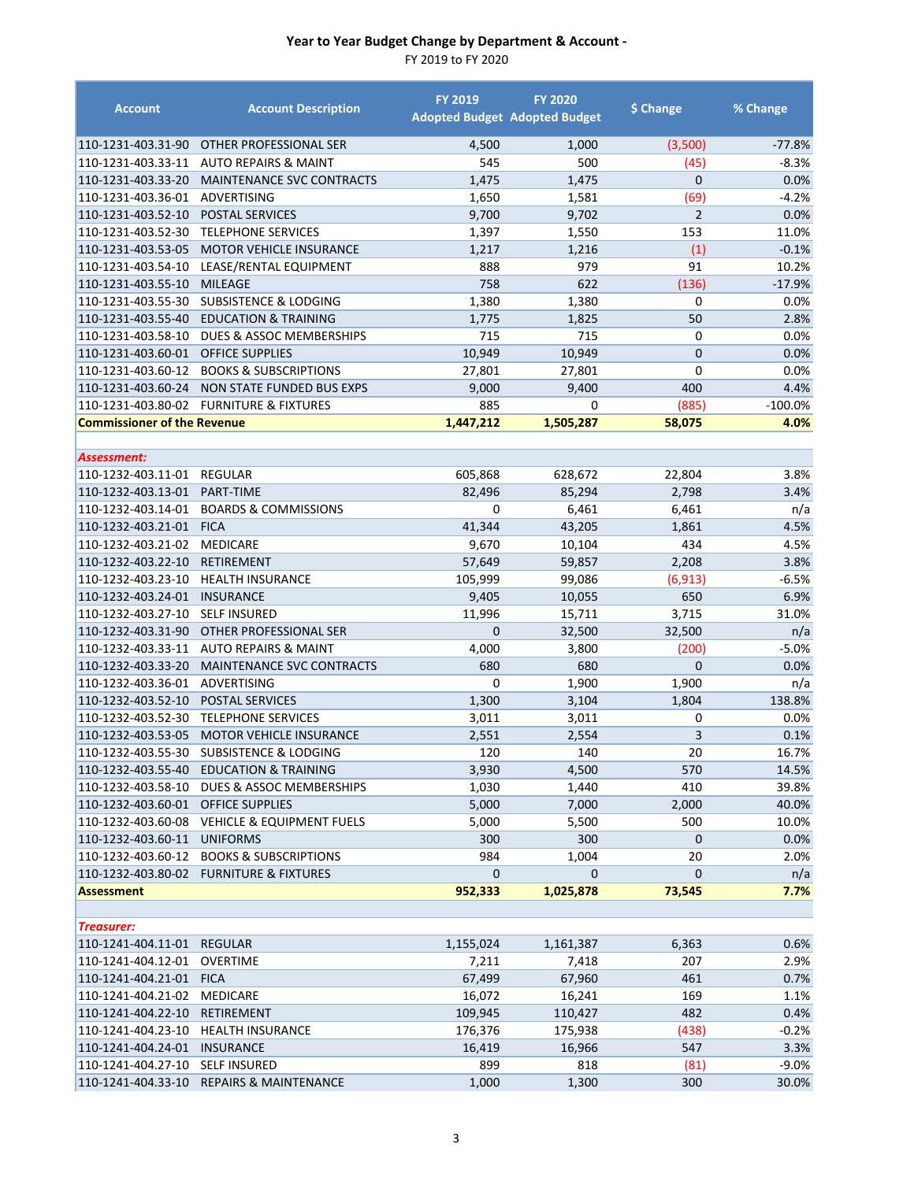# Year to Year Budget Change by Department & Account -

FY 2019 to FY 2020

| Account | Account Description | FY 2019 Adopted Budget | FY 2020 Adopted Budget | $ Change | % Change |
|---|---|---|---|---|---|
| 110-1231-403.31-90 | OTHER PROFESSIONAL SER | 4,500 | 1,000 | (3,500) | -77.8% |
| 110-1231-403.33-11 | AUTO REPAIRS & MAINT | 545 | 500 | (45) | -8.3% |
| 110-1231-403.33-20 | MAINTENANCE SVC CONTRACTS | 1,475 | 1,475 | 0 | 0.0% |
| 110-1231-403.36-01 | ADVERTISING | 1,650 | 1,581 | (69) | -4.2% |
| 110-1231-403.52-10 | POSTAL SERVICES | 9,700 | 9,702 | 2 | 0.0% |
| 110-1231-403.52-30 | TELEPHONE SERVICES | 1,397 | 1,550 | 153 | 11.0% |
| 110-1231-403.53-05 | MOTOR VEHICLE INSURANCE | 1,217 | 1,216 | (1) | -0.1% |
| 110-1231-403.54-10 | LEASE/RENTAL EQUIPMENT | 888 | 979 | 91 | 10.2% |
| 110-1231-403.55-10 | MILEAGE | 758 | 622 | (136) | -17.9% |
| 110-1231-403.55-30 | SUBSISTENCE & LODGING | 1,380 | 1,380 | 0 | 0.0% |
| 110-1231-403.55-40 | EDUCATION & TRAINING | 1,775 | 1,825 | 50 | 2.8% |
| 110-1231-403.58-10 | DUES & ASSOC MEMBERSHIPS | 715 | 715 | 0 | 0.0% |
| 110-1231-403.60-01 | OFFICE SUPPLIES | 10,949 | 10,949 | 0 | 0.0% |
| 110-1231-403.60-12 | BOOKS & SUBSCRIPTIONS | 27,801 | 27,801 | 0 | 0.0% |
| 110-1231-403.60-24 | NON STATE FUNDED BUS EXPS | 9,000 | 9,400 | 400 | 4.4% |
| 110-1231-403.80-02 | FURNITURE & FIXTURES | 885 | 0 | (885) | -100.0% |
| **Commissioner of the Revenue** | | **1,447,212** | **1,505,287** | **58,075** | **4.0%** |
| | | | | | |
| ***Assessment:*** | | | | | |
| 110-1232-403.11-01 | REGULAR | 605,868 | 628,672 | 22,804 | 3.8% |
| 110-1232-403.13-01 | PART-TIME | 82,496 | 85,294 | 2,798 | 3.4% |
| 110-1232-403.14-01 | BOARDS & COMMISSIONS | 0 | 6,461 | 6,461 | n/a |
| 110-1232-403.21-01 | FICA | 41,344 | 43,205 | 1,861 | 4.5% |
| 110-1232-403.21-02 | MEDICARE | 9,670 | 10,104 | 434 | 4.5% |
| 110-1232-403.22-10 | RETIREMENT | 57,649 | 59,857 | 2,208 | 3.8% |
| 110-1232-403.23-10 | HEALTH INSURANCE | 105,999 | 99,086 | (6,913) | -6.5% |
| 110-1232-403.24-01 | INSURANCE | 9,405 | 10,055 | 650 | 6.9% |
| 110-1232-403.27-10 | SELF INSURED | 11,996 | 15,711 | 3,715 | 31.0% |
| 110-1232-403.31-90 | OTHER PROFESSIONAL SER | 0 | 32,500 | 32,500 | n/a |
| 110-1232-403.33-11 | AUTO REPAIRS & MAINT | 4,000 | 3,800 | (200) | -5.0% |
| 110-1232-403.33-20 | MAINTENANCE SVC CONTRACTS | 680 | 680 | 0 | 0.0% |
| 110-1232-403.36-01 | ADVERTISING | 0 | 1,900 | 1,900 | n/a |
| 110-1232-403.52-10 | POSTAL SERVICES | 1,300 | 3,104 | 1,804 | 138.8% |
| 110-1232-403.52-30 | TELEPHONE SERVICES | 3,011 | 3,011 | 0 | 0.0% |
| 110-1232-403.53-05 | MOTOR VEHICLE INSURANCE | 2,551 | 2,554 | 3 | 0.1% |
| 110-1232-403.55-30 | SUBSISTENCE & LODGING | 120 | 140 | 20 | 16.7% |
| 110-1232-403.55-40 | EDUCATION & TRAINING | 3,930 | 4,500 | 570 | 14.5% |
| 110-1232-403.58-10 | DUES & ASSOC MEMBERSHIPS | 1,030 | 1,440 | 410 | 39.8% |
| 110-1232-403.60-01 | OFFICE SUPPLIES | 5,000 | 7,000 | 2,000 | 40.0% |
| 110-1232-403.60-08 | VEHICLE & EQUIPMENT FUELS | 5,000 | 5,500 | 500 | 10.0% |
| 110-1232-403.60-11 | UNIFORMS | 300 | 300 | 0 | 0.0% |
| 110-1232-403.60-12 | BOOKS & SUBSCRIPTIONS | 984 | 1,004 | 20 | 2.0% |
| 110-1232-403.80-02 | FURNITURE & FIXTURES | 0 | 0 | 0 | n/a |
| **Assessment** | | **952,333** | **1,025,878** | **73,545** | **7.7%** |
| | | | | | |
| ***Treasurer:*** | | | | | |
| 110-1241-404.11-01 | REGULAR | 1,155,024 | 1,161,387 | 6,363 | 0.6% |
| 110-1241-404.12-01 | OVERTIME | 7,211 | 7,418 | 207 | 2.9% |
| 110-1241-404.21-01 | FICA | 67,499 | 67,960 | 461 | 0.7% |
| 110-1241-404.21-02 | MEDICARE | 16,072 | 16,241 | 169 | 1.1% |
| 110-1241-404.22-10 | RETIREMENT | 109,945 | 110,427 | 482 | 0.4% |
| 110-1241-404.23-10 | HEALTH INSURANCE | 176,376 | 175,938 | (438) | -0.2% |
| 110-1241-404.24-01 | INSURANCE | 16,419 | 16,966 | 547 | 3.3% |
| 110-1241-404.27-10 | SELF INSURED | 899 | 818 | (81) | -9.0% |
| 110-1241-404.33-10 | REPAIRS & MAINTENANCE | 1,000 | 1,300 | 300 | 30.0% |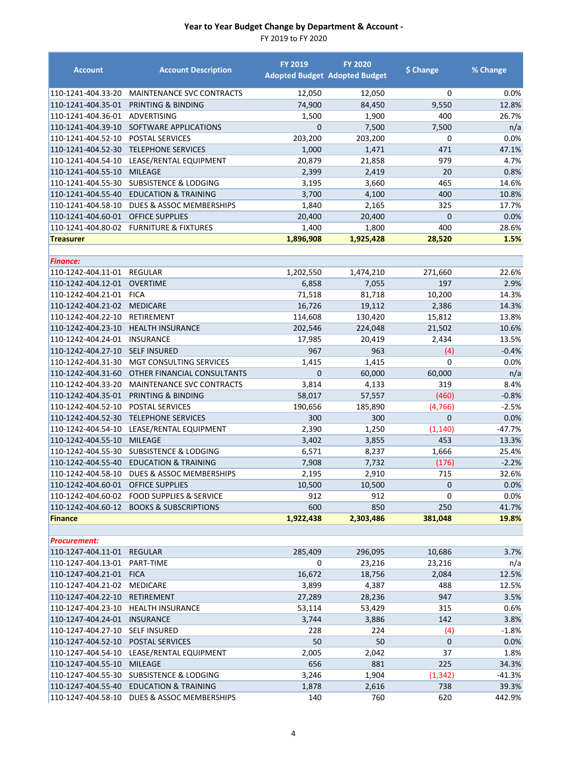# Year to Year Budget Change by Department & Account -

FY 2019 to FY 2020

| Account | Account Description | FY 2019 Adopted Budget | FY 2020 Adopted Budget | $ Change | % Change |
|---|---|---|---|---|---|
| 110-1241-404.33-20 | MAINTENANCE SVC CONTRACTS | 12,050 | 12,050 | 0 | 0.0% |
| 110-1241-404.35-01 | PRINTING & BINDING | 74,900 | 84,450 | 9,550 | 12.8% |
| 110-1241-404.36-01 | ADVERTISING | 1,500 | 1,900 | 400 | 26.7% |
| 110-1241-404.39-10 | SOFTWARE APPLICATIONS | 0 | 7,500 | 7,500 | n/a |
| 110-1241-404.52-10 | POSTAL SERVICES | 203,200 | 203,200 | 0 | 0.0% |
| 110-1241-404.52-30 | TELEPHONE SERVICES | 1,000 | 1,471 | 471 | 47.1% |
| 110-1241-404.54-10 | LEASE/RENTAL EQUIPMENT | 20,879 | 21,858 | 979 | 4.7% |
| 110-1241-404.55-10 | MILEAGE | 2,399 | 2,419 | 20 | 0.8% |
| 110-1241-404.55-30 | SUBSISTENCE & LODGING | 3,195 | 3,660 | 465 | 14.6% |
| 110-1241-404.55-40 | EDUCATION & TRAINING | 3,700 | 4,100 | 400 | 10.8% |
| 110-1241-404.58-10 | DUES & ASSOC MEMBERSHIPS | 1,840 | 2,165 | 325 | 17.7% |
| 110-1241-404.60-01 | OFFICE SUPPLIES | 20,400 | 20,400 | 0 | 0.0% |
| 110-1241-404.80-02 | FURNITURE & FIXTURES | 1,400 | 1,800 | 400 | 28.6% |
| **Treasurer** | | **1,896,908** | **1,925,428** | **28,520** | **1.5%** |
| | | | | | |
| ***Finance:*** | | | | | |
| 110-1242-404.11-01 | REGULAR | 1,202,550 | 1,474,210 | 271,660 | 22.6% |
| 110-1242-404.12-01 | OVERTIME | 6,858 | 7,055 | 197 | 2.9% |
| 110-1242-404.21-01 | FICA | 71,518 | 81,718 | 10,200 | 14.3% |
| 110-1242-404.21-02 | MEDICARE | 16,726 | 19,112 | 2,386 | 14.3% |
| 110-1242-404.22-10 | RETIREMENT | 114,608 | 130,420 | 15,812 | 13.8% |
| 110-1242-404.23-10 | HEALTH INSURANCE | 202,546 | 224,048 | 21,502 | 10.6% |
| 110-1242-404.24-01 | INSURANCE | 17,985 | 20,419 | 2,434 | 13.5% |
| 110-1242-404.27-10 | SELF INSURED | 967 | 963 | (4) | -0.4% |
| 110-1242-404.31-30 | MGT CONSULTING SERVICES | 1,415 | 1,415 | 0 | 0.0% |
| 110-1242-404.31-60 | OTHER FINANCIAL CONSULTANTS | 0 | 60,000 | 60,000 | n/a |
| 110-1242-404.33-20 | MAINTENANCE SVC CONTRACTS | 3,814 | 4,133 | 319 | 8.4% |
| 110-1242-404.35-01 | PRINTING & BINDING | 58,017 | 57,557 | (460) | -0.8% |
| 110-1242-404.52-10 | POSTAL SERVICES | 190,656 | 185,890 | (4,766) | -2.5% |
| 110-1242-404.52-30 | TELEPHONE SERVICES | 300 | 300 | 0 | 0.0% |
| 110-1242-404.54-10 | LEASE/RENTAL EQUIPMENT | 2,390 | 1,250 | (1,140) | -47.7% |
| 110-1242-404.55-10 | MILEAGE | 3,402 | 3,855 | 453 | 13.3% |
| 110-1242-404.55-30 | SUBSISTENCE & LODGING | 6,571 | 8,237 | 1,666 | 25.4% |
| 110-1242-404.55-40 | EDUCATION & TRAINING | 7,908 | 7,732 | (176) | -2.2% |
| 110-1242-404.58-10 | DUES & ASSOC MEMBERSHIPS | 2,195 | 2,910 | 715 | 32.6% |
| 110-1242-404.60-01 | OFFICE SUPPLIES | 10,500 | 10,500 | 0 | 0.0% |
| 110-1242-404.60-02 | FOOD SUPPLIES & SERVICE | 912 | 912 | 0 | 0.0% |
| 110-1242-404.60-12 | BOOKS & SUBSCRIPTIONS | 600 | 850 | 250 | 41.7% |
| **Finance** | | **1,922,438** | **2,303,486** | **381,048** | **19.8%** |
| | | | | | |
| ***Procurement:*** | | | | | |
| 110-1247-404.11-01 | REGULAR | 285,409 | 296,095 | 10,686 | 3.7% |
| 110-1247-404.13-01 | PART-TIME | 0 | 23,216 | 23,216 | n/a |
| 110-1247-404.21-01 | FICA | 16,672 | 18,756 | 2,084 | 12.5% |
| 110-1247-404.21-02 | MEDICARE | 3,899 | 4,387 | 488 | 12.5% |
| 110-1247-404.22-10 | RETIREMENT | 27,289 | 28,236 | 947 | 3.5% |
| 110-1247-404.23-10 | HEALTH INSURANCE | 53,114 | 53,429 | 315 | 0.6% |
| 110-1247-404.24-01 | INSURANCE | 3,744 | 3,886 | 142 | 3.8% |
| 110-1247-404.27-10 | SELF INSURED | 228 | 224 | (4) | -1.8% |
| 110-1247-404.52-10 | POSTAL SERVICES | 50 | 50 | 0 | 0.0% |
| 110-1247-404.54-10 | LEASE/RENTAL EQUIPMENT | 2,005 | 2,042 | 37 | 1.8% |
| 110-1247-404.55-10 | MILEAGE | 656 | 881 | 225 | 34.3% |
| 110-1247-404.55-30 | SUBSISTENCE & LODGING | 3,246 | 1,904 | (1,342) | -41.3% |
| 110-1247-404.55-40 | EDUCATION & TRAINING | 1,878 | 2,616 | 738 | 39.3% |
| 110-1247-404.58-10 | DUES & ASSOC MEMBERSHIPS | 140 | 760 | 620 | 442.9% |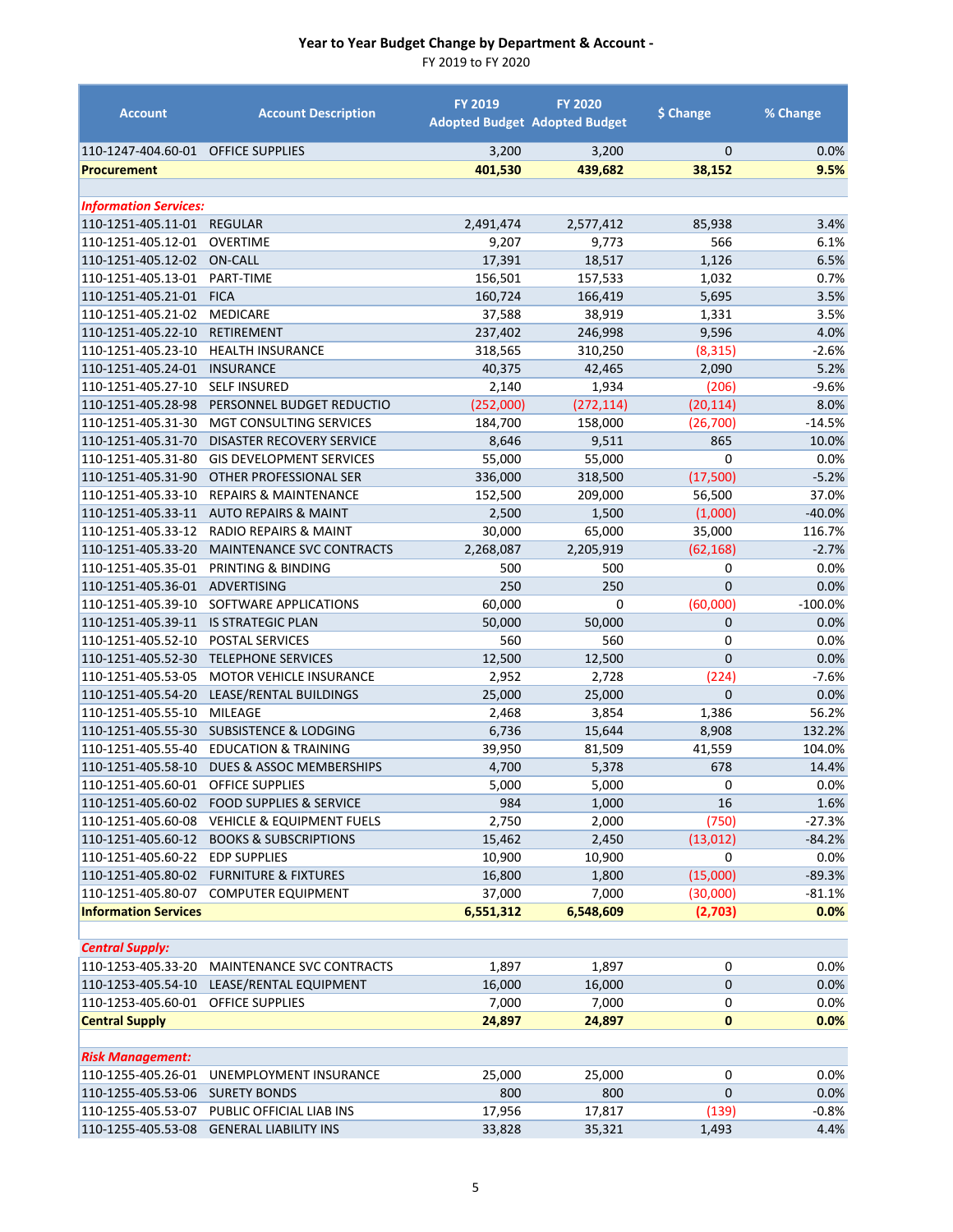# Year to Year Budget Change by Department & Account -

FY 2019 to FY 2020

| Account | Account Description | FY 2019 Adopted Budget | FY 2020 Adopted Budget | $ Change | % Change |
|---|---|---|---|---|---|
| 110-1247-404.60-01 | OFFICE SUPPLIES | 3,200 | 3,200 | 0 | 0.0% |
| **Procurement** | | **401,530** | **439,682** | **38,152** | **9.5%** |
| | | | | | |
| ***Information Services:*** | | | | | |
| 110-1251-405.11-01 | REGULAR | 2,491,474 | 2,577,412 | 85,938 | 3.4% |
| 110-1251-405.12-01 | OVERTIME | 9,207 | 9,773 | 566 | 6.1% |
| 110-1251-405.12-02 | ON-CALL | 17,391 | 18,517 | 1,126 | 6.5% |
| 110-1251-405.13-01 | PART-TIME | 156,501 | 157,533 | 1,032 | 0.7% |
| 110-1251-405.21-01 | FICA | 160,724 | 166,419 | 5,695 | 3.5% |
| 110-1251-405.21-02 | MEDICARE | 37,588 | 38,919 | 1,331 | 3.5% |
| 110-1251-405.22-10 | RETIREMENT | 237,402 | 246,998 | 9,596 | 4.0% |
| 110-1251-405.23-10 | HEALTH INSURANCE | 318,565 | 310,250 | (8,315) | -2.6% |
| 110-1251-405.24-01 | INSURANCE | 40,375 | 42,465 | 2,090 | 5.2% |
| 110-1251-405.27-10 | SELF INSURED | 2,140 | 1,934 | (206) | -9.6% |
| 110-1251-405.28-98 | PERSONNEL BUDGET REDUCTIO | (252,000) | (272,114) | (20,114) | 8.0% |
| 110-1251-405.31-30 | MGT CONSULTING SERVICES | 184,700 | 158,000 | (26,700) | -14.5% |
| 110-1251-405.31-70 | DISASTER RECOVERY SERVICE | 8,646 | 9,511 | 865 | 10.0% |
| 110-1251-405.31-80 | GIS DEVELOPMENT SERVICES | 55,000 | 55,000 | 0 | 0.0% |
| 110-1251-405.31-90 | OTHER PROFESSIONAL SER | 336,000 | 318,500 | (17,500) | -5.2% |
| 110-1251-405.33-10 | REPAIRS & MAINTENANCE | 152,500 | 209,000 | 56,500 | 37.0% |
| 110-1251-405.33-11 | AUTO REPAIRS & MAINT | 2,500 | 1,500 | (1,000) | -40.0% |
| 110-1251-405.33-12 | RADIO REPAIRS & MAINT | 30,000 | 65,000 | 35,000 | 116.7% |
| 110-1251-405.33-20 | MAINTENANCE SVC CONTRACTS | 2,268,087 | 2,205,919 | (62,168) | -2.7% |
| 110-1251-405.35-01 | PRINTING & BINDING | 500 | 500 | 0 | 0.0% |
| 110-1251-405.36-01 | ADVERTISING | 250 | 250 | 0 | 0.0% |
| 110-1251-405.39-10 | SOFTWARE APPLICATIONS | 60,000 | 0 | (60,000) | -100.0% |
| 110-1251-405.39-11 | IS STRATEGIC PLAN | 50,000 | 50,000 | 0 | 0.0% |
| 110-1251-405.52-10 | POSTAL SERVICES | 560 | 560 | 0 | 0.0% |
| 110-1251-405.52-30 | TELEPHONE SERVICES | 12,500 | 12,500 | 0 | 0.0% |
| 110-1251-405.53-05 | MOTOR VEHICLE INSURANCE | 2,952 | 2,728 | (224) | -7.6% |
| 110-1251-405.54-20 | LEASE/RENTAL BUILDINGS | 25,000 | 25,000 | 0 | 0.0% |
| 110-1251-405.55-10 | MILEAGE | 2,468 | 3,854 | 1,386 | 56.2% |
| 110-1251-405.55-30 | SUBSISTENCE & LODGING | 6,736 | 15,644 | 8,908 | 132.2% |
| 110-1251-405.55-40 | EDUCATION & TRAINING | 39,950 | 81,509 | 41,559 | 104.0% |
| 110-1251-405.58-10 | DUES & ASSOC MEMBERSHIPS | 4,700 | 5,378 | 678 | 14.4% |
| 110-1251-405.60-01 | OFFICE SUPPLIES | 5,000 | 5,000 | 0 | 0.0% |
| 110-1251-405.60-02 | FOOD SUPPLIES & SERVICE | 984 | 1,000 | 16 | 1.6% |
| 110-1251-405.60-08 | VEHICLE & EQUIPMENT FUELS | 2,750 | 2,000 | (750) | -27.3% |
| 110-1251-405.60-12 | BOOKS & SUBSCRIPTIONS | 15,462 | 2,450 | (13,012) | -84.2% |
| 110-1251-405.60-22 | EDP SUPPLIES | 10,900 | 10,900 | 0 | 0.0% |
| 110-1251-405.80-02 | FURNITURE & FIXTURES | 16,800 | 1,800 | (15,000) | -89.3% |
| 110-1251-405.80-07 | COMPUTER EQUIPMENT | 37,000 | 7,000 | (30,000) | -81.1% |
| **Information Services** | | **6,551,312** | **6,548,609** | **(2,703)** | **0.0%** |
| | | | | | |
| ***Central Supply:*** | | | | | |
| 110-1253-405.33-20 | MAINTENANCE SVC CONTRACTS | 1,897 | 1,897 | 0 | 0.0% |
| 110-1253-405.54-10 | LEASE/RENTAL EQUIPMENT | 16,000 | 16,000 | 0 | 0.0% |
| 110-1253-405.60-01 | OFFICE SUPPLIES | 7,000 | 7,000 | 0 | 0.0% |
| **Central Supply** | | **24,897** | **24,897** | **0** | **0.0%** |
| | | | | | |
| ***Risk Management:*** | | | | | |
| 110-1255-405.26-01 | UNEMPLOYMENT INSURANCE | 25,000 | 25,000 | 0 | 0.0% |
| 110-1255-405.53-06 | SURETY BONDS | 800 | 800 | 0 | 0.0% |
| 110-1255-405.53-07 | PUBLIC OFFICIAL LIAB INS | 17,956 | 17,817 | (139) | -0.8% |
| 110-1255-405.53-08 | GENERAL LIABILITY INS | 33,828 | 35,321 | 1,493 | 4.4% |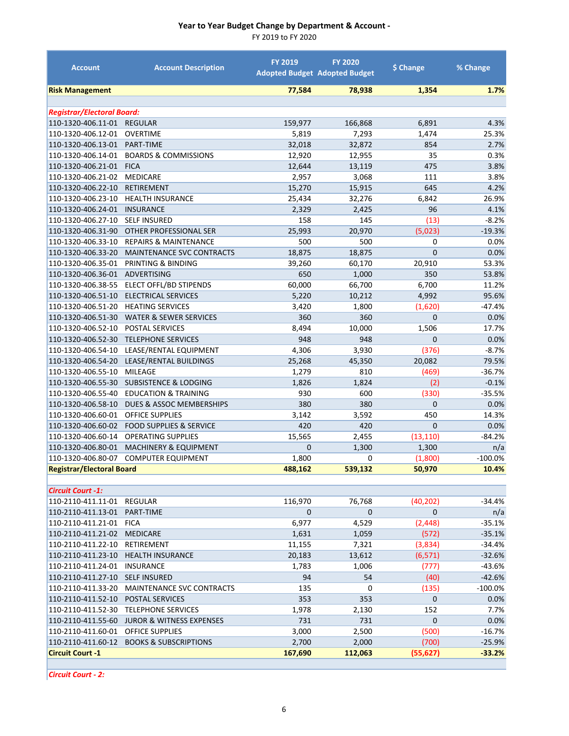# Year to Year Budget Change by Department & Account -

FY 2019 to FY 2020

| Account | Account Description | FY 2019 Adopted Budget | FY 2020 Adopted Budget | $ Change | % Change |
|---|---|---|---|---|---|
| **Risk Management** | | **77,584** | **78,938** | **1,354** | **1.7%** |
| | | | | | |
| ***Registrar/Electoral Board:*** | | | | | |
| 110-1320-406.11-01 | REGULAR | 159,977 | 166,868 | 6,891 | 4.3% |
| 110-1320-406.12-01 | OVERTIME | 5,819 | 7,293 | 1,474 | 25.3% |
| 110-1320-406.13-01 | PART-TIME | 32,018 | 32,872 | 854 | 2.7% |
| 110-1320-406.14-01 | BOARDS & COMMISSIONS | 12,920 | 12,955 | 35 | 0.3% |
| 110-1320-406.21-01 | FICA | 12,644 | 13,119 | 475 | 3.8% |
| 110-1320-406.21-02 | MEDICARE | 2,957 | 3,068 | 111 | 3.8% |
| 110-1320-406.22-10 | RETIREMENT | 15,270 | 15,915 | 645 | 4.2% |
| 110-1320-406.23-10 | HEALTH INSURANCE | 25,434 | 32,276 | 6,842 | 26.9% |
| 110-1320-406.24-01 | INSURANCE | 2,329 | 2,425 | 96 | 4.1% |
| 110-1320-406.27-10 | SELF INSURED | 158 | 145 | (13) | -8.2% |
| 110-1320-406.31-90 | OTHER PROFESSIONAL SER | 25,993 | 20,970 | (5,023) | -19.3% |
| 110-1320-406.33-10 | REPAIRS & MAINTENANCE | 500 | 500 | 0 | 0.0% |
| 110-1320-406.33-20 | MAINTENANCE SVC CONTRACTS | 18,875 | 18,875 | 0 | 0.0% |
| 110-1320-406.35-01 | PRINTING & BINDING | 39,260 | 60,170 | 20,910 | 53.3% |
| 110-1320-406.36-01 | ADVERTISING | 650 | 1,000 | 350 | 53.8% |
| 110-1320-406.38-55 | ELECT OFFL/BD STIPENDS | 60,000 | 66,700 | 6,700 | 11.2% |
| 110-1320-406.51-10 | ELECTRICAL SERVICES | 5,220 | 10,212 | 4,992 | 95.6% |
| 110-1320-406.51-20 | HEATING SERVICES | 3,420 | 1,800 | (1,620) | -47.4% |
| 110-1320-406.51-30 | WATER & SEWER SERVICES | 360 | 360 | 0 | 0.0% |
| 110-1320-406.52-10 | POSTAL SERVICES | 8,494 | 10,000 | 1,506 | 17.7% |
| 110-1320-406.52-30 | TELEPHONE SERVICES | 948 | 948 | 0 | 0.0% |
| 110-1320-406.54-10 | LEASE/RENTAL EQUIPMENT | 4,306 | 3,930 | (376) | -8.7% |
| 110-1320-406.54-20 | LEASE/RENTAL BUILDINGS | 25,268 | 45,350 | 20,082 | 79.5% |
| 110-1320-406.55-10 | MILEAGE | 1,279 | 810 | (469) | -36.7% |
| 110-1320-406.55-30 | SUBSISTENCE & LODGING | 1,826 | 1,824 | (2) | -0.1% |
| 110-1320-406.55-40 | EDUCATION & TRAINING | 930 | 600 | (330) | -35.5% |
| 110-1320-406.58-10 | DUES & ASSOC MEMBERSHIPS | 380 | 380 | 0 | 0.0% |
| 110-1320-406.60-01 | OFFICE SUPPLIES | 3,142 | 3,592 | 450 | 14.3% |
| 110-1320-406.60-02 | FOOD SUPPLIES & SERVICE | 420 | 420 | 0 | 0.0% |
| 110-1320-406.60-14 | OPERATING SUPPLIES | 15,565 | 2,455 | (13,110) | -84.2% |
| 110-1320-406.80-01 | MACHINERY & EQUIPMENT | 0 | 1,300 | 1,300 | n/a |
| 110-1320-406.80-07 | COMPUTER EQUIPMENT | 1,800 | 0 | (1,800) | -100.0% |
| **Registrar/Electoral Board** | | **488,162** | **539,132** | **50,970** | **10.4%** |
| | | | | | |
| ***Circuit Court -1:*** | | | | | |
| 110-2110-411.11-01 | REGULAR | 116,970 | 76,768 | (40,202) | -34.4% |
| 110-2110-411.13-01 | PART-TIME | 0 | 0 | 0 | n/a |
| 110-2110-411.21-01 | FICA | 6,977 | 4,529 | (2,448) | -35.1% |
| 110-2110-411.21-02 | MEDICARE | 1,631 | 1,059 | (572) | -35.1% |
| 110-2110-411.22-10 | RETIREMENT | 11,155 | 7,321 | (3,834) | -34.4% |
| 110-2110-411.23-10 | HEALTH INSURANCE | 20,183 | 13,612 | (6,571) | -32.6% |
| 110-2110-411.24-01 | INSURANCE | 1,783 | 1,006 | (777) | -43.6% |
| 110-2110-411.27-10 | SELF INSURED | 94 | 54 | (40) | -42.6% |
| 110-2110-411.33-20 | MAINTENANCE SVC CONTRACTS | 135 | 0 | (135) | -100.0% |
| 110-2110-411.52-10 | POSTAL SERVICES | 353 | 353 | 0 | 0.0% |
| 110-2110-411.52-30 | TELEPHONE SERVICES | 1,978 | 2,130 | 152 | 7.7% |
| 110-2110-411.55-60 | JUROR & WITNESS EXPENSES | 731 | 731 | 0 | 0.0% |
| 110-2110-411.60-01 | OFFICE SUPPLIES | 3,000 | 2,500 | (500) | -16.7% |
| 110-2110-411.60-12 | BOOKS & SUBSCRIPTIONS | 2,700 | 2,000 | (700) | -25.9% |
| **Circuit Court -1** | | **167,690** | **112,063** | **(55,627)** | **-33.2%** |
| | | | | | |
| ***Circuit Court - 2:*** | | | | | |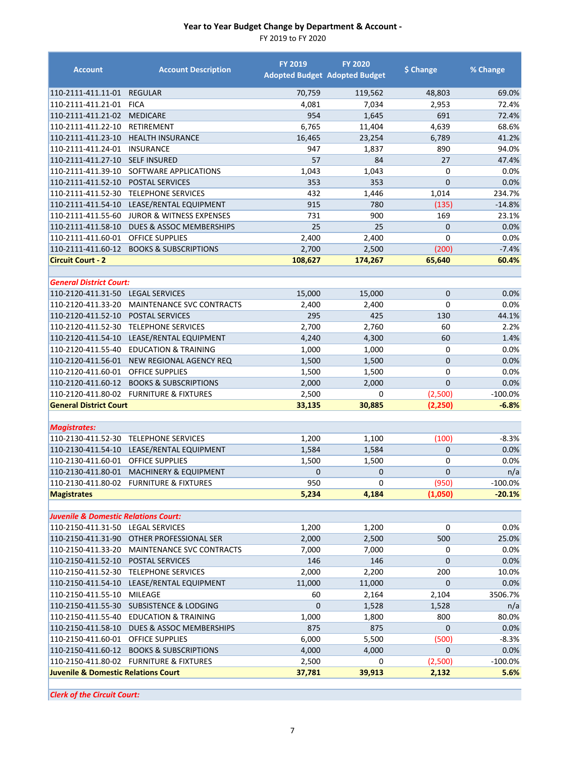# Year to Year Budget Change by Department & Account -

FY 2019 to FY 2020

| Account | Account Description | FY 2019 Adopted Budget | FY 2020 Adopted Budget | $ Change | % Change |
|---|---|---|---|---|---|
| 110-2111-411.11-01 | REGULAR | 70,759 | 119,562 | 48,803 | 69.0% |
| 110-2111-411.21-01 | FICA | 4,081 | 7,034 | 2,953 | 72.4% |
| 110-2111-411.21-02 | MEDICARE | 954 | 1,645 | 691 | 72.4% |
| 110-2111-411.22-10 | RETIREMENT | 6,765 | 11,404 | 4,639 | 68.6% |
| 110-2111-411.23-10 | HEALTH INSURANCE | 16,465 | 23,254 | 6,789 | 41.2% |
| 110-2111-411.24-01 | INSURANCE | 947 | 1,837 | 890 | 94.0% |
| 110-2111-411.27-10 | SELF INSURED | 57 | 84 | 27 | 47.4% |
| 110-2111-411.39-10 | SOFTWARE APPLICATIONS | 1,043 | 1,043 | 0 | 0.0% |
| 110-2111-411.52-10 | POSTAL SERVICES | 353 | 353 | 0 | 0.0% |
| 110-2111-411.52-30 | TELEPHONE SERVICES | 432 | 1,446 | 1,014 | 234.7% |
| 110-2111-411.54-10 | LEASE/RENTAL EQUIPMENT | 915 | 780 | (135) | -14.8% |
| 110-2111-411.55-60 | JUROR & WITNESS EXPENSES | 731 | 900 | 169 | 23.1% |
| 110-2111-411.58-10 | DUES & ASSOC MEMBERSHIPS | 25 | 25 | 0 | 0.0% |
| 110-2111-411.60-01 | OFFICE SUPPLIES | 2,400 | 2,400 | 0 | 0.0% |
| 110-2111-411.60-12 | BOOKS & SUBSCRIPTIONS | 2,700 | 2,500 | (200) | -7.4% |
| **Circuit Court - 2** | | **108,627** | **174,267** | **65,640** | **60.4%** |
| | | | | | |
| ***General District Court:*** | | | | | |
| 110-2120-411.31-50 | LEGAL SERVICES | 15,000 | 15,000 | 0 | 0.0% |
| 110-2120-411.33-20 | MAINTENANCE SVC CONTRACTS | 2,400 | 2,400 | 0 | 0.0% |
| 110-2120-411.52-10 | POSTAL SERVICES | 295 | 425 | 130 | 44.1% |
| 110-2120-411.52-30 | TELEPHONE SERVICES | 2,700 | 2,760 | 60 | 2.2% |
| 110-2120-411.54-10 | LEASE/RENTAL EQUIPMENT | 4,240 | 4,300 | 60 | 1.4% |
| 110-2120-411.55-40 | EDUCATION & TRAINING | 1,000 | 1,000 | 0 | 0.0% |
| 110-2120-411.56-01 | NEW REGIONAL AGENCY REQ | 1,500 | 1,500 | 0 | 0.0% |
| 110-2120-411.60-01 | OFFICE SUPPLIES | 1,500 | 1,500 | 0 | 0.0% |
| 110-2120-411.60-12 | BOOKS & SUBSCRIPTIONS | 2,000 | 2,000 | 0 | 0.0% |
| 110-2120-411.80-02 | FURNITURE & FIXTURES | 2,500 | 0 | (2,500) | -100.0% |
| **General District Court** | | **33,135** | **30,885** | **(2,250)** | **-6.8%** |
| | | | | | |
| ***Magistrates:*** | | | | | |
| 110-2130-411.52-30 | TELEPHONE SERVICES | 1,200 | 1,100 | (100) | -8.3% |
| 110-2130-411.54-10 | LEASE/RENTAL EQUIPMENT | 1,584 | 1,584 | 0 | 0.0% |
| 110-2130-411.60-01 | OFFICE SUPPLIES | 1,500 | 1,500 | 0 | 0.0% |
| 110-2130-411.80-01 | MACHINERY & EQUIPMENT | 0 | 0 | 0 | n/a |
| 110-2130-411.80-02 | FURNITURE & FIXTURES | 950 | 0 | (950) | -100.0% |
| **Magistrates** | | **5,234** | **4,184** | **(1,050)** | **-20.1%** |
| | | | | | |
| ***Juvenile & Domestic Relations Court:*** | | | | | |
| 110-2150-411.31-50 | LEGAL SERVICES | 1,200 | 1,200 | 0 | 0.0% |
| 110-2150-411.31-90 | OTHER PROFESSIONAL SER | 2,000 | 2,500 | 500 | 25.0% |
| 110-2150-411.33-20 | MAINTENANCE SVC CONTRACTS | 7,000 | 7,000 | 0 | 0.0% |
| 110-2150-411.52-10 | POSTAL SERVICES | 146 | 146 | 0 | 0.0% |
| 110-2150-411.52-30 | TELEPHONE SERVICES | 2,000 | 2,200 | 200 | 10.0% |
| 110-2150-411.54-10 | LEASE/RENTAL EQUIPMENT | 11,000 | 11,000 | 0 | 0.0% |
| 110-2150-411.55-10 | MILEAGE | 60 | 2,164 | 2,104 | 3506.7% |
| 110-2150-411.55-30 | SUBSISTENCE & LODGING | 0 | 1,528 | 1,528 | n/a |
| 110-2150-411.55-40 | EDUCATION & TRAINING | 1,000 | 1,800 | 800 | 80.0% |
| 110-2150-411.58-10 | DUES & ASSOC MEMBERSHIPS | 875 | 875 | 0 | 0.0% |
| 110-2150-411.60-01 | OFFICE SUPPLIES | 6,000 | 5,500 | (500) | -8.3% |
| 110-2150-411.60-12 | BOOKS & SUBSCRIPTIONS | 4,000 | 4,000 | 0 | 0.0% |
| 110-2150-411.80-02 | FURNITURE & FIXTURES | 2,500 | 0 | (2,500) | -100.0% |
| **Juvenile & Domestic Relations Court** | | **37,781** | **39,913** | **2,132** | **5.6%** |
| | | | | | |
| ***Clerk of the Circuit Court:*** | | | | | |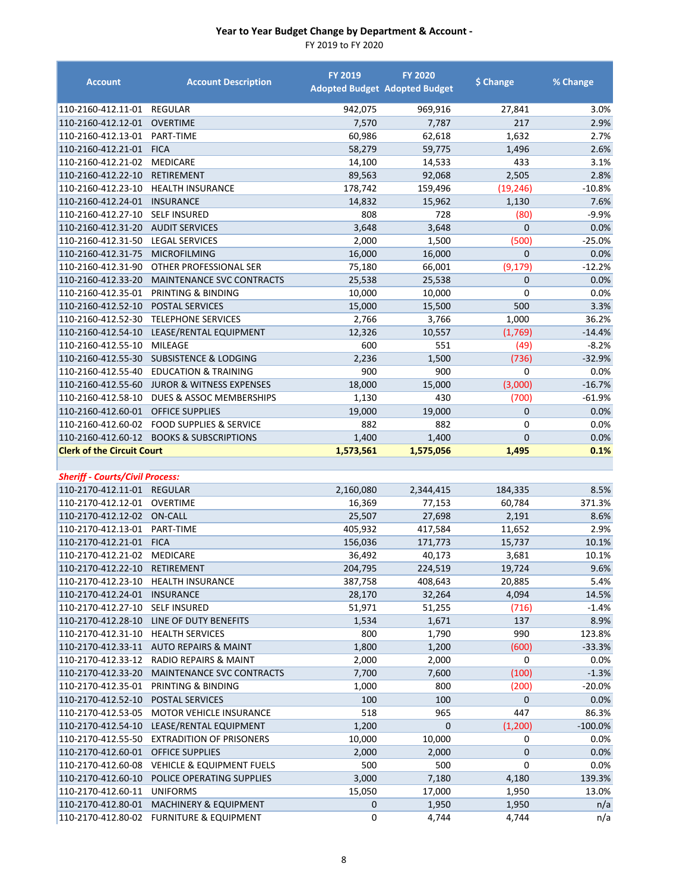## Year to Year Budget Change by Department & Account -

FY 2019 to FY 2020

| Account | Account Description | FY 2019 Adopted Budget | FY 2020 Adopted Budget | $ Change | % Change |
|---|---|---|---|---|---|
| 110-2160-412.11-01 | REGULAR | 942,075 | 969,916 | 27,841 | 3.0% |
| 110-2160-412.12-01 | OVERTIME | 7,570 | 7,787 | 217 | 2.9% |
| 110-2160-412.13-01 | PART-TIME | 60,986 | 62,618 | 1,632 | 2.7% |
| 110-2160-412.21-01 | FICA | 58,279 | 59,775 | 1,496 | 2.6% |
| 110-2160-412.21-02 | MEDICARE | 14,100 | 14,533 | 433 | 3.1% |
| 110-2160-412.22-10 | RETIREMENT | 89,563 | 92,068 | 2,505 | 2.8% |
| 110-2160-412.23-10 | HEALTH INSURANCE | 178,742 | 159,496 | (19,246) | -10.8% |
| 110-2160-412.24-01 | INSURANCE | 14,832 | 15,962 | 1,130 | 7.6% |
| 110-2160-412.27-10 | SELF INSURED | 808 | 728 | (80) | -9.9% |
| 110-2160-412.31-20 | AUDIT SERVICES | 3,648 | 3,648 | 0 | 0.0% |
| 110-2160-412.31-50 | LEGAL SERVICES | 2,000 | 1,500 | (500) | -25.0% |
| 110-2160-412.31-75 | MICROFILMING | 16,000 | 16,000 | 0 | 0.0% |
| 110-2160-412.31-90 | OTHER PROFESSIONAL SER | 75,180 | 66,001 | (9,179) | -12.2% |
| 110-2160-412.33-20 | MAINTENANCE SVC CONTRACTS | 25,538 | 25,538 | 0 | 0.0% |
| 110-2160-412.35-01 | PRINTING & BINDING | 10,000 | 10,000 | 0 | 0.0% |
| 110-2160-412.52-10 | POSTAL SERVICES | 15,000 | 15,500 | 500 | 3.3% |
| 110-2160-412.52-30 | TELEPHONE SERVICES | 2,766 | 3,766 | 1,000 | 36.2% |
| 110-2160-412.54-10 | LEASE/RENTAL EQUIPMENT | 12,326 | 10,557 | (1,769) | -14.4% |
| 110-2160-412.55-10 | MILEAGE | 600 | 551 | (49) | -8.2% |
| 110-2160-412.55-30 | SUBSISTENCE & LODGING | 2,236 | 1,500 | (736) | -32.9% |
| 110-2160-412.55-40 | EDUCATION & TRAINING | 900 | 900 | 0 | 0.0% |
| 110-2160-412.55-60 | JUROR & WITNESS EXPENSES | 18,000 | 15,000 | (3,000) | -16.7% |
| 110-2160-412.58-10 | DUES & ASSOC MEMBERSHIPS | 1,130 | 430 | (700) | -61.9% |
| 110-2160-412.60-01 | OFFICE SUPPLIES | 19,000 | 19,000 | 0 | 0.0% |
| 110-2160-412.60-02 | FOOD SUPPLIES & SERVICE | 882 | 882 | 0 | 0.0% |
| 110-2160-412.60-12 | BOOKS & SUBSCRIPTIONS | 1,400 | 1,400 | 0 | 0.0% |
| **Clerk of the Circuit Court** | | **1,573,561** | **1,575,056** | **1,495** | **0.1%** |
| | | | | | |
| ***Sheriff - Courts/Civil Process:*** | | | | | |
| 110-2170-412.11-01 | REGULAR | 2,160,080 | 2,344,415 | 184,335 | 8.5% |
| 110-2170-412.12-01 | OVERTIME | 16,369 | 77,153 | 60,784 | 371.3% |
| 110-2170-412.12-02 | ON-CALL | 25,507 | 27,698 | 2,191 | 8.6% |
| 110-2170-412.13-01 | PART-TIME | 405,932 | 417,584 | 11,652 | 2.9% |
| 110-2170-412.21-01 | FICA | 156,036 | 171,773 | 15,737 | 10.1% |
| 110-2170-412.21-02 | MEDICARE | 36,492 | 40,173 | 3,681 | 10.1% |
| 110-2170-412.22-10 | RETIREMENT | 204,795 | 224,519 | 19,724 | 9.6% |
| 110-2170-412.23-10 | HEALTH INSURANCE | 387,758 | 408,643 | 20,885 | 5.4% |
| 110-2170-412.24-01 | INSURANCE | 28,170 | 32,264 | 4,094 | 14.5% |
| 110-2170-412.27-10 | SELF INSURED | 51,971 | 51,255 | (716) | -1.4% |
| 110-2170-412.28-10 | LINE OF DUTY BENEFITS | 1,534 | 1,671 | 137 | 8.9% |
| 110-2170-412.31-10 | HEALTH SERVICES | 800 | 1,790 | 990 | 123.8% |
| 110-2170-412.33-11 | AUTO REPAIRS & MAINT | 1,800 | 1,200 | (600) | -33.3% |
| 110-2170-412.33-12 | RADIO REPAIRS & MAINT | 2,000 | 2,000 | 0 | 0.0% |
| 110-2170-412.33-20 | MAINTENANCE SVC CONTRACTS | 7,700 | 7,600 | (100) | -1.3% |
| 110-2170-412.35-01 | PRINTING & BINDING | 1,000 | 800 | (200) | -20.0% |
| 110-2170-412.52-10 | POSTAL SERVICES | 100 | 100 | 0 | 0.0% |
| 110-2170-412.53-05 | MOTOR VEHICLE INSURANCE | 518 | 965 | 447 | 86.3% |
| 110-2170-412.54-10 | LEASE/RENTAL EQUIPMENT | 1,200 | 0 | (1,200) | -100.0% |
| 110-2170-412.55-50 | EXTRADITION OF PRISONERS | 10,000 | 10,000 | 0 | 0.0% |
| 110-2170-412.60-01 | OFFICE SUPPLIES | 2,000 | 2,000 | 0 | 0.0% |
| 110-2170-412.60-08 | VEHICLE & EQUIPMENT FUELS | 500 | 500 | 0 | 0.0% |
| 110-2170-412.60-10 | POLICE OPERATING SUPPLIES | 3,000 | 7,180 | 4,180 | 139.3% |
| 110-2170-412.60-11 | UNIFORMS | 15,050 | 17,000 | 1,950 | 13.0% |
| 110-2170-412.80-01 | MACHINERY & EQUIPMENT | 0 | 1,950 | 1,950 | n/a |
| 110-2170-412.80-02 | FURNITURE & EQUIPMENT | 0 | 4,744 | 4,744 | n/a |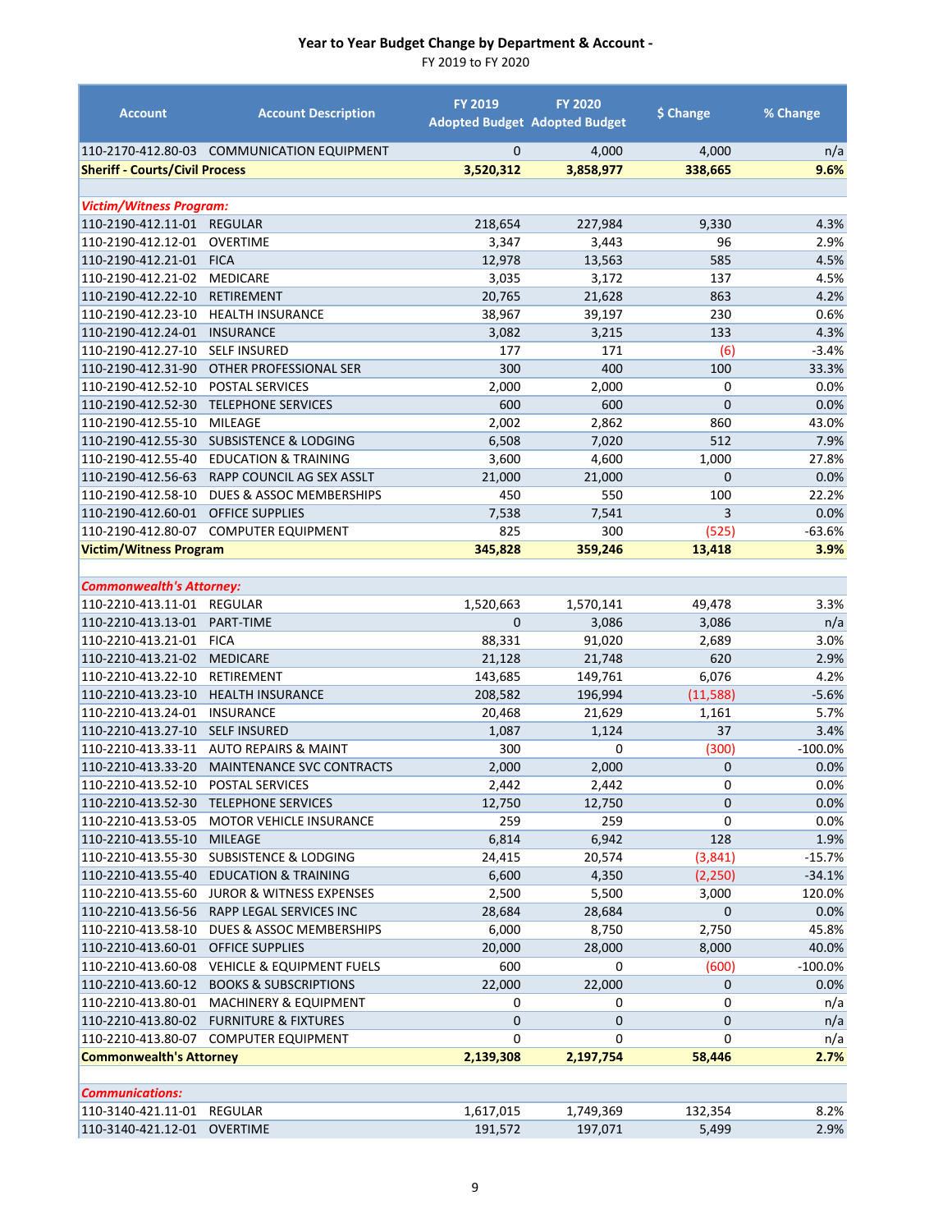# Year to Year Budget Change by Department & Account -

FY 2019 to FY 2020

| Account | Account Description | FY 2019 Adopted Budget | FY 2020 Adopted Budget | $ Change | % Change |
|---|---|---|---|---|---|
| 110-2170-412.80-03 | COMMUNICATION EQUIPMENT | 0 | 4,000 | 4,000 | n/a |
| **Sheriff - Courts/Civil Process** | | **3,520,312** | **3,858,977** | **338,665** | **9.6%** |
| | | | | | |
| ***Victim/Witness Program:*** | | | | | |
| 110-2190-412.11-01 | REGULAR | 218,654 | 227,984 | 9,330 | 4.3% |
| 110-2190-412.12-01 | OVERTIME | 3,347 | 3,443 | 96 | 2.9% |
| 110-2190-412.21-01 | FICA | 12,978 | 13,563 | 585 | 4.5% |
| 110-2190-412.21-02 | MEDICARE | 3,035 | 3,172 | 137 | 4.5% |
| 110-2190-412.22-10 | RETIREMENT | 20,765 | 21,628 | 863 | 4.2% |
| 110-2190-412.23-10 | HEALTH INSURANCE | 38,967 | 39,197 | 230 | 0.6% |
| 110-2190-412.24-01 | INSURANCE | 3,082 | 3,215 | 133 | 4.3% |
| 110-2190-412.27-10 | SELF INSURED | 177 | 171 | (6) | -3.4% |
| 110-2190-412.31-90 | OTHER PROFESSIONAL SER | 300 | 400 | 100 | 33.3% |
| 110-2190-412.52-10 | POSTAL SERVICES | 2,000 | 2,000 | 0 | 0.0% |
| 110-2190-412.52-30 | TELEPHONE SERVICES | 600 | 600 | 0 | 0.0% |
| 110-2190-412.55-10 | MILEAGE | 2,002 | 2,862 | 860 | 43.0% |
| 110-2190-412.55-30 | SUBSISTENCE & LODGING | 6,508 | 7,020 | 512 | 7.9% |
| 110-2190-412.55-40 | EDUCATION & TRAINING | 3,600 | 4,600 | 1,000 | 27.8% |
| 110-2190-412.56-63 | RAPP COUNCIL AG SEX ASSLT | 21,000 | 21,000 | 0 | 0.0% |
| 110-2190-412.58-10 | DUES & ASSOC MEMBERSHIPS | 450 | 550 | 100 | 22.2% |
| 110-2190-412.60-01 | OFFICE SUPPLIES | 7,538 | 7,541 | 3 | 0.0% |
| 110-2190-412.80-07 | COMPUTER EQUIPMENT | 825 | 300 | (525) | -63.6% |
| **Victim/Witness Program** | | **345,828** | **359,246** | **13,418** | **3.9%** |
| | | | | | |
| ***Commonwealth's Attorney:*** | | | | | |
| 110-2210-413.11-01 | REGULAR | 1,520,663 | 1,570,141 | 49,478 | 3.3% |
| 110-2210-413.13-01 | PART-TIME | 0 | 3,086 | 3,086 | n/a |
| 110-2210-413.21-01 | FICA | 88,331 | 91,020 | 2,689 | 3.0% |
| 110-2210-413.21-02 | MEDICARE | 21,128 | 21,748 | 620 | 2.9% |
| 110-2210-413.22-10 | RETIREMENT | 143,685 | 149,761 | 6,076 | 4.2% |
| 110-2210-413.23-10 | HEALTH INSURANCE | 208,582 | 196,994 | (11,588) | -5.6% |
| 110-2210-413.24-01 | INSURANCE | 20,468 | 21,629 | 1,161 | 5.7% |
| 110-2210-413.27-10 | SELF INSURED | 1,087 | 1,124 | 37 | 3.4% |
| 110-2210-413.33-11 | AUTO REPAIRS & MAINT | 300 | 0 | (300) | -100.0% |
| 110-2210-413.33-20 | MAINTENANCE SVC CONTRACTS | 2,000 | 2,000 | 0 | 0.0% |
| 110-2210-413.52-10 | POSTAL SERVICES | 2,442 | 2,442 | 0 | 0.0% |
| 110-2210-413.52-30 | TELEPHONE SERVICES | 12,750 | 12,750 | 0 | 0.0% |
| 110-2210-413.53-05 | MOTOR VEHICLE INSURANCE | 259 | 259 | 0 | 0.0% |
| 110-2210-413.55-10 | MILEAGE | 6,814 | 6,942 | 128 | 1.9% |
| 110-2210-413.55-30 | SUBSISTENCE & LODGING | 24,415 | 20,574 | (3,841) | -15.7% |
| 110-2210-413.55-40 | EDUCATION & TRAINING | 6,600 | 4,350 | (2,250) | -34.1% |
| 110-2210-413.55-60 | JUROR & WITNESS EXPENSES | 2,500 | 5,500 | 3,000 | 120.0% |
| 110-2210-413.56-56 | RAPP LEGAL SERVICES INC | 28,684 | 28,684 | 0 | 0.0% |
| 110-2210-413.58-10 | DUES & ASSOC MEMBERSHIPS | 6,000 | 8,750 | 2,750 | 45.8% |
| 110-2210-413.60-01 | OFFICE SUPPLIES | 20,000 | 28,000 | 8,000 | 40.0% |
| 110-2210-413.60-08 | VEHICLE & EQUIPMENT FUELS | 600 | 0 | (600) | -100.0% |
| 110-2210-413.60-12 | BOOKS & SUBSCRIPTIONS | 22,000 | 22,000 | 0 | 0.0% |
| 110-2210-413.80-01 | MACHINERY & EQUIPMENT | 0 | 0 | 0 | n/a |
| 110-2210-413.80-02 | FURNITURE & FIXTURES | 0 | 0 | 0 | n/a |
| 110-2210-413.80-07 | COMPUTER EQUIPMENT | 0 | 0 | 0 | n/a |
| **Commonwealth's Attorney** | | **2,139,308** | **2,197,754** | **58,446** | **2.7%** |
| | | | | | |
| ***Communications:*** | | | | | |
| 110-3140-421.11-01 | REGULAR | 1,617,015 | 1,749,369 | 132,354 | 8.2% |
| 110-3140-421.12-01 | OVERTIME | 191,572 | 197,071 | 5,499 | 2.9% |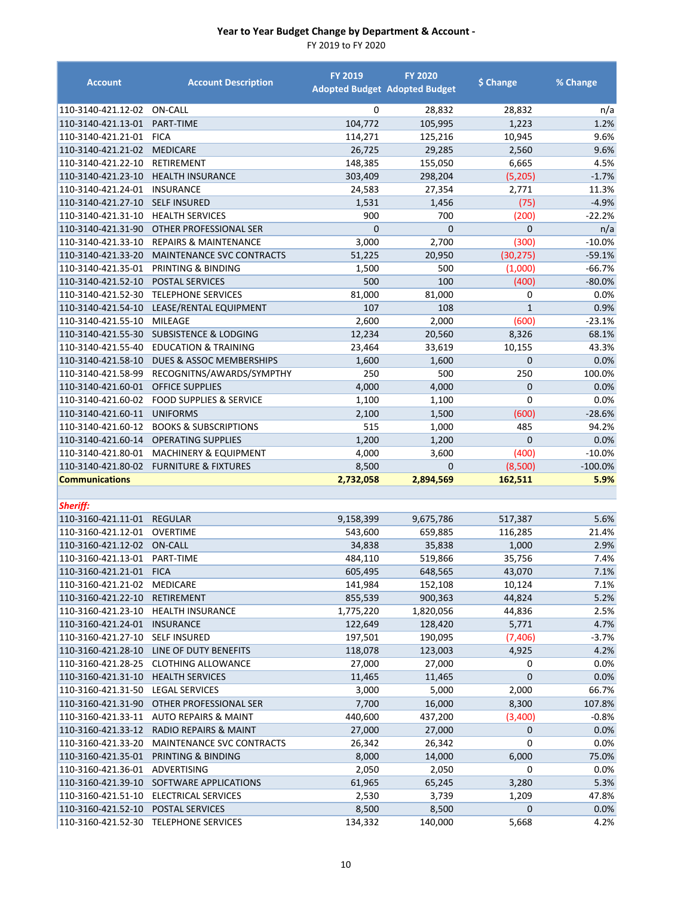## Year to Year Budget Change by Department & Account -

FY 2019 to FY 2020

| Account | Account Description | FY 2019 Adopted Budget | FY 2020 Adopted Budget | $ Change | % Change |
|---|---|---|---|---|---|
| 110-3140-421.12-02 | ON-CALL | 0 | 28,832 | 28,832 | n/a |
| 110-3140-421.13-01 | PART-TIME | 104,772 | 105,995 | 1,223 | 1.2% |
| 110-3140-421.21-01 | FICA | 114,271 | 125,216 | 10,945 | 9.6% |
| 110-3140-421.21-02 | MEDICARE | 26,725 | 29,285 | 2,560 | 9.6% |
| 110-3140-421.22-10 | RETIREMENT | 148,385 | 155,050 | 6,665 | 4.5% |
| 110-3140-421.23-10 | HEALTH INSURANCE | 303,409 | 298,204 | (5,205) | -1.7% |
| 110-3140-421.24-01 | INSURANCE | 24,583 | 27,354 | 2,771 | 11.3% |
| 110-3140-421.27-10 | SELF INSURED | 1,531 | 1,456 | (75) | -4.9% |
| 110-3140-421.31-10 | HEALTH SERVICES | 900 | 700 | (200) | -22.2% |
| 110-3140-421.31-90 | OTHER PROFESSIONAL SER | 0 | 0 | 0 | n/a |
| 110-3140-421.33-10 | REPAIRS & MAINTENANCE | 3,000 | 2,700 | (300) | -10.0% |
| 110-3140-421.33-20 | MAINTENANCE SVC CONTRACTS | 51,225 | 20,950 | (30,275) | -59.1% |
| 110-3140-421.35-01 | PRINTING & BINDING | 1,500 | 500 | (1,000) | -66.7% |
| 110-3140-421.52-10 | POSTAL SERVICES | 500 | 100 | (400) | -80.0% |
| 110-3140-421.52-30 | TELEPHONE SERVICES | 81,000 | 81,000 | 0 | 0.0% |
| 110-3140-421.54-10 | LEASE/RENTAL EQUIPMENT | 107 | 108 | 1 | 0.9% |
| 110-3140-421.55-10 | MILEAGE | 2,600 | 2,000 | (600) | -23.1% |
| 110-3140-421.55-30 | SUBSISTENCE & LODGING | 12,234 | 20,560 | 8,326 | 68.1% |
| 110-3140-421.55-40 | EDUCATION & TRAINING | 23,464 | 33,619 | 10,155 | 43.3% |
| 110-3140-421.58-10 | DUES & ASSOC MEMBERSHIPS | 1,600 | 1,600 | 0 | 0.0% |
| 110-3140-421.58-99 | RECOGNITNS/AWARDS/SYMPTHY | 250 | 500 | 250 | 100.0% |
| 110-3140-421.60-01 | OFFICE SUPPLIES | 4,000 | 4,000 | 0 | 0.0% |
| 110-3140-421.60-02 | FOOD SUPPLIES & SERVICE | 1,100 | 1,100 | 0 | 0.0% |
| 110-3140-421.60-11 | UNIFORMS | 2,100 | 1,500 | (600) | -28.6% |
| 110-3140-421.60-12 | BOOKS & SUBSCRIPTIONS | 515 | 1,000 | 485 | 94.2% |
| 110-3140-421.60-14 | OPERATING SUPPLIES | 1,200 | 1,200 | 0 | 0.0% |
| 110-3140-421.80-01 | MACHINERY & EQUIPMENT | 4,000 | 3,600 | (400) | -10.0% |
| 110-3140-421.80-02 | FURNITURE & FIXTURES | 8,500 | 0 | (8,500) | -100.0% |
| **Communications** | | **2,732,058** | **2,894,569** | **162,511** | **5.9%** |
| | | | | | |
| ***Sheriff:*** | | | | | |
| 110-3160-421.11-01 | REGULAR | 9,158,399 | 9,675,786 | 517,387 | 5.6% |
| 110-3160-421.12-01 | OVERTIME | 543,600 | 659,885 | 116,285 | 21.4% |
| 110-3160-421.12-02 | ON-CALL | 34,838 | 35,838 | 1,000 | 2.9% |
| 110-3160-421.13-01 | PART-TIME | 484,110 | 519,866 | 35,756 | 7.4% |
| 110-3160-421.21-01 | FICA | 605,495 | 648,565 | 43,070 | 7.1% |
| 110-3160-421.21-02 | MEDICARE | 141,984 | 152,108 | 10,124 | 7.1% |
| 110-3160-421.22-10 | RETIREMENT | 855,539 | 900,363 | 44,824 | 5.2% |
| 110-3160-421.23-10 | HEALTH INSURANCE | 1,775,220 | 1,820,056 | 44,836 | 2.5% |
| 110-3160-421.24-01 | INSURANCE | 122,649 | 128,420 | 5,771 | 4.7% |
| 110-3160-421.27-10 | SELF INSURED | 197,501 | 190,095 | (7,406) | -3.7% |
| 110-3160-421.28-10 | LINE OF DUTY BENEFITS | 118,078 | 123,003 | 4,925 | 4.2% |
| 110-3160-421.28-25 | CLOTHING ALLOWANCE | 27,000 | 27,000 | 0 | 0.0% |
| 110-3160-421.31-10 | HEALTH SERVICES | 11,465 | 11,465 | 0 | 0.0% |
| 110-3160-421.31-50 | LEGAL SERVICES | 3,000 | 5,000 | 2,000 | 66.7% |
| 110-3160-421.31-90 | OTHER PROFESSIONAL SER | 7,700 | 16,000 | 8,300 | 107.8% |
| 110-3160-421.33-11 | AUTO REPAIRS & MAINT | 440,600 | 437,200 | (3,400) | -0.8% |
| 110-3160-421.33-12 | RADIO REPAIRS & MAINT | 27,000 | 27,000 | 0 | 0.0% |
| 110-3160-421.33-20 | MAINTENANCE SVC CONTRACTS | 26,342 | 26,342 | 0 | 0.0% |
| 110-3160-421.35-01 | PRINTING & BINDING | 8,000 | 14,000 | 6,000 | 75.0% |
| 110-3160-421.36-01 | ADVERTISING | 2,050 | 2,050 | 0 | 0.0% |
| 110-3160-421.39-10 | SOFTWARE APPLICATIONS | 61,965 | 65,245 | 3,280 | 5.3% |
| 110-3160-421.51-10 | ELECTRICAL SERVICES | 2,530 | 3,739 | 1,209 | 47.8% |
| 110-3160-421.52-10 | POSTAL SERVICES | 8,500 | 8,500 | 0 | 0.0% |
| 110-3160-421.52-30 | TELEPHONE SERVICES | 134,332 | 140,000 | 5,668 | 4.2% |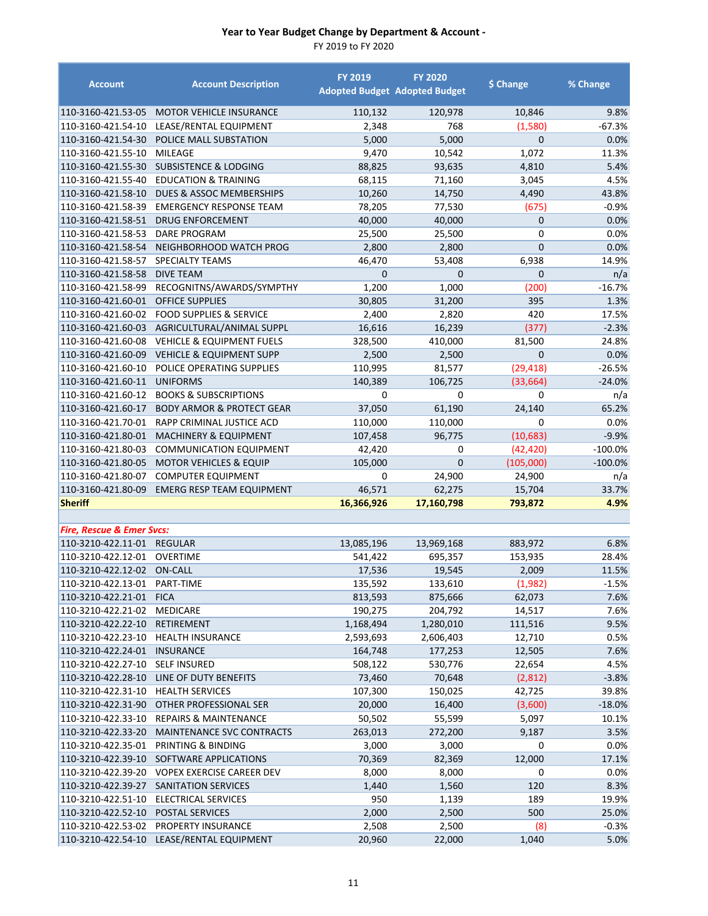# Year to Year Budget Change by Department & Account -

FY 2019 to FY 2020

| Account | Account Description | FY 2019 Adopted Budget | FY 2020 Adopted Budget | $ Change | % Change |
|---|---|---|---|---|---|
| 110-3160-421.53-05 | MOTOR VEHICLE INSURANCE | 110,132 | 120,978 | 10,846 | 9.8% |
| 110-3160-421.54-10 | LEASE/RENTAL EQUIPMENT | 2,348 | 768 | (1,580) | -67.3% |
| 110-3160-421.54-30 | POLICE MALL SUBSTATION | 5,000 | 5,000 | 0 | 0.0% |
| 110-3160-421.55-10 | MILEAGE | 9,470 | 10,542 | 1,072 | 11.3% |
| 110-3160-421.55-30 | SUBSISTENCE & LODGING | 88,825 | 93,635 | 4,810 | 5.4% |
| 110-3160-421.55-40 | EDUCATION & TRAINING | 68,115 | 71,160 | 3,045 | 4.5% |
| 110-3160-421.58-10 | DUES & ASSOC MEMBERSHIPS | 10,260 | 14,750 | 4,490 | 43.8% |
| 110-3160-421.58-39 | EMERGENCY RESPONSE TEAM | 78,205 | 77,530 | (675) | -0.9% |
| 110-3160-421.58-51 | DRUG ENFORCEMENT | 40,000 | 40,000 | 0 | 0.0% |
| 110-3160-421.58-53 | DARE PROGRAM | 25,500 | 25,500 | 0 | 0.0% |
| 110-3160-421.58-54 | NEIGHBORHOOD WATCH PROG | 2,800 | 2,800 | 0 | 0.0% |
| 110-3160-421.58-57 | SPECIALTY TEAMS | 46,470 | 53,408 | 6,938 | 14.9% |
| 110-3160-421.58-58 | DIVE TEAM | 0 | 0 | 0 | n/a |
| 110-3160-421.58-99 | RECOGNITNS/AWARDS/SYMPTHY | 1,200 | 1,000 | (200) | -16.7% |
| 110-3160-421.60-01 | OFFICE SUPPLIES | 30,805 | 31,200 | 395 | 1.3% |
| 110-3160-421.60-02 | FOOD SUPPLIES & SERVICE | 2,400 | 2,820 | 420 | 17.5% |
| 110-3160-421.60-03 | AGRICULTURAL/ANIMAL SUPPL | 16,616 | 16,239 | (377) | -2.3% |
| 110-3160-421.60-08 | VEHICLE & EQUIPMENT FUELS | 328,500 | 410,000 | 81,500 | 24.8% |
| 110-3160-421.60-09 | VEHICLE & EQUIPMENT SUPP | 2,500 | 2,500 | 0 | 0.0% |
| 110-3160-421.60-10 | POLICE OPERATING SUPPLIES | 110,995 | 81,577 | (29,418) | -26.5% |
| 110-3160-421.60-11 | UNIFORMS | 140,389 | 106,725 | (33,664) | -24.0% |
| 110-3160-421.60-12 | BOOKS & SUBSCRIPTIONS | 0 | 0 | 0 | n/a |
| 110-3160-421.60-17 | BODY ARMOR & PROTECT GEAR | 37,050 | 61,190 | 24,140 | 65.2% |
| 110-3160-421.70-01 | RAPP CRIMINAL JUSTICE ACD | 110,000 | 110,000 | 0 | 0.0% |
| 110-3160-421.80-01 | MACHINERY & EQUIPMENT | 107,458 | 96,775 | (10,683) | -9.9% |
| 110-3160-421.80-03 | COMMUNICATION EQUIPMENT | 42,420 | 0 | (42,420) | -100.0% |
| 110-3160-421.80-05 | MOTOR VEHICLES & EQUIP | 105,000 | 0 | (105,000) | -100.0% |
| 110-3160-421.80-07 | COMPUTER EQUIPMENT | 0 | 24,900 | 24,900 | n/a |
| 110-3160-421.80-09 | EMERG RESP TEAM EQUIPMENT | 46,571 | 62,275 | 15,704 | 33.7% |
| **Sheriff** | | **16,366,926** | **17,160,798** | **793,872** | **4.9%** |
| | | | | | |
| ***Fire, Rescue & Emer Svcs:*** | | | | | |
| 110-3210-422.11-01 | REGULAR | 13,085,196 | 13,969,168 | 883,972 | 6.8% |
| 110-3210-422.12-01 | OVERTIME | 541,422 | 695,357 | 153,935 | 28.4% |
| 110-3210-422.12-02 | ON-CALL | 17,536 | 19,545 | 2,009 | 11.5% |
| 110-3210-422.13-01 | PART-TIME | 135,592 | 133,610 | (1,982) | -1.5% |
| 110-3210-422.21-01 | FICA | 813,593 | 875,666 | 62,073 | 7.6% |
| 110-3210-422.21-02 | MEDICARE | 190,275 | 204,792 | 14,517 | 7.6% |
| 110-3210-422.22-10 | RETIREMENT | 1,168,494 | 1,280,010 | 111,516 | 9.5% |
| 110-3210-422.23-10 | HEALTH INSURANCE | 2,593,693 | 2,606,403 | 12,710 | 0.5% |
| 110-3210-422.24-01 | INSURANCE | 164,748 | 177,253 | 12,505 | 7.6% |
| 110-3210-422.27-10 | SELF INSURED | 508,122 | 530,776 | 22,654 | 4.5% |
| 110-3210-422.28-10 | LINE OF DUTY BENEFITS | 73,460 | 70,648 | (2,812) | -3.8% |
| 110-3210-422.31-10 | HEALTH SERVICES | 107,300 | 150,025 | 42,725 | 39.8% |
| 110-3210-422.31-90 | OTHER PROFESSIONAL SER | 20,000 | 16,400 | (3,600) | -18.0% |
| 110-3210-422.33-10 | REPAIRS & MAINTENANCE | 50,502 | 55,599 | 5,097 | 10.1% |
| 110-3210-422.33-20 | MAINTENANCE SVC CONTRACTS | 263,013 | 272,200 | 9,187 | 3.5% |
| 110-3210-422.35-01 | PRINTING & BINDING | 3,000 | 3,000 | 0 | 0.0% |
| 110-3210-422.39-10 | SOFTWARE APPLICATIONS | 70,369 | 82,369 | 12,000 | 17.1% |
| 110-3210-422.39-20 | VOPEX EXERCISE CAREER DEV | 8,000 | 8,000 | 0 | 0.0% |
| 110-3210-422.39-27 | SANITATION SERVICES | 1,440 | 1,560 | 120 | 8.3% |
| 110-3210-422.51-10 | ELECTRICAL SERVICES | 950 | 1,139 | 189 | 19.9% |
| 110-3210-422.52-10 | POSTAL SERVICES | 2,000 | 2,500 | 500 | 25.0% |
| 110-3210-422.53-02 | PROPERTY INSURANCE | 2,508 | 2,500 | (8) | -0.3% |
| 110-3210-422.54-10 | LEASE/RENTAL EQUIPMENT | 20,960 | 22,000 | 1,040 | 5.0% |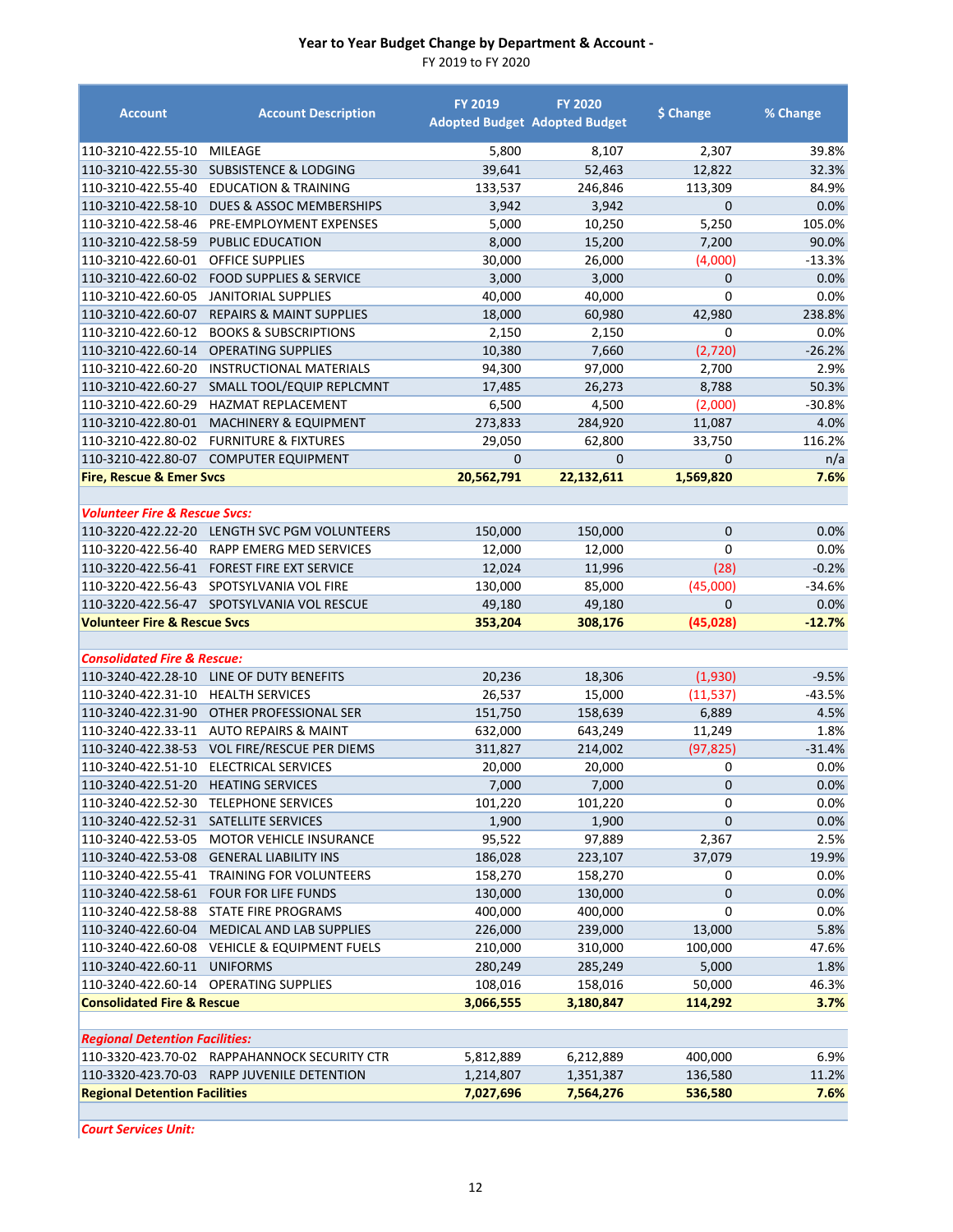# Year to Year Budget Change by Department & Account -

FY 2019 to FY 2020

| Account | Account Description | FY 2019 Adopted Budget | FY 2020 Adopted Budget | $ Change | % Change |
|---|---|---|---|---|---|
| 110-3210-422.55-10 | MILEAGE | 5,800 | 8,107 | 2,307 | 39.8% |
| 110-3210-422.55-30 | SUBSISTENCE & LODGING | 39,641 | 52,463 | 12,822 | 32.3% |
| 110-3210-422.55-40 | EDUCATION & TRAINING | 133,537 | 246,846 | 113,309 | 84.9% |
| 110-3210-422.58-10 | DUES & ASSOC MEMBERSHIPS | 3,942 | 3,942 | 0 | 0.0% |
| 110-3210-422.58-46 | PRE-EMPLOYMENT EXPENSES | 5,000 | 10,250 | 5,250 | 105.0% |
| 110-3210-422.58-59 | PUBLIC EDUCATION | 8,000 | 15,200 | 7,200 | 90.0% |
| 110-3210-422.60-01 | OFFICE SUPPLIES | 30,000 | 26,000 | (4,000) | -13.3% |
| 110-3210-422.60-02 | FOOD SUPPLIES & SERVICE | 3,000 | 3,000 | 0 | 0.0% |
| 110-3210-422.60-05 | JANITORIAL SUPPLIES | 40,000 | 40,000 | 0 | 0.0% |
| 110-3210-422.60-07 | REPAIRS & MAINT SUPPLIES | 18,000 | 60,980 | 42,980 | 238.8% |
| 110-3210-422.60-12 | BOOKS & SUBSCRIPTIONS | 2,150 | 2,150 | 0 | 0.0% |
| 110-3210-422.60-14 | OPERATING SUPPLIES | 10,380 | 7,660 | (2,720) | -26.2% |
| 110-3210-422.60-20 | INSTRUCTIONAL MATERIALS | 94,300 | 97,000 | 2,700 | 2.9% |
| 110-3210-422.60-27 | SMALL TOOL/EQUIP REPLCMNT | 17,485 | 26,273 | 8,788 | 50.3% |
| 110-3210-422.60-29 | HAZMAT REPLACEMENT | 6,500 | 4,500 | (2,000) | -30.8% |
| 110-3210-422.80-01 | MACHINERY & EQUIPMENT | 273,833 | 284,920 | 11,087 | 4.0% |
| 110-3210-422.80-02 | FURNITURE & FIXTURES | 29,050 | 62,800 | 33,750 | 116.2% |
| 110-3210-422.80-07 | COMPUTER EQUIPMENT | 0 | 0 | 0 | n/a |
| **Fire, Rescue & Emer Svcs** | | **20,562,791** | **22,132,611** | **1,569,820** | **7.6%** |
| | | | | | |
| ***Volunteer Fire & Rescue Svcs:*** | | | | | |
| 110-3220-422.22-20 | LENGTH SVC PGM VOLUNTEERS | 150,000 | 150,000 | 0 | 0.0% |
| 110-3220-422.56-40 | RAPP EMERG MED SERVICES | 12,000 | 12,000 | 0 | 0.0% |
| 110-3220-422.56-41 | FOREST FIRE EXT SERVICE | 12,024 | 11,996 | (28) | -0.2% |
| 110-3220-422.56-43 | SPOTSYLVANIA VOL FIRE | 130,000 | 85,000 | (45,000) | -34.6% |
| 110-3220-422.56-47 | SPOTSYLVANIA VOL RESCUE | 49,180 | 49,180 | 0 | 0.0% |
| **Volunteer Fire & Rescue Svcs** | | **353,204** | **308,176** | **(45,028)** | **-12.7%** |
| | | | | | |
| ***Consolidated Fire & Rescue:*** | | | | | |
| 110-3240-422.28-10 | LINE OF DUTY BENEFITS | 20,236 | 18,306 | (1,930) | -9.5% |
| 110-3240-422.31-10 | HEALTH SERVICES | 26,537 | 15,000 | (11,537) | -43.5% |
| 110-3240-422.31-90 | OTHER PROFESSIONAL SER | 151,750 | 158,639 | 6,889 | 4.5% |
| 110-3240-422.33-11 | AUTO REPAIRS & MAINT | 632,000 | 643,249 | 11,249 | 1.8% |
| 110-3240-422.38-53 | VOL FIRE/RESCUE PER DIEMS | 311,827 | 214,002 | (97,825) | -31.4% |
| 110-3240-422.51-10 | ELECTRICAL SERVICES | 20,000 | 20,000 | 0 | 0.0% |
| 110-3240-422.51-20 | HEATING SERVICES | 7,000 | 7,000 | 0 | 0.0% |
| 110-3240-422.52-30 | TELEPHONE SERVICES | 101,220 | 101,220 | 0 | 0.0% |
| 110-3240-422.52-31 | SATELLITE SERVICES | 1,900 | 1,900 | 0 | 0.0% |
| 110-3240-422.53-05 | MOTOR VEHICLE INSURANCE | 95,522 | 97,889 | 2,367 | 2.5% |
| 110-3240-422.53-08 | GENERAL LIABILITY INS | 186,028 | 223,107 | 37,079 | 19.9% |
| 110-3240-422.55-41 | TRAINING FOR VOLUNTEERS | 158,270 | 158,270 | 0 | 0.0% |
| 110-3240-422.58-61 | FOUR FOR LIFE FUNDS | 130,000 | 130,000 | 0 | 0.0% |
| 110-3240-422.58-88 | STATE FIRE PROGRAMS | 400,000 | 400,000 | 0 | 0.0% |
| 110-3240-422.60-04 | MEDICAL AND LAB SUPPLIES | 226,000 | 239,000 | 13,000 | 5.8% |
| 110-3240-422.60-08 | VEHICLE & EQUIPMENT FUELS | 210,000 | 310,000 | 100,000 | 47.6% |
| 110-3240-422.60-11 | UNIFORMS | 280,249 | 285,249 | 5,000 | 1.8% |
| 110-3240-422.60-14 | OPERATING SUPPLIES | 108,016 | 158,016 | 50,000 | 46.3% |
| **Consolidated Fire & Rescue** | | **3,066,555** | **3,180,847** | **114,292** | **3.7%** |
| | | | | | |
| ***Regional Detention Facilities:*** | | | | | |
| 110-3320-423.70-02 | RAPPAHANNOCK SECURITY CTR | 5,812,889 | 6,212,889 | 400,000 | 6.9% |
| 110-3320-423.70-03 | RAPP JUVENILE DETENTION | 1,214,807 | 1,351,387 | 136,580 | 11.2% |
| **Regional Detention Facilities** | | **7,027,696** | **7,564,276** | **536,580** | **7.6%** |
| | | | | | |
| ***Court Services Unit:*** | | | | | |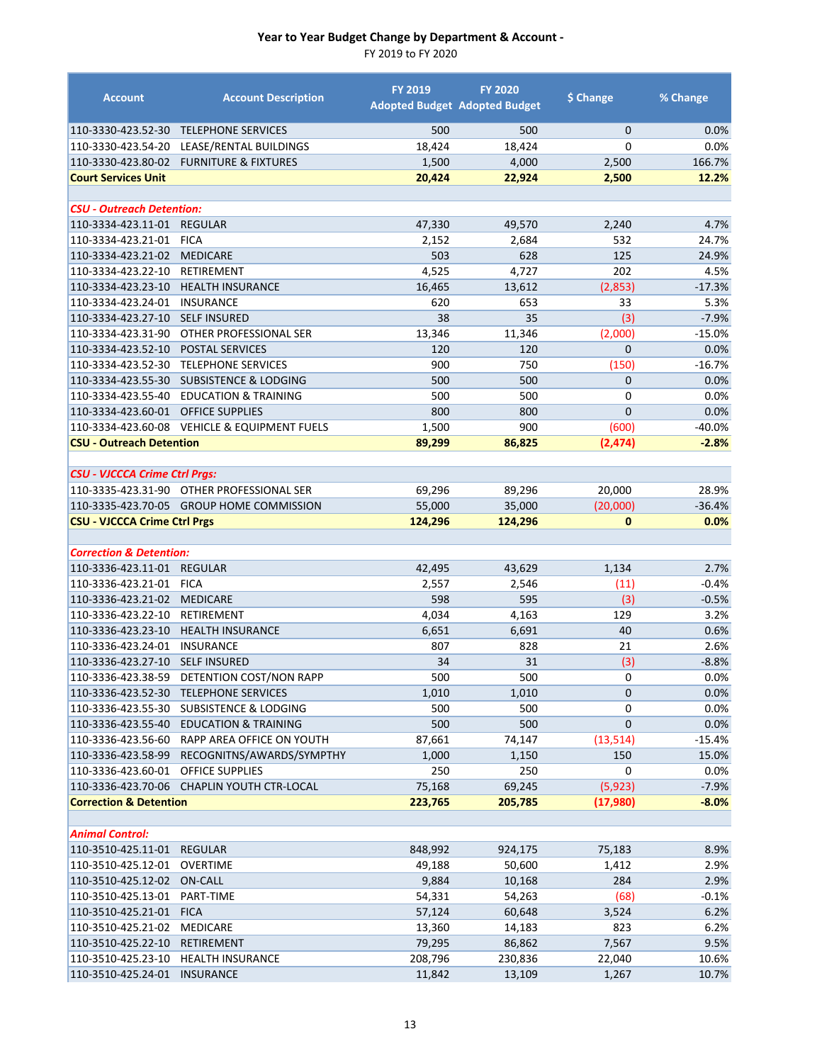## Year to Year Budget Change by Department & Account -
FY 2019 to FY 2020

| Account | Account Description | FY 2019 Adopted Budget | FY 2020 Adopted Budget | $ Change | % Change |
|---|---|---|---|---|---|
| 110-3330-423.52-30 | TELEPHONE SERVICES | 500 | 500 | 0 | 0.0% |
| 110-3330-423.54-20 | LEASE/RENTAL BUILDINGS | 18,424 | 18,424 | 0 | 0.0% |
| 110-3330-423.80-02 | FURNITURE & FIXTURES | 1,500 | 4,000 | 2,500 | 166.7% |
| **Court Services Unit** | | **20,424** | **22,924** | **2,500** | **12.2%** |
| | | | | | |
| ***CSU - Outreach Detention:*** | | | | | |
| 110-3334-423.11-01 | REGULAR | 47,330 | 49,570 | 2,240 | 4.7% |
| 110-3334-423.21-01 | FICA | 2,152 | 2,684 | 532 | 24.7% |
| 110-3334-423.21-02 | MEDICARE | 503 | 628 | 125 | 24.9% |
| 110-3334-423.22-10 | RETIREMENT | 4,525 | 4,727 | 202 | 4.5% |
| 110-3334-423.23-10 | HEALTH INSURANCE | 16,465 | 13,612 | (2,853) | -17.3% |
| 110-3334-423.24-01 | INSURANCE | 620 | 653 | 33 | 5.3% |
| 110-3334-423.27-10 | SELF INSURED | 38 | 35 | (3) | -7.9% |
| 110-3334-423.31-90 | OTHER PROFESSIONAL SER | 13,346 | 11,346 | (2,000) | -15.0% |
| 110-3334-423.52-10 | POSTAL SERVICES | 120 | 120 | 0 | 0.0% |
| 110-3334-423.52-30 | TELEPHONE SERVICES | 900 | 750 | (150) | -16.7% |
| 110-3334-423.55-30 | SUBSISTENCE & LODGING | 500 | 500 | 0 | 0.0% |
| 110-3334-423.55-40 | EDUCATION & TRAINING | 500 | 500 | 0 | 0.0% |
| 110-3334-423.60-01 | OFFICE SUPPLIES | 800 | 800 | 0 | 0.0% |
| 110-3334-423.60-08 | VEHICLE & EQUIPMENT FUELS | 1,500 | 900 | (600) | -40.0% |
| **CSU - Outreach Detention** | | **89,299** | **86,825** | **(2,474)** | **-2.8%** |
| | | | | | |
| ***CSU - VJCCCA Crime Ctrl Prgs:*** | | | | | |
| 110-3335-423.31-90 | OTHER PROFESSIONAL SER | 69,296 | 89,296 | 20,000 | 28.9% |
| 110-3335-423.70-05 | GROUP HOME COMMISSION | 55,000 | 35,000 | (20,000) | -36.4% |
| **CSU - VJCCCA Crime Ctrl Prgs** | | **124,296** | **124,296** | **0** | **0.0%** |
| | | | | | |
| ***Correction & Detention:*** | | | | | |
| 110-3336-423.11-01 | REGULAR | 42,495 | 43,629 | 1,134 | 2.7% |
| 110-3336-423.21-01 | FICA | 2,557 | 2,546 | (11) | -0.4% |
| 110-3336-423.21-02 | MEDICARE | 598 | 595 | (3) | -0.5% |
| 110-3336-423.22-10 | RETIREMENT | 4,034 | 4,163 | 129 | 3.2% |
| 110-3336-423.23-10 | HEALTH INSURANCE | 6,651 | 6,691 | 40 | 0.6% |
| 110-3336-423.24-01 | INSURANCE | 807 | 828 | 21 | 2.6% |
| 110-3336-423.27-10 | SELF INSURED | 34 | 31 | (3) | -8.8% |
| 110-3336-423.38-59 | DETENTION COST/NON RAPP | 500 | 500 | 0 | 0.0% |
| 110-3336-423.52-30 | TELEPHONE SERVICES | 1,010 | 1,010 | 0 | 0.0% |
| 110-3336-423.55-30 | SUBSISTENCE & LODGING | 500 | 500 | 0 | 0.0% |
| 110-3336-423.55-40 | EDUCATION & TRAINING | 500 | 500 | 0 | 0.0% |
| 110-3336-423.56-60 | RAPP AREA OFFICE ON YOUTH | 87,661 | 74,147 | (13,514) | -15.4% |
| 110-3336-423.58-99 | RECOGNITNS/AWARDS/SYMPTHY | 1,000 | 1,150 | 150 | 15.0% |
| 110-3336-423.60-01 | OFFICE SUPPLIES | 250 | 250 | 0 | 0.0% |
| 110-3336-423.70-06 | CHAPLIN YOUTH CTR-LOCAL | 75,168 | 69,245 | (5,923) | -7.9% |
| **Correction & Detention** | | **223,765** | **205,785** | **(17,980)** | **-8.0%** |
| | | | | | |
| ***Animal Control:*** | | | | | |
| 110-3510-425.11-01 | REGULAR | 848,992 | 924,175 | 75,183 | 8.9% |
| 110-3510-425.12-01 | OVERTIME | 49,188 | 50,600 | 1,412 | 2.9% |
| 110-3510-425.12-02 | ON-CALL | 9,884 | 10,168 | 284 | 2.9% |
| 110-3510-425.13-01 | PART-TIME | 54,331 | 54,263 | (68) | -0.1% |
| 110-3510-425.21-01 | FICA | 57,124 | 60,648 | 3,524 | 6.2% |
| 110-3510-425.21-02 | MEDICARE | 13,360 | 14,183 | 823 | 6.2% |
| 110-3510-425.22-10 | RETIREMENT | 79,295 | 86,862 | 7,567 | 9.5% |
| 110-3510-425.23-10 | HEALTH INSURANCE | 208,796 | 230,836 | 22,040 | 10.6% |
| 110-3510-425.24-01 | INSURANCE | 11,842 | 13,109 | 1,267 | 10.7% |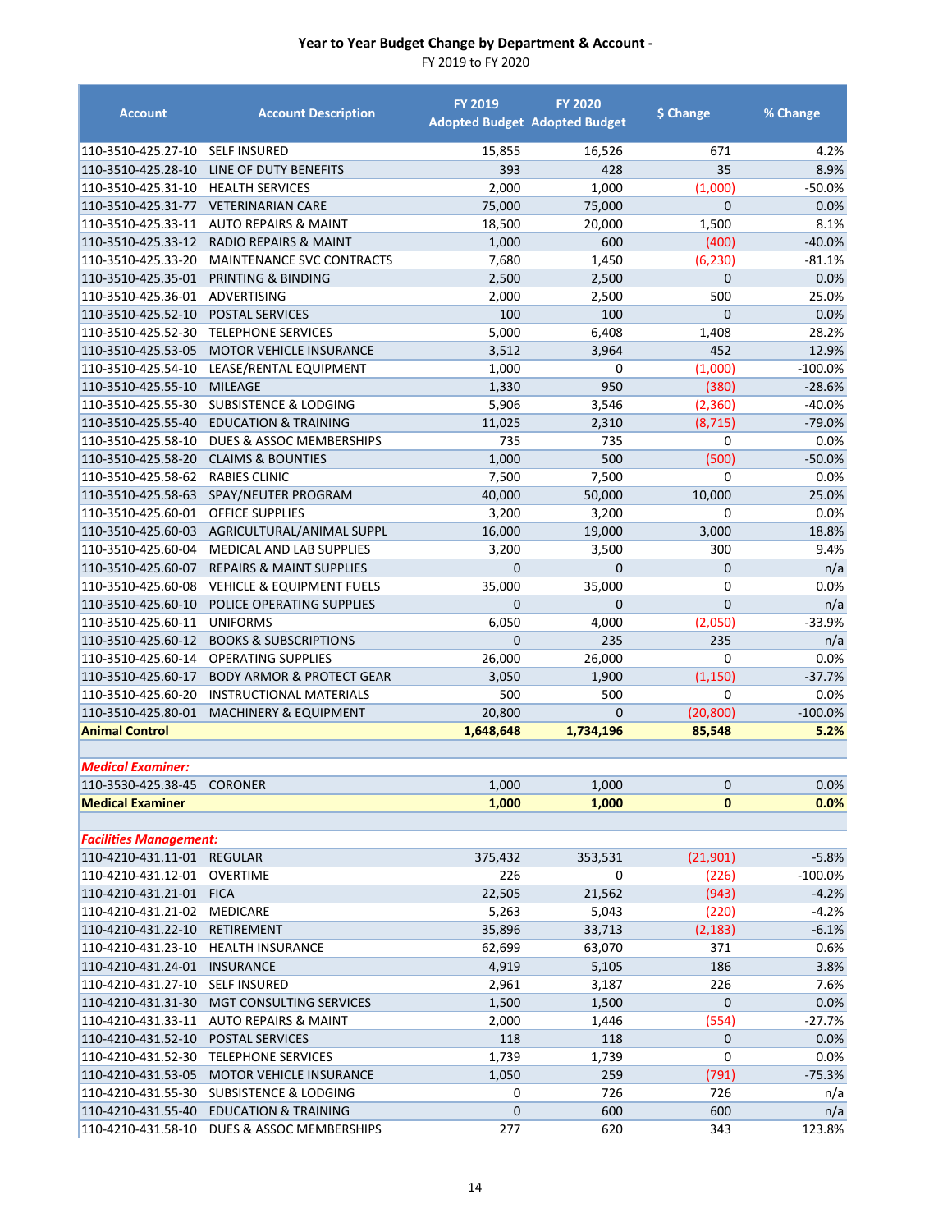# Year to Year Budget Change by Department & Account -

FY 2019 to FY 2020

| Account | Account Description | FY 2019 Adopted Budget | FY 2020 Adopted Budget | $ Change | % Change |
|---|---|---|---|---|---|
| 110-3510-425.27-10 | SELF INSURED | 15,855 | 16,526 | 671 | 4.2% |
| 110-3510-425.28-10 | LINE OF DUTY BENEFITS | 393 | 428 | 35 | 8.9% |
| 110-3510-425.31-10 | HEALTH SERVICES | 2,000 | 1,000 | (1,000) | -50.0% |
| 110-3510-425.31-77 | VETERINARIAN CARE | 75,000 | 75,000 | 0 | 0.0% |
| 110-3510-425.33-11 | AUTO REPAIRS & MAINT | 18,500 | 20,000 | 1,500 | 8.1% |
| 110-3510-425.33-12 | RADIO REPAIRS & MAINT | 1,000 | 600 | (400) | -40.0% |
| 110-3510-425.33-20 | MAINTENANCE SVC CONTRACTS | 7,680 | 1,450 | (6,230) | -81.1% |
| 110-3510-425.35-01 | PRINTING & BINDING | 2,500 | 2,500 | 0 | 0.0% |
| 110-3510-425.36-01 | ADVERTISING | 2,000 | 2,500 | 500 | 25.0% |
| 110-3510-425.52-10 | POSTAL SERVICES | 100 | 100 | 0 | 0.0% |
| 110-3510-425.52-30 | TELEPHONE SERVICES | 5,000 | 6,408 | 1,408 | 28.2% |
| 110-3510-425.53-05 | MOTOR VEHICLE INSURANCE | 3,512 | 3,964 | 452 | 12.9% |
| 110-3510-425.54-10 | LEASE/RENTAL EQUIPMENT | 1,000 | 0 | (1,000) | -100.0% |
| 110-3510-425.55-10 | MILEAGE | 1,330 | 950 | (380) | -28.6% |
| 110-3510-425.55-30 | SUBSISTENCE & LODGING | 5,906 | 3,546 | (2,360) | -40.0% |
| 110-3510-425.55-40 | EDUCATION & TRAINING | 11,025 | 2,310 | (8,715) | -79.0% |
| 110-3510-425.58-10 | DUES & ASSOC MEMBERSHIPS | 735 | 735 | 0 | 0.0% |
| 110-3510-425.58-20 | CLAIMS & BOUNTIES | 1,000 | 500 | (500) | -50.0% |
| 110-3510-425.58-62 | RABIES CLINIC | 7,500 | 7,500 | 0 | 0.0% |
| 110-3510-425.58-63 | SPAY/NEUTER PROGRAM | 40,000 | 50,000 | 10,000 | 25.0% |
| 110-3510-425.60-01 | OFFICE SUPPLIES | 3,200 | 3,200 | 0 | 0.0% |
| 110-3510-425.60-03 | AGRICULTURAL/ANIMAL SUPPL | 16,000 | 19,000 | 3,000 | 18.8% |
| 110-3510-425.60-04 | MEDICAL AND LAB SUPPLIES | 3,200 | 3,500 | 300 | 9.4% |
| 110-3510-425.60-07 | REPAIRS & MAINT SUPPLIES | 0 | 0 | 0 | n/a |
| 110-3510-425.60-08 | VEHICLE & EQUIPMENT FUELS | 35,000 | 35,000 | 0 | 0.0% |
| 110-3510-425.60-10 | POLICE OPERATING SUPPLIES | 0 | 0 | 0 | n/a |
| 110-3510-425.60-11 | UNIFORMS | 6,050 | 4,000 | (2,050) | -33.9% |
| 110-3510-425.60-12 | BOOKS & SUBSCRIPTIONS | 0 | 235 | 235 | n/a |
| 110-3510-425.60-14 | OPERATING SUPPLIES | 26,000 | 26,000 | 0 | 0.0% |
| 110-3510-425.60-17 | BODY ARMOR & PROTECT GEAR | 3,050 | 1,900 | (1,150) | -37.7% |
| 110-3510-425.60-20 | INSTRUCTIONAL MATERIALS | 500 | 500 | 0 | 0.0% |
| 110-3510-425.80-01 | MACHINERY & EQUIPMENT | 20,800 | 0 | (20,800) | -100.0% |
| **Animal Control** | | **1,648,648** | **1,734,196** | **85,548** | **5.2%** |
| | | | | | |
| ***Medical Examiner:*** | | | | | |
| 110-3530-425.38-45 | CORONER | 1,000 | 1,000 | 0 | 0.0% |
| **Medical Examiner** | | **1,000** | **1,000** | **0** | **0.0%** |
| | | | | | |
| ***Facilities Management:*** | | | | | |
| 110-4210-431.11-01 | REGULAR | 375,432 | 353,531 | (21,901) | -5.8% |
| 110-4210-431.12-01 | OVERTIME | 226 | 0 | (226) | -100.0% |
| 110-4210-431.21-01 | FICA | 22,505 | 21,562 | (943) | -4.2% |
| 110-4210-431.21-02 | MEDICARE | 5,263 | 5,043 | (220) | -4.2% |
| 110-4210-431.22-10 | RETIREMENT | 35,896 | 33,713 | (2,183) | -6.1% |
| 110-4210-431.23-10 | HEALTH INSURANCE | 62,699 | 63,070 | 371 | 0.6% |
| 110-4210-431.24-01 | INSURANCE | 4,919 | 5,105 | 186 | 3.8% |
| 110-4210-431.27-10 | SELF INSURED | 2,961 | 3,187 | 226 | 7.6% |
| 110-4210-431.31-30 | MGT CONSULTING SERVICES | 1,500 | 1,500 | 0 | 0.0% |
| 110-4210-431.33-11 | AUTO REPAIRS & MAINT | 2,000 | 1,446 | (554) | -27.7% |
| 110-4210-431.52-10 | POSTAL SERVICES | 118 | 118 | 0 | 0.0% |
| 110-4210-431.52-30 | TELEPHONE SERVICES | 1,739 | 1,739 | 0 | 0.0% |
| 110-4210-431.53-05 | MOTOR VEHICLE INSURANCE | 1,050 | 259 | (791) | -75.3% |
| 110-4210-431.55-30 | SUBSISTENCE & LODGING | 0 | 726 | 726 | n/a |
| 110-4210-431.55-40 | EDUCATION & TRAINING | 0 | 600 | 600 | n/a |
| 110-4210-431.58-10 | DUES & ASSOC MEMBERSHIPS | 277 | 620 | 343 | 123.8% |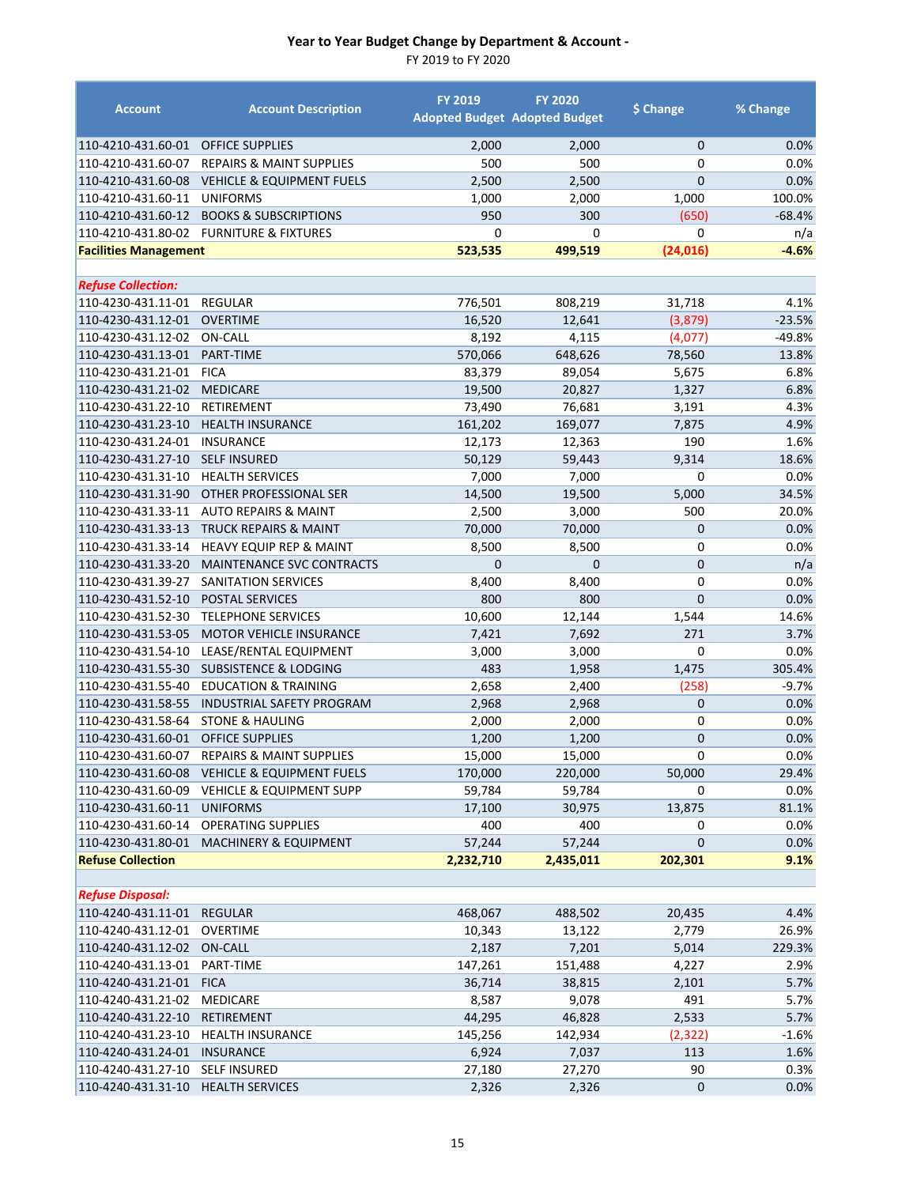## Year to Year Budget Change by Department & Account -

FY 2019 to FY 2020

| Account | Account Description | FY 2019 Adopted Budget | FY 2020 Adopted Budget | $ Change | % Change |
|---|---|---|---|---|---|
| 110-4210-431.60-01 | OFFICE SUPPLIES | 2,000 | 2,000 | 0 | 0.0% |
| 110-4210-431.60-07 | REPAIRS & MAINT SUPPLIES | 500 | 500 | 0 | 0.0% |
| 110-4210-431.60-08 | VEHICLE & EQUIPMENT FUELS | 2,500 | 2,500 | 0 | 0.0% |
| 110-4210-431.60-11 | UNIFORMS | 1,000 | 2,000 | 1,000 | 100.0% |
| 110-4210-431.60-12 | BOOKS & SUBSCRIPTIONS | 950 | 300 | (650) | -68.4% |
| 110-4210-431.80-02 | FURNITURE & FIXTURES | 0 | 0 | 0 | n/a |
| **Facilities Management** | | **523,535** | **499,519** | **(24,016)** | **-4.6%** |
| | | | | | |
| ***Refuse Collection:*** | | | | | |
| 110-4230-431.11-01 | REGULAR | 776,501 | 808,219 | 31,718 | 4.1% |
| 110-4230-431.12-01 | OVERTIME | 16,520 | 12,641 | (3,879) | -23.5% |
| 110-4230-431.12-02 | ON-CALL | 8,192 | 4,115 | (4,077) | -49.8% |
| 110-4230-431.13-01 | PART-TIME | 570,066 | 648,626 | 78,560 | 13.8% |
| 110-4230-431.21-01 | FICA | 83,379 | 89,054 | 5,675 | 6.8% |
| 110-4230-431.21-02 | MEDICARE | 19,500 | 20,827 | 1,327 | 6.8% |
| 110-4230-431.22-10 | RETIREMENT | 73,490 | 76,681 | 3,191 | 4.3% |
| 110-4230-431.23-10 | HEALTH INSURANCE | 161,202 | 169,077 | 7,875 | 4.9% |
| 110-4230-431.24-01 | INSURANCE | 12,173 | 12,363 | 190 | 1.6% |
| 110-4230-431.27-10 | SELF INSURED | 50,129 | 59,443 | 9,314 | 18.6% |
| 110-4230-431.31-10 | HEALTH SERVICES | 7,000 | 7,000 | 0 | 0.0% |
| 110-4230-431.31-90 | OTHER PROFESSIONAL SER | 14,500 | 19,500 | 5,000 | 34.5% |
| 110-4230-431.33-11 | AUTO REPAIRS & MAINT | 2,500 | 3,000 | 500 | 20.0% |
| 110-4230-431.33-13 | TRUCK REPAIRS & MAINT | 70,000 | 70,000 | 0 | 0.0% |
| 110-4230-431.33-14 | HEAVY EQUIP REP & MAINT | 8,500 | 8,500 | 0 | 0.0% |
| 110-4230-431.33-20 | MAINTENANCE SVC CONTRACTS | 0 | 0 | 0 | n/a |
| 110-4230-431.39-27 | SANITATION SERVICES | 8,400 | 8,400 | 0 | 0.0% |
| 110-4230-431.52-10 | POSTAL SERVICES | 800 | 800 | 0 | 0.0% |
| 110-4230-431.52-30 | TELEPHONE SERVICES | 10,600 | 12,144 | 1,544 | 14.6% |
| 110-4230-431.53-05 | MOTOR VEHICLE INSURANCE | 7,421 | 7,692 | 271 | 3.7% |
| 110-4230-431.54-10 | LEASE/RENTAL EQUIPMENT | 3,000 | 3,000 | 0 | 0.0% |
| 110-4230-431.55-30 | SUBSISTENCE & LODGING | 483 | 1,958 | 1,475 | 305.4% |
| 110-4230-431.55-40 | EDUCATION & TRAINING | 2,658 | 2,400 | (258) | -9.7% |
| 110-4230-431.58-55 | INDUSTRIAL SAFETY PROGRAM | 2,968 | 2,968 | 0 | 0.0% |
| 110-4230-431.58-64 | STONE & HAULING | 2,000 | 2,000 | 0 | 0.0% |
| 110-4230-431.60-01 | OFFICE SUPPLIES | 1,200 | 1,200 | 0 | 0.0% |
| 110-4230-431.60-07 | REPAIRS & MAINT SUPPLIES | 15,000 | 15,000 | 0 | 0.0% |
| 110-4230-431.60-08 | VEHICLE & EQUIPMENT FUELS | 170,000 | 220,000 | 50,000 | 29.4% |
| 110-4230-431.60-09 | VEHICLE & EQUIPMENT SUPP | 59,784 | 59,784 | 0 | 0.0% |
| 110-4230-431.60-11 | UNIFORMS | 17,100 | 30,975 | 13,875 | 81.1% |
| 110-4230-431.60-14 | OPERATING SUPPLIES | 400 | 400 | 0 | 0.0% |
| 110-4230-431.80-01 | MACHINERY & EQUIPMENT | 57,244 | 57,244 | 0 | 0.0% |
| **Refuse Collection** | | **2,232,710** | **2,435,011** | **202,301** | **9.1%** |
| | | | | | |
| ***Refuse Disposal:*** | | | | | |
| 110-4240-431.11-01 | REGULAR | 468,067 | 488,502 | 20,435 | 4.4% |
| 110-4240-431.12-01 | OVERTIME | 10,343 | 13,122 | 2,779 | 26.9% |
| 110-4240-431.12-02 | ON-CALL | 2,187 | 7,201 | 5,014 | 229.3% |
| 110-4240-431.13-01 | PART-TIME | 147,261 | 151,488 | 4,227 | 2.9% |
| 110-4240-431.21-01 | FICA | 36,714 | 38,815 | 2,101 | 5.7% |
| 110-4240-431.21-02 | MEDICARE | 8,587 | 9,078 | 491 | 5.7% |
| 110-4240-431.22-10 | RETIREMENT | 44,295 | 46,828 | 2,533 | 5.7% |
| 110-4240-431.23-10 | HEALTH INSURANCE | 145,256 | 142,934 | (2,322) | -1.6% |
| 110-4240-431.24-01 | INSURANCE | 6,924 | 7,037 | 113 | 1.6% |
| 110-4240-431.27-10 | SELF INSURED | 27,180 | 27,270 | 90 | 0.3% |
| 110-4240-431.31-10 | HEALTH SERVICES | 2,326 | 2,326 | 0 | 0.0% |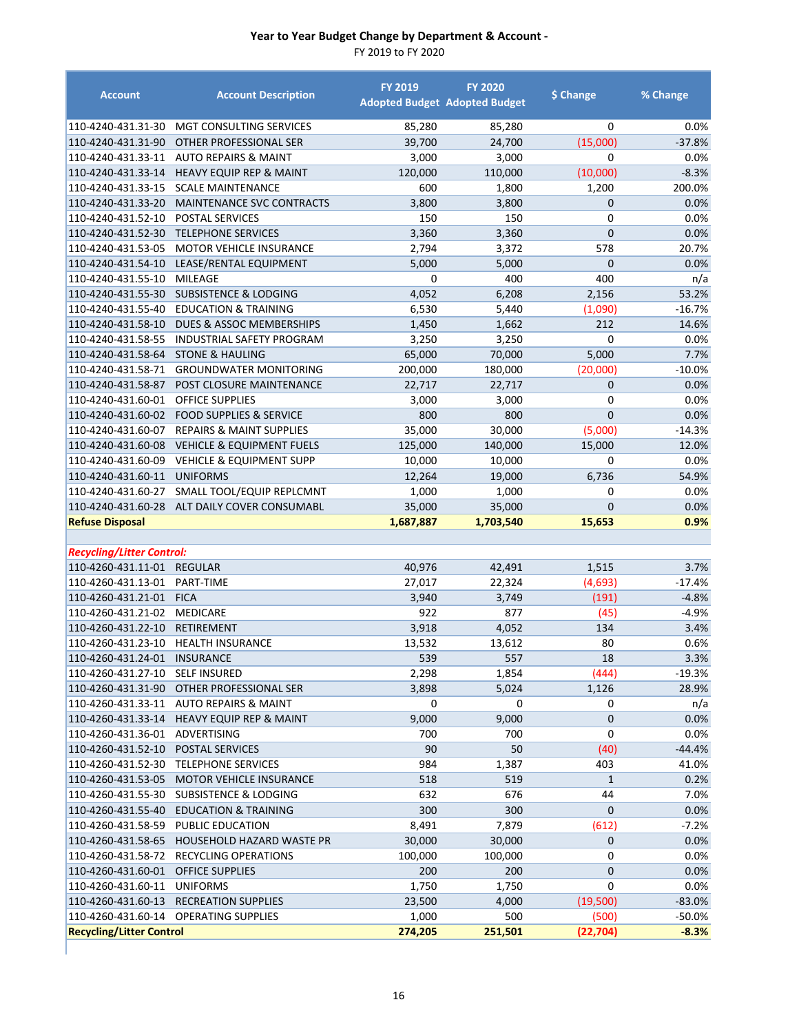**Year to Year Budget Change by Department & Account -**

FY 2019 to FY 2020

| Account | Account Description | FY 2019 Adopted Budget | FY 2020 Adopted Budget | $ Change | % Change |
|---|---|---|---|---|---|
| 110-4240-431.31-30 | MGT CONSULTING SERVICES | 85,280 | 85,280 | 0 | 0.0% |
| 110-4240-431.31-90 | OTHER PROFESSIONAL SER | 39,700 | 24,700 | (15,000) | -37.8% |
| 110-4240-431.33-11 | AUTO REPAIRS & MAINT | 3,000 | 3,000 | 0 | 0.0% |
| 110-4240-431.33-14 | HEAVY EQUIP REP & MAINT | 120,000 | 110,000 | (10,000) | -8.3% |
| 110-4240-431.33-15 | SCALE MAINTENANCE | 600 | 1,800 | 1,200 | 200.0% |
| 110-4240-431.33-20 | MAINTENANCE SVC CONTRACTS | 3,800 | 3,800 | 0 | 0.0% |
| 110-4240-431.52-10 | POSTAL SERVICES | 150 | 150 | 0 | 0.0% |
| 110-4240-431.52-30 | TELEPHONE SERVICES | 3,360 | 3,360 | 0 | 0.0% |
| 110-4240-431.53-05 | MOTOR VEHICLE INSURANCE | 2,794 | 3,372 | 578 | 20.7% |
| 110-4240-431.54-10 | LEASE/RENTAL EQUIPMENT | 5,000 | 5,000 | 0 | 0.0% |
| 110-4240-431.55-10 | MILEAGE | 0 | 400 | 400 | n/a |
| 110-4240-431.55-30 | SUBSISTENCE & LODGING | 4,052 | 6,208 | 2,156 | 53.2% |
| 110-4240-431.55-40 | EDUCATION & TRAINING | 6,530 | 5,440 | (1,090) | -16.7% |
| 110-4240-431.58-10 | DUES & ASSOC MEMBERSHIPS | 1,450 | 1,662 | 212 | 14.6% |
| 110-4240-431.58-55 | INDUSTRIAL SAFETY PROGRAM | 3,250 | 3,250 | 0 | 0.0% |
| 110-4240-431.58-64 | STONE & HAULING | 65,000 | 70,000 | 5,000 | 7.7% |
| 110-4240-431.58-71 | GROUNDWATER MONITORING | 200,000 | 180,000 | (20,000) | -10.0% |
| 110-4240-431.58-87 | POST CLOSURE MAINTENANCE | 22,717 | 22,717 | 0 | 0.0% |
| 110-4240-431.60-01 | OFFICE SUPPLIES | 3,000 | 3,000 | 0 | 0.0% |
| 110-4240-431.60-02 | FOOD SUPPLIES & SERVICE | 800 | 800 | 0 | 0.0% |
| 110-4240-431.60-07 | REPAIRS & MAINT SUPPLIES | 35,000 | 30,000 | (5,000) | -14.3% |
| 110-4240-431.60-08 | VEHICLE & EQUIPMENT FUELS | 125,000 | 140,000 | 15,000 | 12.0% |
| 110-4240-431.60-09 | VEHICLE & EQUIPMENT SUPP | 10,000 | 10,000 | 0 | 0.0% |
| 110-4240-431.60-11 | UNIFORMS | 12,264 | 19,000 | 6,736 | 54.9% |
| 110-4240-431.60-27 | SMALL TOOL/EQUIP REPLCMNT | 1,000 | 1,000 | 0 | 0.0% |
| 110-4240-431.60-28 | ALT DAILY COVER CONSUMABL | 35,000 | 35,000 | 0 | 0.0% |
| **Refuse Disposal** | | **1,687,887** | **1,703,540** | **15,653** | **0.9%** |
| | | | | | |
| ***Recycling/Litter Control:*** | | | | | |
| 110-4260-431.11-01 | REGULAR | 40,976 | 42,491 | 1,515 | 3.7% |
| 110-4260-431.13-01 | PART-TIME | 27,017 | 22,324 | (4,693) | -17.4% |
| 110-4260-431.21-01 | FICA | 3,940 | 3,749 | (191) | -4.8% |
| 110-4260-431.21-02 | MEDICARE | 922 | 877 | (45) | -4.9% |
| 110-4260-431.22-10 | RETIREMENT | 3,918 | 4,052 | 134 | 3.4% |
| 110-4260-431.23-10 | HEALTH INSURANCE | 13,532 | 13,612 | 80 | 0.6% |
| 110-4260-431.24-01 | INSURANCE | 539 | 557 | 18 | 3.3% |
| 110-4260-431.27-10 | SELF INSURED | 2,298 | 1,854 | (444) | -19.3% |
| 110-4260-431.31-90 | OTHER PROFESSIONAL SER | 3,898 | 5,024 | 1,126 | 28.9% |
| 110-4260-431.33-11 | AUTO REPAIRS & MAINT | 0 | 0 | 0 | n/a |
| 110-4260-431.33-14 | HEAVY EQUIP REP & MAINT | 9,000 | 9,000 | 0 | 0.0% |
| 110-4260-431.36-01 | ADVERTISING | 700 | 700 | 0 | 0.0% |
| 110-4260-431.52-10 | POSTAL SERVICES | 90 | 50 | (40) | -44.4% |
| 110-4260-431.52-30 | TELEPHONE SERVICES | 984 | 1,387 | 403 | 41.0% |
| 110-4260-431.53-05 | MOTOR VEHICLE INSURANCE | 518 | 519 | 1 | 0.2% |
| 110-4260-431.55-30 | SUBSISTENCE & LODGING | 632 | 676 | 44 | 7.0% |
| 110-4260-431.55-40 | EDUCATION & TRAINING | 300 | 300 | 0 | 0.0% |
| 110-4260-431.58-59 | PUBLIC EDUCATION | 8,491 | 7,879 | (612) | -7.2% |
| 110-4260-431.58-65 | HOUSEHOLD HAZARD WASTE PR | 30,000 | 30,000 | 0 | 0.0% |
| 110-4260-431.58-72 | RECYCLING OPERATIONS | 100,000 | 100,000 | 0 | 0.0% |
| 110-4260-431.60-01 | OFFICE SUPPLIES | 200 | 200 | 0 | 0.0% |
| 110-4260-431.60-11 | UNIFORMS | 1,750 | 1,750 | 0 | 0.0% |
| 110-4260-431.60-13 | RECREATION SUPPLIES | 23,500 | 4,000 | (19,500) | -83.0% |
| 110-4260-431.60-14 | OPERATING SUPPLIES | 1,000 | 500 | (500) | -50.0% |
| **Recycling/Litter Control** | | **274,205** | **251,501** | **(22,704)** | **-8.3%** |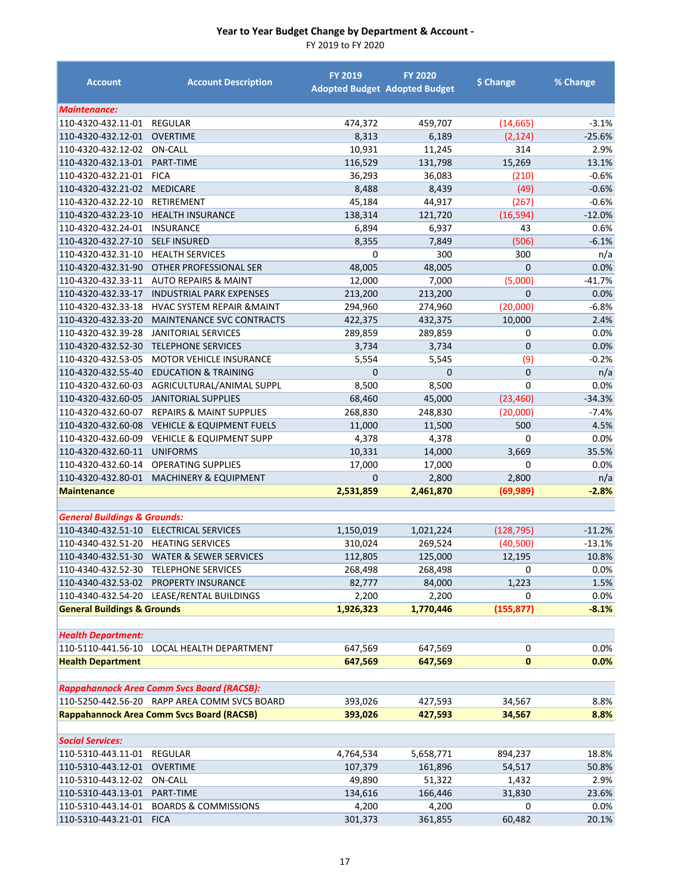## Year to Year Budget Change by Department & Account -

FY 2019 to FY 2020

| Account | Account Description | FY 2019 Adopted Budget | FY 2020 Adopted Budget | $ Change | % Change |
|---|---|---|---|---|---|
| ***Maintenance:*** | | | | | |
| 110-4320-432.11-01 | REGULAR | 474,372 | 459,707 | (14,665) | -3.1% |
| 110-4320-432.12-01 | OVERTIME | 8,313 | 6,189 | (2,124) | -25.6% |
| 110-4320-432.12-02 | ON-CALL | 10,931 | 11,245 | 314 | 2.9% |
| 110-4320-432.13-01 | PART-TIME | 116,529 | 131,798 | 15,269 | 13.1% |
| 110-4320-432.21-01 | FICA | 36,293 | 36,083 | (210) | -0.6% |
| 110-4320-432.21-02 | MEDICARE | 8,488 | 8,439 | (49) | -0.6% |
| 110-4320-432.22-10 | RETIREMENT | 45,184 | 44,917 | (267) | -0.6% |
| 110-4320-432.23-10 | HEALTH INSURANCE | 138,314 | 121,720 | (16,594) | -12.0% |
| 110-4320-432.24-01 | INSURANCE | 6,894 | 6,937 | 43 | 0.6% |
| 110-4320-432.27-10 | SELF INSURED | 8,355 | 7,849 | (506) | -6.1% |
| 110-4320-432.31-10 | HEALTH SERVICES | 0 | 300 | 300 | n/a |
| 110-4320-432.31-90 | OTHER PROFESSIONAL SER | 48,005 | 48,005 | 0 | 0.0% |
| 110-4320-432.33-11 | AUTO REPAIRS & MAINT | 12,000 | 7,000 | (5,000) | -41.7% |
| 110-4320-432.33-17 | INDUSTRIAL PARK EXPENSES | 213,200 | 213,200 | 0 | 0.0% |
| 110-4320-432.33-18 | HVAC SYSTEM REPAIR &MAINT | 294,960 | 274,960 | (20,000) | -6.8% |
| 110-4320-432.33-20 | MAINTENANCE SVC CONTRACTS | 422,375 | 432,375 | 10,000 | 2.4% |
| 110-4320-432.39-28 | JANITORIAL SERVICES | 289,859 | 289,859 | 0 | 0.0% |
| 110-4320-432.52-30 | TELEPHONE SERVICES | 3,734 | 3,734 | 0 | 0.0% |
| 110-4320-432.53-05 | MOTOR VEHICLE INSURANCE | 5,554 | 5,545 | (9) | -0.2% |
| 110-4320-432.55-40 | EDUCATION & TRAINING | 0 | 0 | 0 | n/a |
| 110-4320-432.60-03 | AGRICULTURAL/ANIMAL SUPPL | 8,500 | 8,500 | 0 | 0.0% |
| 110-4320-432.60-05 | JANITORIAL SUPPLIES | 68,460 | 45,000 | (23,460) | -34.3% |
| 110-4320-432.60-07 | REPAIRS & MAINT SUPPLIES | 268,830 | 248,830 | (20,000) | -7.4% |
| 110-4320-432.60-08 | VEHICLE & EQUIPMENT FUELS | 11,000 | 11,500 | 500 | 4.5% |
| 110-4320-432.60-09 | VEHICLE & EQUIPMENT SUPP | 4,378 | 4,378 | 0 | 0.0% |
| 110-4320-432.60-11 | UNIFORMS | 10,331 | 14,000 | 3,669 | 35.5% |
| 110-4320-432.60-14 | OPERATING SUPPLIES | 17,000 | 17,000 | 0 | 0.0% |
| 110-4320-432.80-01 | MACHINERY & EQUIPMENT | 0 | 2,800 | 2,800 | n/a |
| **Maintenance** | | **2,531,859** | **2,461,870** | **(69,989)** | **-2.8%** |
| | | | | | |
| ***General Buildings & Grounds:*** | | | | | |
| 110-4340-432.51-10 | ELECTRICAL SERVICES | 1,150,019 | 1,021,224 | (128,795) | -11.2% |
| 110-4340-432.51-20 | HEATING SERVICES | 310,024 | 269,524 | (40,500) | -13.1% |
| 110-4340-432.51-30 | WATER & SEWER SERVICES | 112,805 | 125,000 | 12,195 | 10.8% |
| 110-4340-432.52-30 | TELEPHONE SERVICES | 268,498 | 268,498 | 0 | 0.0% |
| 110-4340-432.53-02 | PROPERTY INSURANCE | 82,777 | 84,000 | 1,223 | 1.5% |
| 110-4340-432.54-20 | LEASE/RENTAL BUILDINGS | 2,200 | 2,200 | 0 | 0.0% |
| **General Buildings & Grounds** | | **1,926,323** | **1,770,446** | **(155,877)** | **-8.1%** |
| | | | | | |
| ***Health Department:*** | | | | | |
| 110-5110-441.56-10 | LOCAL HEALTH DEPARTMENT | 647,569 | 647,569 | 0 | 0.0% |
| **Health Department** | | **647,569** | **647,569** | **0** | **0.0%** |
| | | | | | |
| ***Rappahannock Area Comm Svcs Board (RACSB):*** | | | | | |
| 110-5250-442.56-20 | RAPP AREA COMM SVCS BOARD | 393,026 | 427,593 | 34,567 | 8.8% |
| **Rappahannock Area Comm Svcs Board (RACSB)** | | **393,026** | **427,593** | **34,567** | **8.8%** |
| | | | | | |
| ***Social Services:*** | | | | | |
| 110-5310-443.11-01 | REGULAR | 4,764,534 | 5,658,771 | 894,237 | 18.8% |
| 110-5310-443.12-01 | OVERTIME | 107,379 | 161,896 | 54,517 | 50.8% |
| 110-5310-443.12-02 | ON-CALL | 49,890 | 51,322 | 1,432 | 2.9% |
| 110-5310-443.13-01 | PART-TIME | 134,616 | 166,446 | 31,830 | 23.6% |
| 110-5310-443.14-01 | BOARDS & COMMISSIONS | 4,200 | 4,200 | 0 | 0.0% |
| 110-5310-443.21-01 | FICA | 301,373 | 361,855 | 60,482 | 20.1% |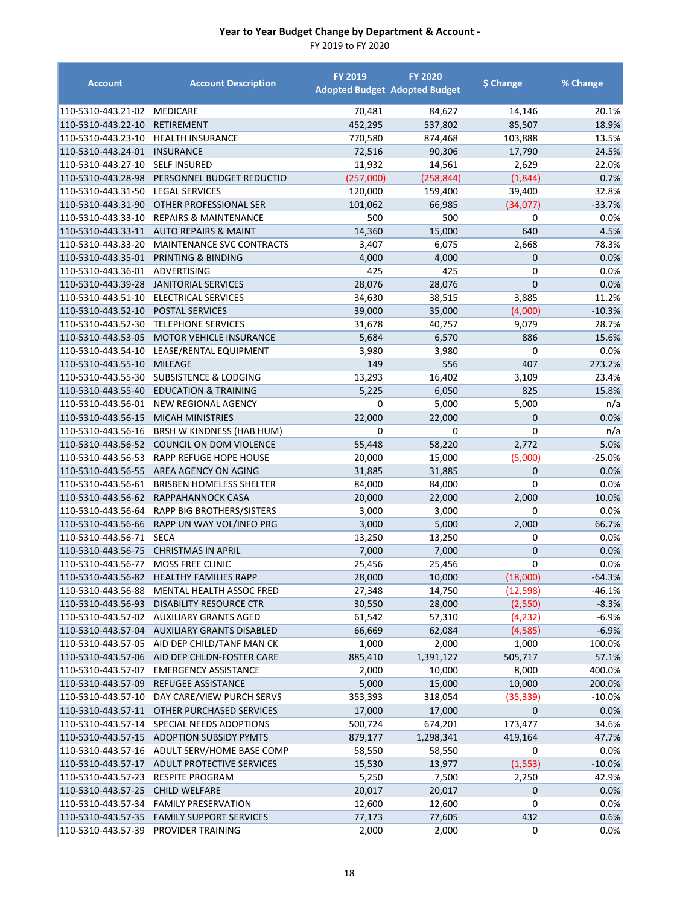**Year to Year Budget Change by Department & Account -**

FY 2019 to FY 2020

| Account | Account Description | FY 2019 Adopted Budget | FY 2020 Adopted Budget | $ Change | % Change |
|---|---|---|---|---|---|
| 110-5310-443.21-02 | MEDICARE | 70,481 | 84,627 | 14,146 | 20.1% |
| 110-5310-443.22-10 | RETIREMENT | 452,295 | 537,802 | 85,507 | 18.9% |
| 110-5310-443.23-10 | HEALTH INSURANCE | 770,580 | 874,468 | 103,888 | 13.5% |
| 110-5310-443.24-01 | INSURANCE | 72,516 | 90,306 | 17,790 | 24.5% |
| 110-5310-443.27-10 | SELF INSURED | 11,932 | 14,561 | 2,629 | 22.0% |
| 110-5310-443.28-98 | PERSONNEL BUDGET REDUCTIO | (257,000) | (258,844) | (1,844) | 0.7% |
| 110-5310-443.31-50 | LEGAL SERVICES | 120,000 | 159,400 | 39,400 | 32.8% |
| 110-5310-443.31-90 | OTHER PROFESSIONAL SER | 101,062 | 66,985 | (34,077) | -33.7% |
| 110-5310-443.33-10 | REPAIRS & MAINTENANCE | 500 | 500 | 0 | 0.0% |
| 110-5310-443.33-11 | AUTO REPAIRS & MAINT | 14,360 | 15,000 | 640 | 4.5% |
| 110-5310-443.33-20 | MAINTENANCE SVC CONTRACTS | 3,407 | 6,075 | 2,668 | 78.3% |
| 110-5310-443.35-01 | PRINTING & BINDING | 4,000 | 4,000 | 0 | 0.0% |
| 110-5310-443.36-01 | ADVERTISING | 425 | 425 | 0 | 0.0% |
| 110-5310-443.39-28 | JANITORIAL SERVICES | 28,076 | 28,076 | 0 | 0.0% |
| 110-5310-443.51-10 | ELECTRICAL SERVICES | 34,630 | 38,515 | 3,885 | 11.2% |
| 110-5310-443.52-10 | POSTAL SERVICES | 39,000 | 35,000 | (4,000) | -10.3% |
| 110-5310-443.52-30 | TELEPHONE SERVICES | 31,678 | 40,757 | 9,079 | 28.7% |
| 110-5310-443.53-05 | MOTOR VEHICLE INSURANCE | 5,684 | 6,570 | 886 | 15.6% |
| 110-5310-443.54-10 | LEASE/RENTAL EQUIPMENT | 3,980 | 3,980 | 0 | 0.0% |
| 110-5310-443.55-10 | MILEAGE | 149 | 556 | 407 | 273.2% |
| 110-5310-443.55-30 | SUBSISTENCE & LODGING | 13,293 | 16,402 | 3,109 | 23.4% |
| 110-5310-443.55-40 | EDUCATION & TRAINING | 5,225 | 6,050 | 825 | 15.8% |
| 110-5310-443.56-01 | NEW REGIONAL AGENCY | 0 | 5,000 | 5,000 | n/a |
| 110-5310-443.56-15 | MICAH MINISTRIES | 22,000 | 22,000 | 0 | 0.0% |
| 110-5310-443.56-16 | BRSH W KINDNESS (HAB HUM) | 0 | 0 | 0 | n/a |
| 110-5310-443.56-52 | COUNCIL ON DOM VIOLENCE | 55,448 | 58,220 | 2,772 | 5.0% |
| 110-5310-443.56-53 | RAPP REFUGE HOPE HOUSE | 20,000 | 15,000 | (5,000) | -25.0% |
| 110-5310-443.56-55 | AREA AGENCY ON AGING | 31,885 | 31,885 | 0 | 0.0% |
| 110-5310-443.56-61 | BRISBEN HOMELESS SHELTER | 84,000 | 84,000 | 0 | 0.0% |
| 110-5310-443.56-62 | RAPPAHANNOCK CASA | 20,000 | 22,000 | 2,000 | 10.0% |
| 110-5310-443.56-64 | RAPP BIG BROTHERS/SISTERS | 3,000 | 3,000 | 0 | 0.0% |
| 110-5310-443.56-66 | RAPP UN WAY VOL/INFO PRG | 3,000 | 5,000 | 2,000 | 66.7% |
| 110-5310-443.56-71 | SECA | 13,250 | 13,250 | 0 | 0.0% |
| 110-5310-443.56-75 | CHRISTMAS IN APRIL | 7,000 | 7,000 | 0 | 0.0% |
| 110-5310-443.56-77 | MOSS FREE CLINIC | 25,456 | 25,456 | 0 | 0.0% |
| 110-5310-443.56-82 | HEALTHY FAMILIES RAPP | 28,000 | 10,000 | (18,000) | -64.3% |
| 110-5310-443.56-88 | MENTAL HEALTH ASSOC FRED | 27,348 | 14,750 | (12,598) | -46.1% |
| 110-5310-443.56-93 | DISABILITY RESOURCE CTR | 30,550 | 28,000 | (2,550) | -8.3% |
| 110-5310-443.57-02 | AUXILIARY GRANTS AGED | 61,542 | 57,310 | (4,232) | -6.9% |
| 110-5310-443.57-04 | AUXILIARY GRANTS DISABLED | 66,669 | 62,084 | (4,585) | -6.9% |
| 110-5310-443.57-05 | AID DEP CHILD/TANF MAN CK | 1,000 | 2,000 | 1,000 | 100.0% |
| 110-5310-443.57-06 | AID DEP CHLDN-FOSTER CARE | 885,410 | 1,391,127 | 505,717 | 57.1% |
| 110-5310-443.57-07 | EMERGENCY ASSISTANCE | 2,000 | 10,000 | 8,000 | 400.0% |
| 110-5310-443.57-09 | REFUGEE ASSISTANCE | 5,000 | 15,000 | 10,000 | 200.0% |
| 110-5310-443.57-10 | DAY CARE/VIEW PURCH SERVS | 353,393 | 318,054 | (35,339) | -10.0% |
| 110-5310-443.57-11 | OTHER PURCHASED SERVICES | 17,000 | 17,000 | 0 | 0.0% |
| 110-5310-443.57-14 | SPECIAL NEEDS ADOPTIONS | 500,724 | 674,201 | 173,477 | 34.6% |
| 110-5310-443.57-15 | ADOPTION SUBSIDY PYMTS | 879,177 | 1,298,341 | 419,164 | 47.7% |
| 110-5310-443.57-16 | ADULT SERV/HOME BASE COMP | 58,550 | 58,550 | 0 | 0.0% |
| 110-5310-443.57-17 | ADULT PROTECTIVE SERVICES | 15,530 | 13,977 | (1,553) | -10.0% |
| 110-5310-443.57-23 | RESPITE PROGRAM | 5,250 | 7,500 | 2,250 | 42.9% |
| 110-5310-443.57-25 | CHILD WELFARE | 20,017 | 20,017 | 0 | 0.0% |
| 110-5310-443.57-34 | FAMILY PRESERVATION | 12,600 | 12,600 | 0 | 0.0% |
| 110-5310-443.57-35 | FAMILY SUPPORT SERVICES | 77,173 | 77,605 | 432 | 0.6% |
| 110-5310-443.57-39 | PROVIDER TRAINING | 2,000 | 2,000 | 0 | 0.0% |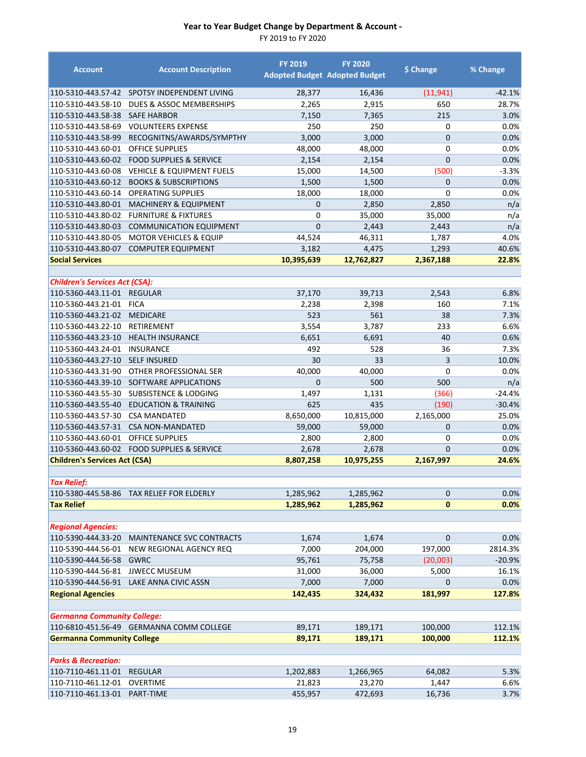# Year to Year Budget Change by Department & Account -

FY 2019 to FY 2020

| Account | Account Description | FY 2019 Adopted Budget | FY 2020 Adopted Budget | $ Change | % Change |
|---|---|---|---|---|---|
| 110-5310-443.57-42 | SPOTSY INDEPENDENT LIVING | 28,377 | 16,436 | (11,941) | -42.1% |
| 110-5310-443.58-10 | DUES & ASSOC MEMBERSHIPS | 2,265 | 2,915 | 650 | 28.7% |
| 110-5310-443.58-38 | SAFE HARBOR | 7,150 | 7,365 | 215 | 3.0% |
| 110-5310-443.58-69 | VOLUNTEERS EXPENSE | 250 | 250 | 0 | 0.0% |
| 110-5310-443.58-99 | RECOGNITNS/AWARDS/SYMPTHY | 3,000 | 3,000 | 0 | 0.0% |
| 110-5310-443.60-01 | OFFICE SUPPLIES | 48,000 | 48,000 | 0 | 0.0% |
| 110-5310-443.60-02 | FOOD SUPPLIES & SERVICE | 2,154 | 2,154 | 0 | 0.0% |
| 110-5310-443.60-08 | VEHICLE & EQUIPMENT FUELS | 15,000 | 14,500 | (500) | -3.3% |
| 110-5310-443.60-12 | BOOKS & SUBSCRIPTIONS | 1,500 | 1,500 | 0 | 0.0% |
| 110-5310-443.60-14 | OPERATING SUPPLIES | 18,000 | 18,000 | 0 | 0.0% |
| 110-5310-443.80-01 | MACHINERY & EQUIPMENT | 0 | 2,850 | 2,850 | n/a |
| 110-5310-443.80-02 | FURNITURE & FIXTURES | 0 | 35,000 | 35,000 | n/a |
| 110-5310-443.80-03 | COMMUNICATION EQUIPMENT | 0 | 2,443 | 2,443 | n/a |
| 110-5310-443.80-05 | MOTOR VEHICLES & EQUIP | 44,524 | 46,311 | 1,787 | 4.0% |
| 110-5310-443.80-07 | COMPUTER EQUIPMENT | 3,182 | 4,475 | 1,293 | 40.6% |
| **Social Services** | | **10,395,639** | **12,762,827** | **2,367,188** | **22.8%** |
| | | | | | |
| ***Children's Services Act (CSA):*** | | | | | |
| 110-5360-443.11-01 | REGULAR | 37,170 | 39,713 | 2,543 | 6.8% |
| 110-5360-443.21-01 | FICA | 2,238 | 2,398 | 160 | 7.1% |
| 110-5360-443.21-02 | MEDICARE | 523 | 561 | 38 | 7.3% |
| 110-5360-443.22-10 | RETIREMENT | 3,554 | 3,787 | 233 | 6.6% |
| 110-5360-443.23-10 | HEALTH INSURANCE | 6,651 | 6,691 | 40 | 0.6% |
| 110-5360-443.24-01 | INSURANCE | 492 | 528 | 36 | 7.3% |
| 110-5360-443.27-10 | SELF INSURED | 30 | 33 | 3 | 10.0% |
| 110-5360-443.31-90 | OTHER PROFESSIONAL SER | 40,000 | 40,000 | 0 | 0.0% |
| 110-5360-443.39-10 | SOFTWARE APPLICATIONS | 0 | 500 | 500 | n/a |
| 110-5360-443.55-30 | SUBSISTENCE & LODGING | 1,497 | 1,131 | (366) | -24.4% |
| 110-5360-443.55-40 | EDUCATION & TRAINING | 625 | 435 | (190) | -30.4% |
| 110-5360-443.57-30 | CSA MANDATED | 8,650,000 | 10,815,000 | 2,165,000 | 25.0% |
| 110-5360-443.57-31 | CSA NON-MANDATED | 59,000 | 59,000 | 0 | 0.0% |
| 110-5360-443.60-01 | OFFICE SUPPLIES | 2,800 | 2,800 | 0 | 0.0% |
| 110-5360-443.60-02 | FOOD SUPPLIES & SERVICE | 2,678 | 2,678 | 0 | 0.0% |
| **Children's Services Act (CSA)** | | **8,807,258** | **10,975,255** | **2,167,997** | **24.6%** |
| | | | | | |
| ***Tax Relief:*** | | | | | |
| 110-5380-445.58-86 | TAX RELIEF FOR ELDERLY | 1,285,962 | 1,285,962 | 0 | 0.0% |
| **Tax Relief** | | **1,285,962** | **1,285,962** | **0** | **0.0%** |
| | | | | | |
| ***Regional Agencies:*** | | | | | |
| 110-5390-444.33-20 | MAINTENANCE SVC CONTRACTS | 1,674 | 1,674 | 0 | 0.0% |
| 110-5390-444.56-01 | NEW REGIONAL AGENCY REQ | 7,000 | 204,000 | 197,000 | 2814.3% |
| 110-5390-444.56-58 | GWRC | 95,761 | 75,758 | (20,003) | -20.9% |
| 110-5390-444.56-81 | JJWECC MUSEUM | 31,000 | 36,000 | 5,000 | 16.1% |
| 110-5390-444.56-91 | LAKE ANNA CIVIC ASSN | 7,000 | 7,000 | 0 | 0.0% |
| **Regional Agencies** | | **142,435** | **324,432** | **181,997** | **127.8%** |
| | | | | | |
| ***Germanna Community College:*** | | | | | |
| 110-6810-451.56-49 | GERMANNA COMM COLLEGE | 89,171 | 189,171 | 100,000 | 112.1% |
| **Germanna Community College** | | **89,171** | **189,171** | **100,000** | **112.1%** |
| | | | | | |
| ***Parks & Recreation:*** | | | | | |
| 110-7110-461.11-01 | REGULAR | 1,202,883 | 1,266,965 | 64,082 | 5.3% |
| 110-7110-461.12-01 | OVERTIME | 21,823 | 23,270 | 1,447 | 6.6% |
| 110-7110-461.13-01 | PART-TIME | 455,957 | 472,693 | 16,736 | 3.7% |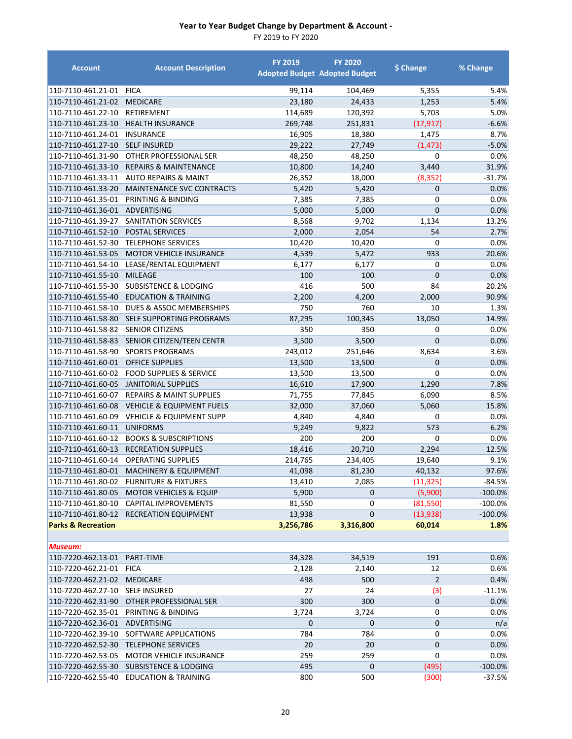# Year to Year Budget Change by Department & Account -

FY 2019 to FY 2020

| Account | Account Description | FY 2019 Adopted Budget | FY 2020 Adopted Budget | $ Change | % Change |
|---|---|---|---|---|---|
| 110-7110-461.21-01 | FICA | 99,114 | 104,469 | 5,355 | 5.4% |
| 110-7110-461.21-02 | MEDICARE | 23,180 | 24,433 | 1,253 | 5.4% |
| 110-7110-461.22-10 | RETIREMENT | 114,689 | 120,392 | 5,703 | 5.0% |
| 110-7110-461.23-10 | HEALTH INSURANCE | 269,748 | 251,831 | (17,917) | -6.6% |
| 110-7110-461.24-01 | INSURANCE | 16,905 | 18,380 | 1,475 | 8.7% |
| 110-7110-461.27-10 | SELF INSURED | 29,222 | 27,749 | (1,473) | -5.0% |
| 110-7110-461.31-90 | OTHER PROFESSIONAL SER | 48,250 | 48,250 | 0 | 0.0% |
| 110-7110-461.33-10 | REPAIRS & MAINTENANCE | 10,800 | 14,240 | 3,440 | 31.9% |
| 110-7110-461.33-11 | AUTO REPAIRS & MAINT | 26,352 | 18,000 | (8,352) | -31.7% |
| 110-7110-461.33-20 | MAINTENANCE SVC CONTRACTS | 5,420 | 5,420 | 0 | 0.0% |
| 110-7110-461.35-01 | PRINTING & BINDING | 7,385 | 7,385 | 0 | 0.0% |
| 110-7110-461.36-01 | ADVERTISING | 5,000 | 5,000 | 0 | 0.0% |
| 110-7110-461.39-27 | SANITATION SERVICES | 8,568 | 9,702 | 1,134 | 13.2% |
| 110-7110-461.52-10 | POSTAL SERVICES | 2,000 | 2,054 | 54 | 2.7% |
| 110-7110-461.52-30 | TELEPHONE SERVICES | 10,420 | 10,420 | 0 | 0.0% |
| 110-7110-461.53-05 | MOTOR VEHICLE INSURANCE | 4,539 | 5,472 | 933 | 20.6% |
| 110-7110-461.54-10 | LEASE/RENTAL EQUIPMENT | 6,177 | 6,177 | 0 | 0.0% |
| 110-7110-461.55-10 | MILEAGE | 100 | 100 | 0 | 0.0% |
| 110-7110-461.55-30 | SUBSISTENCE & LODGING | 416 | 500 | 84 | 20.2% |
| 110-7110-461.55-40 | EDUCATION & TRAINING | 2,200 | 4,200 | 2,000 | 90.9% |
| 110-7110-461.58-10 | DUES & ASSOC MEMBERSHIPS | 750 | 760 | 10 | 1.3% |
| 110-7110-461.58-80 | SELF SUPPORTING PROGRAMS | 87,295 | 100,345 | 13,050 | 14.9% |
| 110-7110-461.58-82 | SENIOR CITIZENS | 350 | 350 | 0 | 0.0% |
| 110-7110-461.58-83 | SENIOR CITIZEN/TEEN CENTR | 3,500 | 3,500 | 0 | 0.0% |
| 110-7110-461.58-90 | SPORTS PROGRAMS | 243,012 | 251,646 | 8,634 | 3.6% |
| 110-7110-461.60-01 | OFFICE SUPPLIES | 13,500 | 13,500 | 0 | 0.0% |
| 110-7110-461.60-02 | FOOD SUPPLIES & SERVICE | 13,500 | 13,500 | 0 | 0.0% |
| 110-7110-461.60-05 | JANITORIAL SUPPLIES | 16,610 | 17,900 | 1,290 | 7.8% |
| 110-7110-461.60-07 | REPAIRS & MAINT SUPPLIES | 71,755 | 77,845 | 6,090 | 8.5% |
| 110-7110-461.60-08 | VEHICLE & EQUIPMENT FUELS | 32,000 | 37,060 | 5,060 | 15.8% |
| 110-7110-461.60-09 | VEHICLE & EQUIPMENT SUPP | 4,840 | 4,840 | 0 | 0.0% |
| 110-7110-461.60-11 | UNIFORMS | 9,249 | 9,822 | 573 | 6.2% |
| 110-7110-461.60-12 | BOOKS & SUBSCRIPTIONS | 200 | 200 | 0 | 0.0% |
| 110-7110-461.60-13 | RECREATION SUPPLIES | 18,416 | 20,710 | 2,294 | 12.5% |
| 110-7110-461.60-14 | OPERATING SUPPLIES | 214,765 | 234,405 | 19,640 | 9.1% |
| 110-7110-461.80-01 | MACHINERY & EQUIPMENT | 41,098 | 81,230 | 40,132 | 97.6% |
| 110-7110-461.80-02 | FURNITURE & FIXTURES | 13,410 | 2,085 | (11,325) | -84.5% |
| 110-7110-461.80-05 | MOTOR VEHICLES & EQUIP | 5,900 | 0 | (5,900) | -100.0% |
| 110-7110-461.80-10 | CAPITAL IMPROVEMENTS | 81,550 | 0 | (81,550) | -100.0% |
| 110-7110-461.80-12 | RECREATION EQUIPMENT | 13,938 | 0 | (13,938) | -100.0% |
| **Parks & Recreation** | | **3,256,786** | **3,316,800** | **60,014** | **1.8%** |
| | | | | | |
| ***Museum:*** | | | | | |
| 110-7220-462.13-01 | PART-TIME | 34,328 | 34,519 | 191 | 0.6% |
| 110-7220-462.21-01 | FICA | 2,128 | 2,140 | 12 | 0.6% |
| 110-7220-462.21-02 | MEDICARE | 498 | 500 | 2 | 0.4% |
| 110-7220-462.27-10 | SELF INSURED | 27 | 24 | (3) | -11.1% |
| 110-7220-462.31-90 | OTHER PROFESSIONAL SER | 300 | 300 | 0 | 0.0% |
| 110-7220-462.35-01 | PRINTING & BINDING | 3,724 | 3,724 | 0 | 0.0% |
| 110-7220-462.36-01 | ADVERTISING | 0 | 0 | 0 | n/a |
| 110-7220-462.39-10 | SOFTWARE APPLICATIONS | 784 | 784 | 0 | 0.0% |
| 110-7220-462.52-30 | TELEPHONE SERVICES | 20 | 20 | 0 | 0.0% |
| 110-7220-462.53-05 | MOTOR VEHICLE INSURANCE | 259 | 259 | 0 | 0.0% |
| 110-7220-462.55-30 | SUBSISTENCE & LODGING | 495 | 0 | (495) | -100.0% |
| 110-7220-462.55-40 | EDUCATION & TRAINING | 800 | 500 | (300) | -37.5% |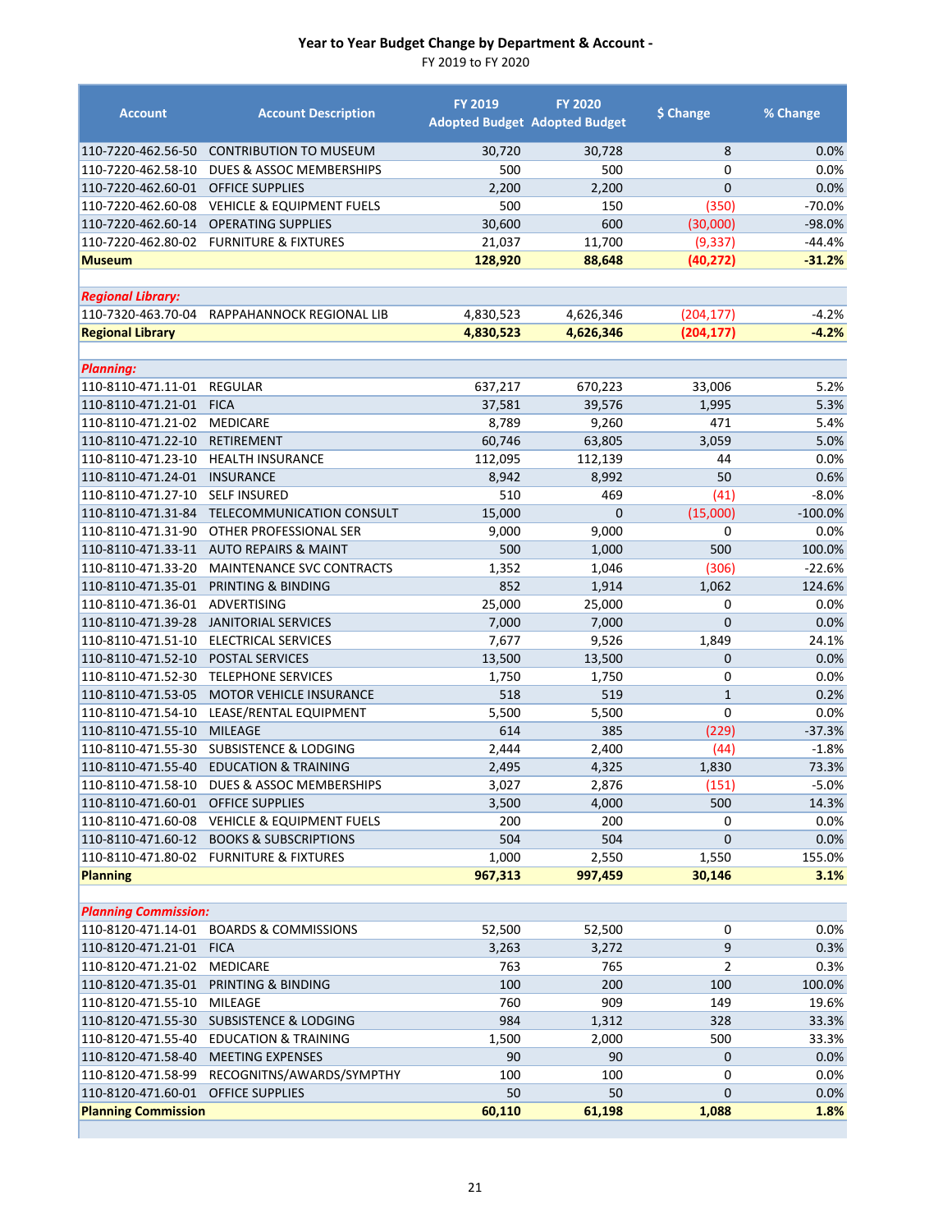## Year to Year Budget Change by Department & Account -

FY 2019 to FY 2020

| Account | Account Description | FY 2019 Adopted Budget | FY 2020 Adopted Budget | $ Change | % Change |
|---|---|---|---|---|---|
| 110-7220-462.56-50 | CONTRIBUTION TO MUSEUM | 30,720 | 30,728 | 8 | 0.0% |
| 110-7220-462.58-10 | DUES & ASSOC MEMBERSHIPS | 500 | 500 | 0 | 0.0% |
| 110-7220-462.60-01 | OFFICE SUPPLIES | 2,200 | 2,200 | 0 | 0.0% |
| 110-7220-462.60-08 | VEHICLE & EQUIPMENT FUELS | 500 | 150 | (350) | -70.0% |
| 110-7220-462.60-14 | OPERATING SUPPLIES | 30,600 | 600 | (30,000) | -98.0% |
| 110-7220-462.80-02 | FURNITURE & FIXTURES | 21,037 | 11,700 | (9,337) | -44.4% |
| **Museum** | | **128,920** | **88,648** | **(40,272)** | **-31.2%** |
| | | | | | |
| ***Regional Library:*** | | | | | |
| 110-7320-463.70-04 | RAPPAHANNOCK REGIONAL LIB | 4,830,523 | 4,626,346 | (204,177) | -4.2% |
| **Regional Library** | | **4,830,523** | **4,626,346** | **(204,177)** | **-4.2%** |
| | | | | | |
| ***Planning:*** | | | | | |
| 110-8110-471.11-01 | REGULAR | 637,217 | 670,223 | 33,006 | 5.2% |
| 110-8110-471.21-01 | FICA | 37,581 | 39,576 | 1,995 | 5.3% |
| 110-8110-471.21-02 | MEDICARE | 8,789 | 9,260 | 471 | 5.4% |
| 110-8110-471.22-10 | RETIREMENT | 60,746 | 63,805 | 3,059 | 5.0% |
| 110-8110-471.23-10 | HEALTH INSURANCE | 112,095 | 112,139 | 44 | 0.0% |
| 110-8110-471.24-01 | INSURANCE | 8,942 | 8,992 | 50 | 0.6% |
| 110-8110-471.27-10 | SELF INSURED | 510 | 469 | (41) | -8.0% |
| 110-8110-471.31-84 | TELECOMMUNICATION CONSULT | 15,000 | 0 | (15,000) | -100.0% |
| 110-8110-471.31-90 | OTHER PROFESSIONAL SER | 9,000 | 9,000 | 0 | 0.0% |
| 110-8110-471.33-11 | AUTO REPAIRS & MAINT | 500 | 1,000 | 500 | 100.0% |
| 110-8110-471.33-20 | MAINTENANCE SVC CONTRACTS | 1,352 | 1,046 | (306) | -22.6% |
| 110-8110-471.35-01 | PRINTING & BINDING | 852 | 1,914 | 1,062 | 124.6% |
| 110-8110-471.36-01 | ADVERTISING | 25,000 | 25,000 | 0 | 0.0% |
| 110-8110-471.39-28 | JANITORIAL SERVICES | 7,000 | 7,000 | 0 | 0.0% |
| 110-8110-471.51-10 | ELECTRICAL SERVICES | 7,677 | 9,526 | 1,849 | 24.1% |
| 110-8110-471.52-10 | POSTAL SERVICES | 13,500 | 13,500 | 0 | 0.0% |
| 110-8110-471.52-30 | TELEPHONE SERVICES | 1,750 | 1,750 | 0 | 0.0% |
| 110-8110-471.53-05 | MOTOR VEHICLE INSURANCE | 518 | 519 | 1 | 0.2% |
| 110-8110-471.54-10 | LEASE/RENTAL EQUIPMENT | 5,500 | 5,500 | 0 | 0.0% |
| 110-8110-471.55-10 | MILEAGE | 614 | 385 | (229) | -37.3% |
| 110-8110-471.55-30 | SUBSISTENCE & LODGING | 2,444 | 2,400 | (44) | -1.8% |
| 110-8110-471.55-40 | EDUCATION & TRAINING | 2,495 | 4,325 | 1,830 | 73.3% |
| 110-8110-471.58-10 | DUES & ASSOC MEMBERSHIPS | 3,027 | 2,876 | (151) | -5.0% |
| 110-8110-471.60-01 | OFFICE SUPPLIES | 3,500 | 4,000 | 500 | 14.3% |
| 110-8110-471.60-08 | VEHICLE & EQUIPMENT FUELS | 200 | 200 | 0 | 0.0% |
| 110-8110-471.60-12 | BOOKS & SUBSCRIPTIONS | 504 | 504 | 0 | 0.0% |
| 110-8110-471.80-02 | FURNITURE & FIXTURES | 1,000 | 2,550 | 1,550 | 155.0% |
| **Planning** | | **967,313** | **997,459** | **30,146** | **3.1%** |
| | | | | | |
| ***Planning Commission:*** | | | | | |
| 110-8120-471.14-01 | BOARDS & COMMISSIONS | 52,500 | 52,500 | 0 | 0.0% |
| 110-8120-471.21-01 | FICA | 3,263 | 3,272 | 9 | 0.3% |
| 110-8120-471.21-02 | MEDICARE | 763 | 765 | 2 | 0.3% |
| 110-8120-471.35-01 | PRINTING & BINDING | 100 | 200 | 100 | 100.0% |
| 110-8120-471.55-10 | MILEAGE | 760 | 909 | 149 | 19.6% |
| 110-8120-471.55-30 | SUBSISTENCE & LODGING | 984 | 1,312 | 328 | 33.3% |
| 110-8120-471.55-40 | EDUCATION & TRAINING | 1,500 | 2,000 | 500 | 33.3% |
| 110-8120-471.58-40 | MEETING EXPENSES | 90 | 90 | 0 | 0.0% |
| 110-8120-471.58-99 | RECOGNITNS/AWARDS/SYMPTHY | 100 | 100 | 0 | 0.0% |
| 110-8120-471.60-01 | OFFICE SUPPLIES | 50 | 50 | 0 | 0.0% |
| **Planning Commission** | | **60,110** | **61,198** | **1,088** | **1.8%** |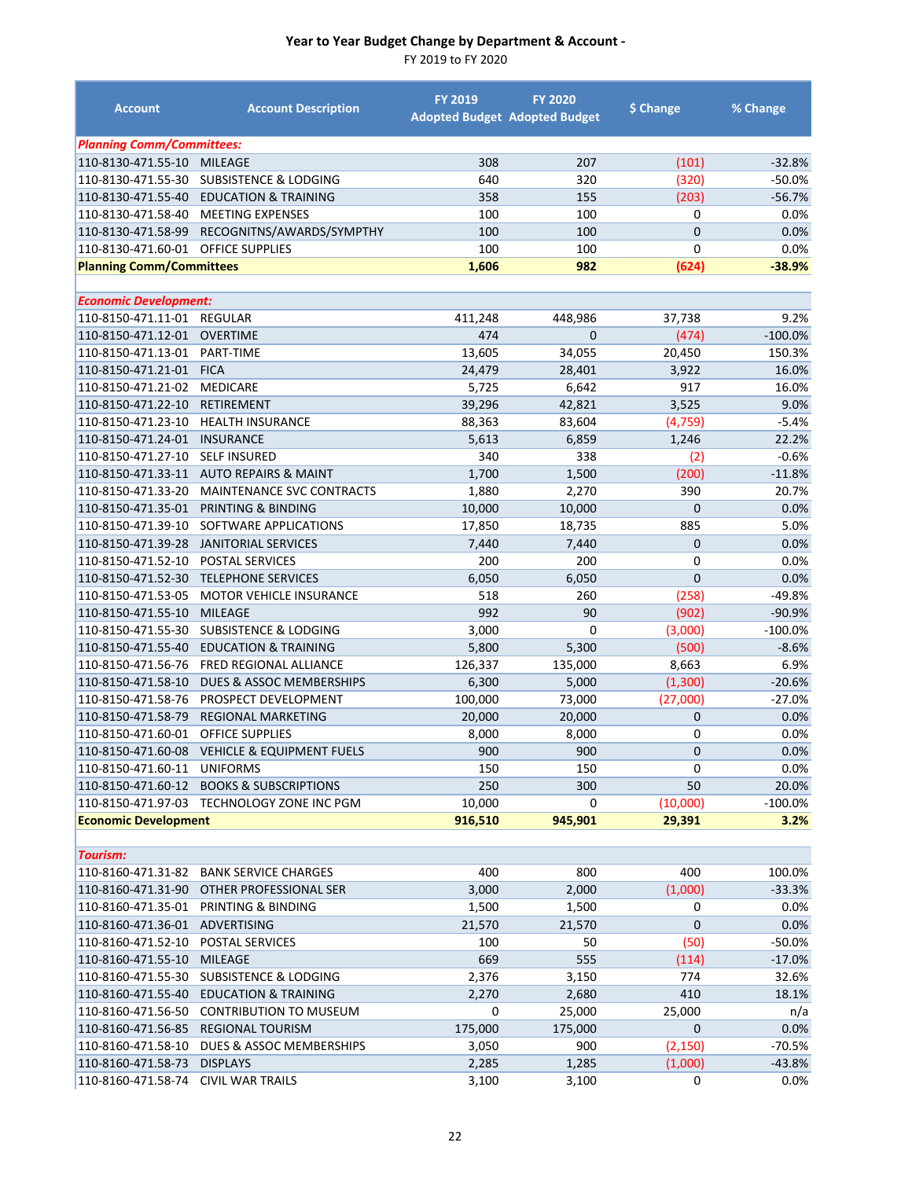# Year to Year Budget Change by Department & Account -

FY 2019 to FY 2020

| Account | Account Description | FY 2019 Adopted Budget | FY 2020 Adopted Budget | $ Change | % Change |
|---|---|---|---|---|---|
| ***Planning Comm/Committees:*** | | | | | |
| 110-8130-471.55-10 | MILEAGE | 308 | 207 | (101) | -32.8% |
| 110-8130-471.55-30 | SUBSISTENCE & LODGING | 640 | 320 | (320) | -50.0% |
| 110-8130-471.55-40 | EDUCATION & TRAINING | 358 | 155 | (203) | -56.7% |
| 110-8130-471.58-40 | MEETING EXPENSES | 100 | 100 | 0 | 0.0% |
| 110-8130-471.58-99 | RECOGNITNS/AWARDS/SYMPTHY | 100 | 100 | 0 | 0.0% |
| 110-8130-471.60-01 | OFFICE SUPPLIES | 100 | 100 | 0 | 0.0% |
| **Planning Comm/Committees** | | **1,606** | **982** | **(624)** | **-38.9%** |
| | | | | | |
| ***Economic Development:*** | | | | | |
| 110-8150-471.11-01 | REGULAR | 411,248 | 448,986 | 37,738 | 9.2% |
| 110-8150-471.12-01 | OVERTIME | 474 | 0 | (474) | -100.0% |
| 110-8150-471.13-01 | PART-TIME | 13,605 | 34,055 | 20,450 | 150.3% |
| 110-8150-471.21-01 | FICA | 24,479 | 28,401 | 3,922 | 16.0% |
| 110-8150-471.21-02 | MEDICARE | 5,725 | 6,642 | 917 | 16.0% |
| 110-8150-471.22-10 | RETIREMENT | 39,296 | 42,821 | 3,525 | 9.0% |
| 110-8150-471.23-10 | HEALTH INSURANCE | 88,363 | 83,604 | (4,759) | -5.4% |
| 110-8150-471.24-01 | INSURANCE | 5,613 | 6,859 | 1,246 | 22.2% |
| 110-8150-471.27-10 | SELF INSURED | 340 | 338 | (2) | -0.6% |
| 110-8150-471.33-11 | AUTO REPAIRS & MAINT | 1,700 | 1,500 | (200) | -11.8% |
| 110-8150-471.33-20 | MAINTENANCE SVC CONTRACTS | 1,880 | 2,270 | 390 | 20.7% |
| 110-8150-471.35-01 | PRINTING & BINDING | 10,000 | 10,000 | 0 | 0.0% |
| 110-8150-471.39-10 | SOFTWARE APPLICATIONS | 17,850 | 18,735 | 885 | 5.0% |
| 110-8150-471.39-28 | JANITORIAL SERVICES | 7,440 | 7,440 | 0 | 0.0% |
| 110-8150-471.52-10 | POSTAL SERVICES | 200 | 200 | 0 | 0.0% |
| 110-8150-471.52-30 | TELEPHONE SERVICES | 6,050 | 6,050 | 0 | 0.0% |
| 110-8150-471.53-05 | MOTOR VEHICLE INSURANCE | 518 | 260 | (258) | -49.8% |
| 110-8150-471.55-10 | MILEAGE | 992 | 90 | (902) | -90.9% |
| 110-8150-471.55-30 | SUBSISTENCE & LODGING | 3,000 | 0 | (3,000) | -100.0% |
| 110-8150-471.55-40 | EDUCATION & TRAINING | 5,800 | 5,300 | (500) | -8.6% |
| 110-8150-471.56-76 | FRED REGIONAL ALLIANCE | 126,337 | 135,000 | 8,663 | 6.9% |
| 110-8150-471.58-10 | DUES & ASSOC MEMBERSHIPS | 6,300 | 5,000 | (1,300) | -20.6% |
| 110-8150-471.58-76 | PROSPECT DEVELOPMENT | 100,000 | 73,000 | (27,000) | -27.0% |
| 110-8150-471.58-79 | REGIONAL MARKETING | 20,000 | 20,000 | 0 | 0.0% |
| 110-8150-471.60-01 | OFFICE SUPPLIES | 8,000 | 8,000 | 0 | 0.0% |
| 110-8150-471.60-08 | VEHICLE & EQUIPMENT FUELS | 900 | 900 | 0 | 0.0% |
| 110-8150-471.60-11 | UNIFORMS | 150 | 150 | 0 | 0.0% |
| 110-8150-471.60-12 | BOOKS & SUBSCRIPTIONS | 250 | 300 | 50 | 20.0% |
| 110-8150-471.97-03 | TECHNOLOGY ZONE INC PGM | 10,000 | 0 | (10,000) | -100.0% |
| **Economic Development** | | **916,510** | **945,901** | **29,391** | **3.2%** |
| | | | | | |
| ***Tourism:*** | | | | | |
| 110-8160-471.31-82 | BANK SERVICE CHARGES | 400 | 800 | 400 | 100.0% |
| 110-8160-471.31-90 | OTHER PROFESSIONAL SER | 3,000 | 2,000 | (1,000) | -33.3% |
| 110-8160-471.35-01 | PRINTING & BINDING | 1,500 | 1,500 | 0 | 0.0% |
| 110-8160-471.36-01 | ADVERTISING | 21,570 | 21,570 | 0 | 0.0% |
| 110-8160-471.52-10 | POSTAL SERVICES | 100 | 50 | (50) | -50.0% |
| 110-8160-471.55-10 | MILEAGE | 669 | 555 | (114) | -17.0% |
| 110-8160-471.55-30 | SUBSISTENCE & LODGING | 2,376 | 3,150 | 774 | 32.6% |
| 110-8160-471.55-40 | EDUCATION & TRAINING | 2,270 | 2,680 | 410 | 18.1% |
| 110-8160-471.56-50 | CONTRIBUTION TO MUSEUM | 0 | 25,000 | 25,000 | n/a |
| 110-8160-471.56-85 | REGIONAL TOURISM | 175,000 | 175,000 | 0 | 0.0% |
| 110-8160-471.58-10 | DUES & ASSOC MEMBERSHIPS | 3,050 | 900 | (2,150) | -70.5% |
| 110-8160-471.58-73 | DISPLAYS | 2,285 | 1,285 | (1,000) | -43.8% |
| 110-8160-471.58-74 | CIVIL WAR TRAILS | 3,100 | 3,100 | 0 | 0.0% |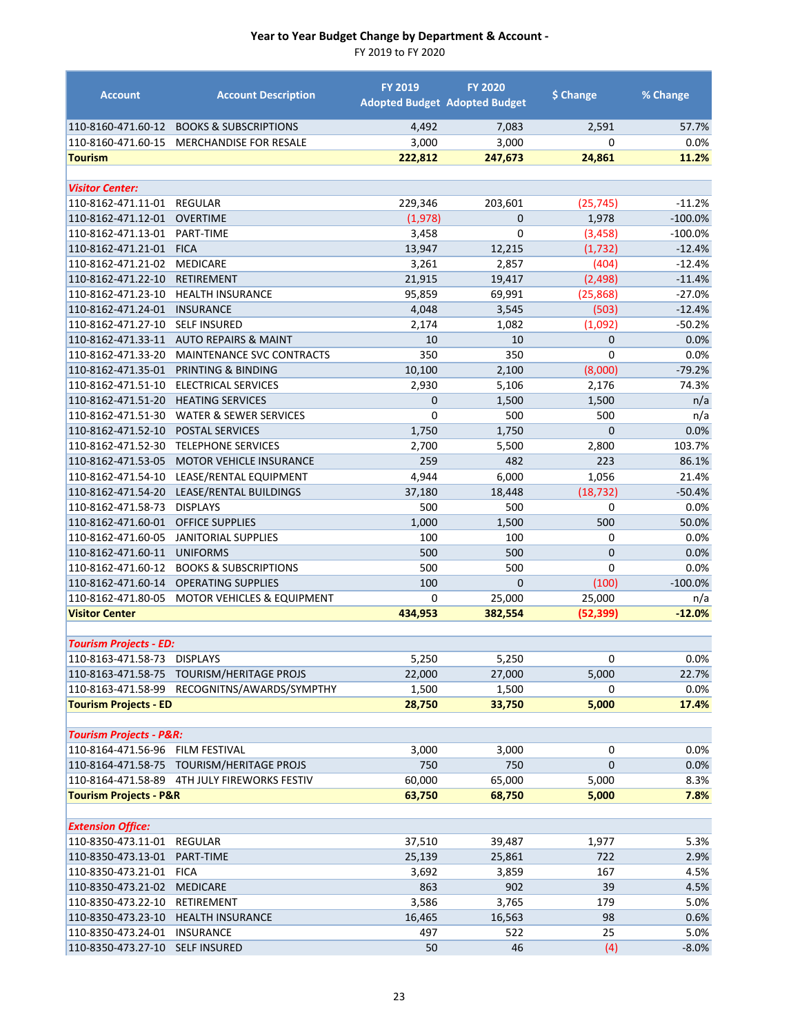## Year to Year Budget Change by Department & Account -

FY 2019 to FY 2020

| Account | Account Description | FY 2019 Adopted Budget | FY 2020 Adopted Budget | $ Change | % Change |
|---|---|---|---|---|---|
| 110-8160-471.60-12 | BOOKS & SUBSCRIPTIONS | 4,492 | 7,083 | 2,591 | 57.7% |
| 110-8160-471.60-15 | MERCHANDISE FOR RESALE | 3,000 | 3,000 | 0 | 0.0% |
| **Tourism** | | **222,812** | **247,673** | **24,861** | **11.2%** |
| | | | | | |
| ***Visitor Center:*** | | | | | |
| 110-8162-471.11-01 | REGULAR | 229,346 | 203,601 | (25,745) | -11.2% |
| 110-8162-471.12-01 | OVERTIME | (1,978) | 0 | 1,978 | -100.0% |
| 110-8162-471.13-01 | PART-TIME | 3,458 | 0 | (3,458) | -100.0% |
| 110-8162-471.21-01 | FICA | 13,947 | 12,215 | (1,732) | -12.4% |
| 110-8162-471.21-02 | MEDICARE | 3,261 | 2,857 | (404) | -12.4% |
| 110-8162-471.22-10 | RETIREMENT | 21,915 | 19,417 | (2,498) | -11.4% |
| 110-8162-471.23-10 | HEALTH INSURANCE | 95,859 | 69,991 | (25,868) | -27.0% |
| 110-8162-471.24-01 | INSURANCE | 4,048 | 3,545 | (503) | -12.4% |
| 110-8162-471.27-10 | SELF INSURED | 2,174 | 1,082 | (1,092) | -50.2% |
| 110-8162-471.33-11 | AUTO REPAIRS & MAINT | 10 | 10 | 0 | 0.0% |
| 110-8162-471.33-20 | MAINTENANCE SVC CONTRACTS | 350 | 350 | 0 | 0.0% |
| 110-8162-471.35-01 | PRINTING & BINDING | 10,100 | 2,100 | (8,000) | -79.2% |
| 110-8162-471.51-10 | ELECTRICAL SERVICES | 2,930 | 5,106 | 2,176 | 74.3% |
| 110-8162-471.51-20 | HEATING SERVICES | 0 | 1,500 | 1,500 | n/a |
| 110-8162-471.51-30 | WATER & SEWER SERVICES | 0 | 500 | 500 | n/a |
| 110-8162-471.52-10 | POSTAL SERVICES | 1,750 | 1,750 | 0 | 0.0% |
| 110-8162-471.52-30 | TELEPHONE SERVICES | 2,700 | 5,500 | 2,800 | 103.7% |
| 110-8162-471.53-05 | MOTOR VEHICLE INSURANCE | 259 | 482 | 223 | 86.1% |
| 110-8162-471.54-10 | LEASE/RENTAL EQUIPMENT | 4,944 | 6,000 | 1,056 | 21.4% |
| 110-8162-471.54-20 | LEASE/RENTAL BUILDINGS | 37,180 | 18,448 | (18,732) | -50.4% |
| 110-8162-471.58-73 | DISPLAYS | 500 | 500 | 0 | 0.0% |
| 110-8162-471.60-01 | OFFICE SUPPLIES | 1,000 | 1,500 | 500 | 50.0% |
| 110-8162-471.60-05 | JANITORIAL SUPPLIES | 100 | 100 | 0 | 0.0% |
| 110-8162-471.60-11 | UNIFORMS | 500 | 500 | 0 | 0.0% |
| 110-8162-471.60-12 | BOOKS & SUBSCRIPTIONS | 500 | 500 | 0 | 0.0% |
| 110-8162-471.60-14 | OPERATING SUPPLIES | 100 | 0 | (100) | -100.0% |
| 110-8162-471.80-05 | MOTOR VEHICLES & EQUIPMENT | 0 | 25,000 | 25,000 | n/a |
| **Visitor Center** | | **434,953** | **382,554** | **(52,399)** | **-12.0%** |
| | | | | | |
| ***Tourism Projects - ED:*** | | | | | |
| 110-8163-471.58-73 | DISPLAYS | 5,250 | 5,250 | 0 | 0.0% |
| 110-8163-471.58-75 | TOURISM/HERITAGE PROJS | 22,000 | 27,000 | 5,000 | 22.7% |
| 110-8163-471.58-99 | RECOGNITNS/AWARDS/SYMPTHY | 1,500 | 1,500 | 0 | 0.0% |
| **Tourism Projects - ED** | | **28,750** | **33,750** | **5,000** | **17.4%** |
| | | | | | |
| ***Tourism Projects - P&R:*** | | | | | |
| 110-8164-471.56-96 | FILM FESTIVAL | 3,000 | 3,000 | 0 | 0.0% |
| 110-8164-471.58-75 | TOURISM/HERITAGE PROJS | 750 | 750 | 0 | 0.0% |
| 110-8164-471.58-89 | 4TH JULY FIREWORKS FESTIV | 60,000 | 65,000 | 5,000 | 8.3% |
| **Tourism Projects - P&R** | | **63,750** | **68,750** | **5,000** | **7.8%** |
| | | | | | |
| ***Extension Office:*** | | | | | |
| 110-8350-473.11-01 | REGULAR | 37,510 | 39,487 | 1,977 | 5.3% |
| 110-8350-473.13-01 | PART-TIME | 25,139 | 25,861 | 722 | 2.9% |
| 110-8350-473.21-01 | FICA | 3,692 | 3,859 | 167 | 4.5% |
| 110-8350-473.21-02 | MEDICARE | 863 | 902 | 39 | 4.5% |
| 110-8350-473.22-10 | RETIREMENT | 3,586 | 3,765 | 179 | 5.0% |
| 110-8350-473.23-10 | HEALTH INSURANCE | 16,465 | 16,563 | 98 | 0.6% |
| 110-8350-473.24-01 | INSURANCE | 497 | 522 | 25 | 5.0% |
| 110-8350-473.27-10 | SELF INSURED | 50 | 46 | (4) | -8.0% |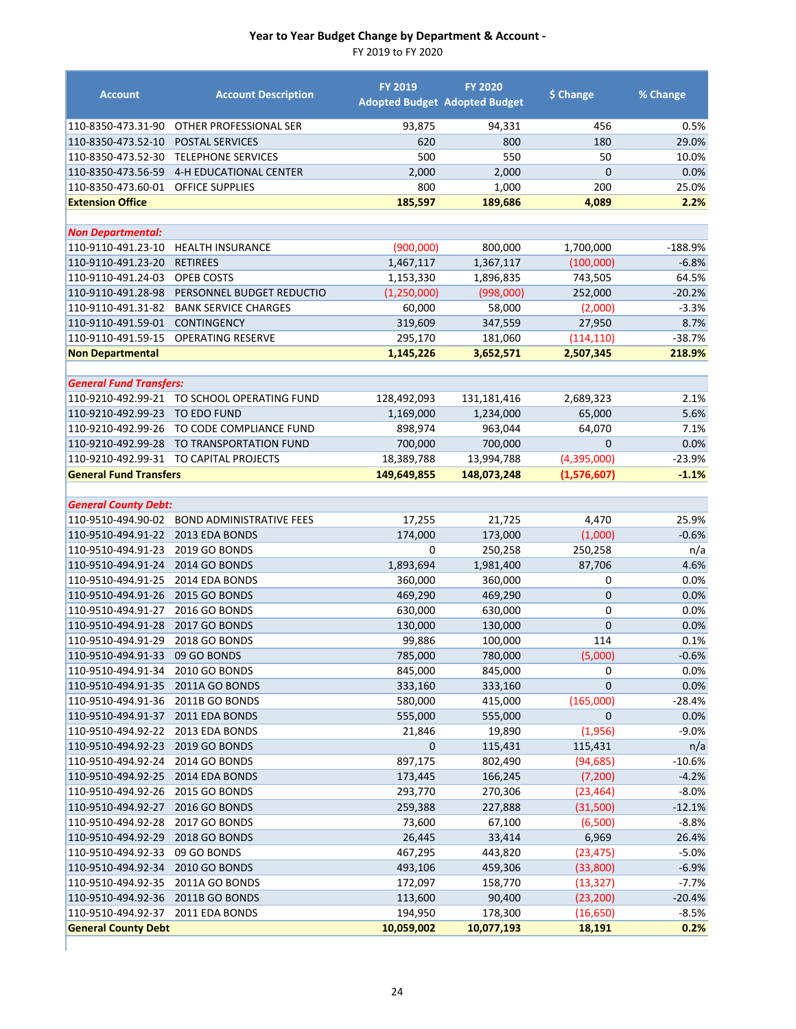**Year to Year Budget Change by Department & Account -**
FY 2019 to FY 2020

| Account | Account Description | FY 2019 Adopted Budget | FY 2020 Adopted Budget | $ Change | % Change |
|---|---|---|---|---|---|
| 110-8350-473.31-90 | OTHER PROFESSIONAL SER | 93,875 | 94,331 | 456 | 0.5% |
| 110-8350-473.52-10 | POSTAL SERVICES | 620 | 800 | 180 | 29.0% |
| 110-8350-473.52-30 | TELEPHONE SERVICES | 500 | 550 | 50 | 10.0% |
| 110-8350-473.56-59 | 4-H EDUCATIONAL CENTER | 2,000 | 2,000 | 0 | 0.0% |
| 110-8350-473.60-01 | OFFICE SUPPLIES | 800 | 1,000 | 200 | 25.0% |
| **Extension Office** | | **185,597** | **189,686** | **4,089** | **2.2%** |
| | | | | | |
| ***Non Departmental:*** | | | | | |
| 110-9110-491.23-10 | HEALTH INSURANCE | (900,000) | 800,000 | 1,700,000 | -188.9% |
| 110-9110-491.23-20 | RETIREES | 1,467,117 | 1,367,117 | (100,000) | -6.8% |
| 110-9110-491.24-03 | OPEB COSTS | 1,153,330 | 1,896,835 | 743,505 | 64.5% |
| 110-9110-491.28-98 | PERSONNEL BUDGET REDUCTIO | (1,250,000) | (998,000) | 252,000 | -20.2% |
| 110-9110-491.31-82 | BANK SERVICE CHARGES | 60,000 | 58,000 | (2,000) | -3.3% |
| 110-9110-491.59-01 | CONTINGENCY | 319,609 | 347,559 | 27,950 | 8.7% |
| 110-9110-491.59-15 | OPERATING RESERVE | 295,170 | 181,060 | (114,110) | -38.7% |
| **Non Departmental** | | **1,145,226** | **3,652,571** | **2,507,345** | **218.9%** |
| | | | | | |
| ***General Fund Transfers:*** | | | | | |
| 110-9210-492.99-21 | TO SCHOOL OPERATING FUND | 128,492,093 | 131,181,416 | 2,689,323 | 2.1% |
| 110-9210-492.99-23 | TO EDO FUND | 1,169,000 | 1,234,000 | 65,000 | 5.6% |
| 110-9210-492.99-26 | TO CODE COMPLIANCE FUND | 898,974 | 963,044 | 64,070 | 7.1% |
| 110-9210-492.99-28 | TO TRANSPORTATION FUND | 700,000 | 700,000 | 0 | 0.0% |
| 110-9210-492.99-31 | TO CAPITAL PROJECTS | 18,389,788 | 13,994,788 | (4,395,000) | -23.9% |
| **General Fund Transfers** | | **149,649,855** | **148,073,248** | **(1,576,607)** | **-1.1%** |
| | | | | | |
| ***General County Debt:*** | | | | | |
| 110-9510-494.90-02 | BOND ADMINISTRATIVE FEES | 17,255 | 21,725 | 4,470 | 25.9% |
| 110-9510-494.91-22 | 2013 EDA BONDS | 174,000 | 173,000 | (1,000) | -0.6% |
| 110-9510-494.91-23 | 2019 GO BONDS | 0 | 250,258 | 250,258 | n/a |
| 110-9510-494.91-24 | 2014 GO BONDS | 1,893,694 | 1,981,400 | 87,706 | 4.6% |
| 110-9510-494.91-25 | 2014 EDA BONDS | 360,000 | 360,000 | 0 | 0.0% |
| 110-9510-494.91-26 | 2015 GO BONDS | 469,290 | 469,290 | 0 | 0.0% |
| 110-9510-494.91-27 | 2016 GO BONDS | 630,000 | 630,000 | 0 | 0.0% |
| 110-9510-494.91-28 | 2017 GO BONDS | 130,000 | 130,000 | 0 | 0.0% |
| 110-9510-494.91-29 | 2018 GO BONDS | 99,886 | 100,000 | 114 | 0.1% |
| 110-9510-494.91-33 | 09 GO BONDS | 785,000 | 780,000 | (5,000) | -0.6% |
| 110-9510-494.91-34 | 2010 GO BONDS | 845,000 | 845,000 | 0 | 0.0% |
| 110-9510-494.91-35 | 2011A GO BONDS | 333,160 | 333,160 | 0 | 0.0% |
| 110-9510-494.91-36 | 2011B GO BONDS | 580,000 | 415,000 | (165,000) | -28.4% |
| 110-9510-494.91-37 | 2011 EDA BONDS | 555,000 | 555,000 | 0 | 0.0% |
| 110-9510-494.92-22 | 2013 EDA BONDS | 21,846 | 19,890 | (1,956) | -9.0% |
| 110-9510-494.92-23 | 2019 GO BONDS | 0 | 115,431 | 115,431 | n/a |
| 110-9510-494.92-24 | 2014 GO BONDS | 897,175 | 802,490 | (94,685) | -10.6% |
| 110-9510-494.92-25 | 2014 EDA BONDS | 173,445 | 166,245 | (7,200) | -4.2% |
| 110-9510-494.92-26 | 2015 GO BONDS | 293,770 | 270,306 | (23,464) | -8.0% |
| 110-9510-494.92-27 | 2016 GO BONDS | 259,388 | 227,888 | (31,500) | -12.1% |
| 110-9510-494.92-28 | 2017 GO BONDS | 73,600 | 67,100 | (6,500) | -8.8% |
| 110-9510-494.92-29 | 2018 GO BONDS | 26,445 | 33,414 | 6,969 | 26.4% |
| 110-9510-494.92-33 | 09 GO BONDS | 467,295 | 443,820 | (23,475) | -5.0% |
| 110-9510-494.92-34 | 2010 GO BONDS | 493,106 | 459,306 | (33,800) | -6.9% |
| 110-9510-494.92-35 | 2011A GO BONDS | 172,097 | 158,770 | (13,327) | -7.7% |
| 110-9510-494.92-36 | 2011B GO BONDS | 113,600 | 90,400 | (23,200) | -20.4% |
| 110-9510-494.92-37 | 2011 EDA BONDS | 194,950 | 178,300 | (16,650) | -8.5% |
| **General County Debt** | | **10,059,002** | **10,077,193** | **18,191** | **0.2%** |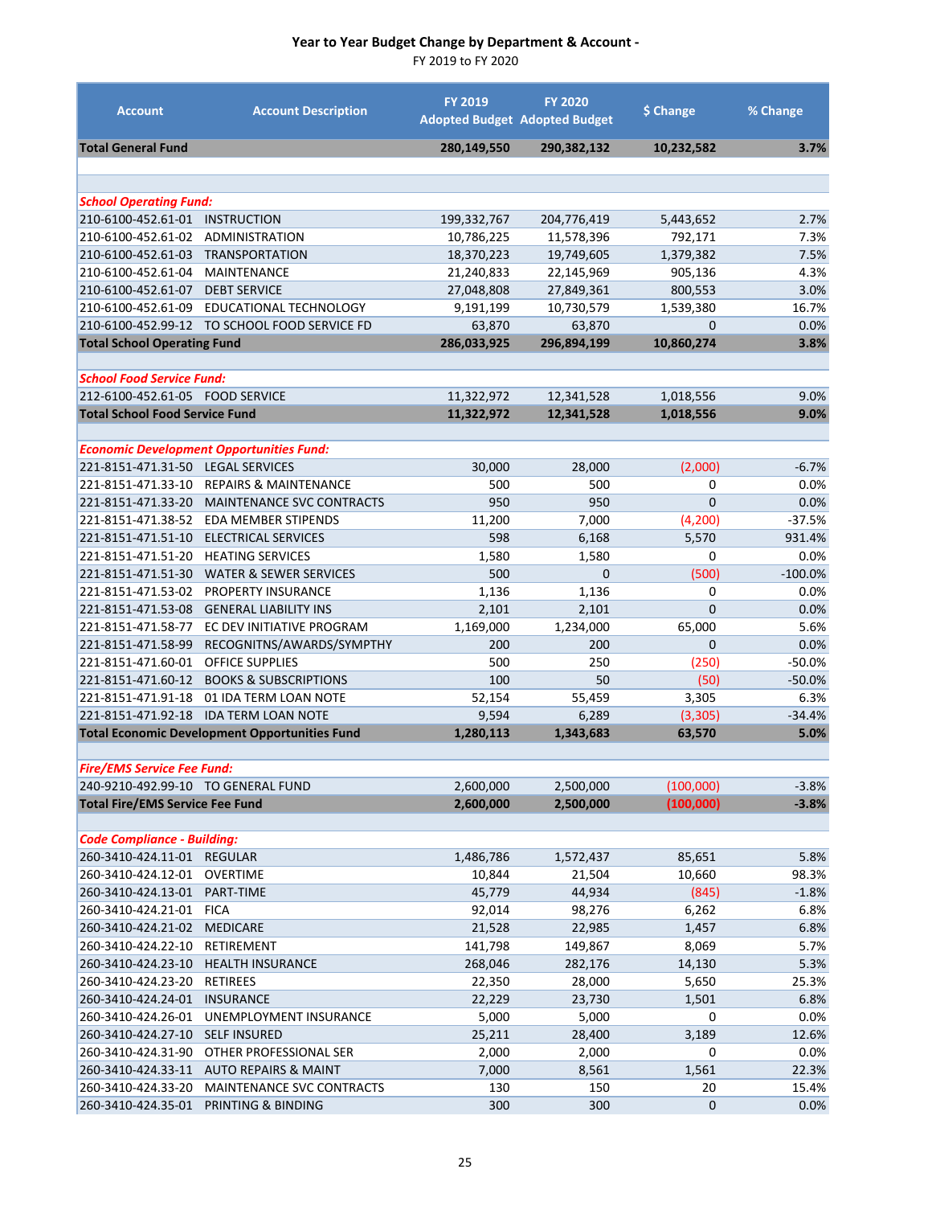**Year to Year Budget Change by Department & Account -**

FY 2019 to FY 2020

| Account | Account Description | FY 2019 Adopted Budget | FY 2020 Adopted Budget | $ Change | % Change |
|---|---|---|---|---|---|
| **Total General Fund** | | **280,149,550** | **290,382,132** | **10,232,582** | **3.7%** |
| | | | | | |
| ***School Operating Fund:*** | | | | | |
| 210-6100-452.61-01 | INSTRUCTION | 199,332,767 | 204,776,419 | 5,443,652 | 2.7% |
| 210-6100-452.61-02 | ADMINISTRATION | 10,786,225 | 11,578,396 | 792,171 | 7.3% |
| 210-6100-452.61-03 | TRANSPORTATION | 18,370,223 | 19,749,605 | 1,379,382 | 7.5% |
| 210-6100-452.61-04 | MAINTENANCE | 21,240,833 | 22,145,969 | 905,136 | 4.3% |
| 210-6100-452.61-07 | DEBT SERVICE | 27,048,808 | 27,849,361 | 800,553 | 3.0% |
| 210-6100-452.61-09 | EDUCATIONAL TECHNOLOGY | 9,191,199 | 10,730,579 | 1,539,380 | 16.7% |
| 210-6100-452.99-12 | TO SCHOOL FOOD SERVICE FD | 63,870 | 63,870 | 0 | 0.0% |
| **Total School Operating Fund** | | **286,033,925** | **296,894,199** | **10,860,274** | **3.8%** |
| | | | | | |
| ***School Food Service Fund:*** | | | | | |
| 212-6100-452.61-05 | FOOD SERVICE | 11,322,972 | 12,341,528 | 1,018,556 | 9.0% |
| **Total School Food Service Fund** | | **11,322,972** | **12,341,528** | **1,018,556** | **9.0%** |
| | | | | | |
| ***Economic Development Opportunities Fund:*** | | | | | |
| 221-8151-471.31-50 | LEGAL SERVICES | 30,000 | 28,000 | (2,000) | -6.7% |
| 221-8151-471.33-10 | REPAIRS & MAINTENANCE | 500 | 500 | 0 | 0.0% |
| 221-8151-471.33-20 | MAINTENANCE SVC CONTRACTS | 950 | 950 | 0 | 0.0% |
| 221-8151-471.38-52 | EDA MEMBER STIPENDS | 11,200 | 7,000 | (4,200) | -37.5% |
| 221-8151-471.51-10 | ELECTRICAL SERVICES | 598 | 6,168 | 5,570 | 931.4% |
| 221-8151-471.51-20 | HEATING SERVICES | 1,580 | 1,580 | 0 | 0.0% |
| 221-8151-471.51-30 | WATER & SEWER SERVICES | 500 | 0 | (500) | -100.0% |
| 221-8151-471.53-02 | PROPERTY INSURANCE | 1,136 | 1,136 | 0 | 0.0% |
| 221-8151-471.53-08 | GENERAL LIABILITY INS | 2,101 | 2,101 | 0 | 0.0% |
| 221-8151-471.58-77 | EC DEV INITIATIVE PROGRAM | 1,169,000 | 1,234,000 | 65,000 | 5.6% |
| 221-8151-471.58-99 | RECOGNITNS/AWARDS/SYMPTHY | 200 | 200 | 0 | 0.0% |
| 221-8151-471.60-01 | OFFICE SUPPLIES | 500 | 250 | (250) | -50.0% |
| 221-8151-471.60-12 | BOOKS & SUBSCRIPTIONS | 100 | 50 | (50) | -50.0% |
| 221-8151-471.91-18 | 01 IDA TERM LOAN NOTE | 52,154 | 55,459 | 3,305 | 6.3% |
| 221-8151-471.92-18 | IDA TERM LOAN NOTE | 9,594 | 6,289 | (3,305) | -34.4% |
| **Total Economic Development Opportunities Fund** | | **1,280,113** | **1,343,683** | **63,570** | **5.0%** |
| | | | | | |
| ***Fire/EMS Service Fee Fund:*** | | | | | |
| 240-9210-492.99-10 | TO GENERAL FUND | 2,600,000 | 2,500,000 | (100,000) | -3.8% |
| **Total Fire/EMS Service Fee Fund** | | **2,600,000** | **2,500,000** | **(100,000)** | **-3.8%** |
| | | | | | |
| ***Code Compliance - Building:*** | | | | | |
| 260-3410-424.11-01 | REGULAR | 1,486,786 | 1,572,437 | 85,651 | 5.8% |
| 260-3410-424.12-01 | OVERTIME | 10,844 | 21,504 | 10,660 | 98.3% |
| 260-3410-424.13-01 | PART-TIME | 45,779 | 44,934 | (845) | -1.8% |
| 260-3410-424.21-01 | FICA | 92,014 | 98,276 | 6,262 | 6.8% |
| 260-3410-424.21-02 | MEDICARE | 21,528 | 22,985 | 1,457 | 6.8% |
| 260-3410-424.22-10 | RETIREMENT | 141,798 | 149,867 | 8,069 | 5.7% |
| 260-3410-424.23-10 | HEALTH INSURANCE | 268,046 | 282,176 | 14,130 | 5.3% |
| 260-3410-424.23-20 | RETIREES | 22,350 | 28,000 | 5,650 | 25.3% |
| 260-3410-424.24-01 | INSURANCE | 22,229 | 23,730 | 1,501 | 6.8% |
| 260-3410-424.26-01 | UNEMPLOYMENT INSURANCE | 5,000 | 5,000 | 0 | 0.0% |
| 260-3410-424.27-10 | SELF INSURED | 25,211 | 28,400 | 3,189 | 12.6% |
| 260-3410-424.31-90 | OTHER PROFESSIONAL SER | 2,000 | 2,000 | 0 | 0.0% |
| 260-3410-424.33-11 | AUTO REPAIRS & MAINT | 7,000 | 8,561 | 1,561 | 22.3% |
| 260-3410-424.33-20 | MAINTENANCE SVC CONTRACTS | 130 | 150 | 20 | 15.4% |
| 260-3410-424.35-01 | PRINTING & BINDING | 300 | 300 | 0 | 0.0% |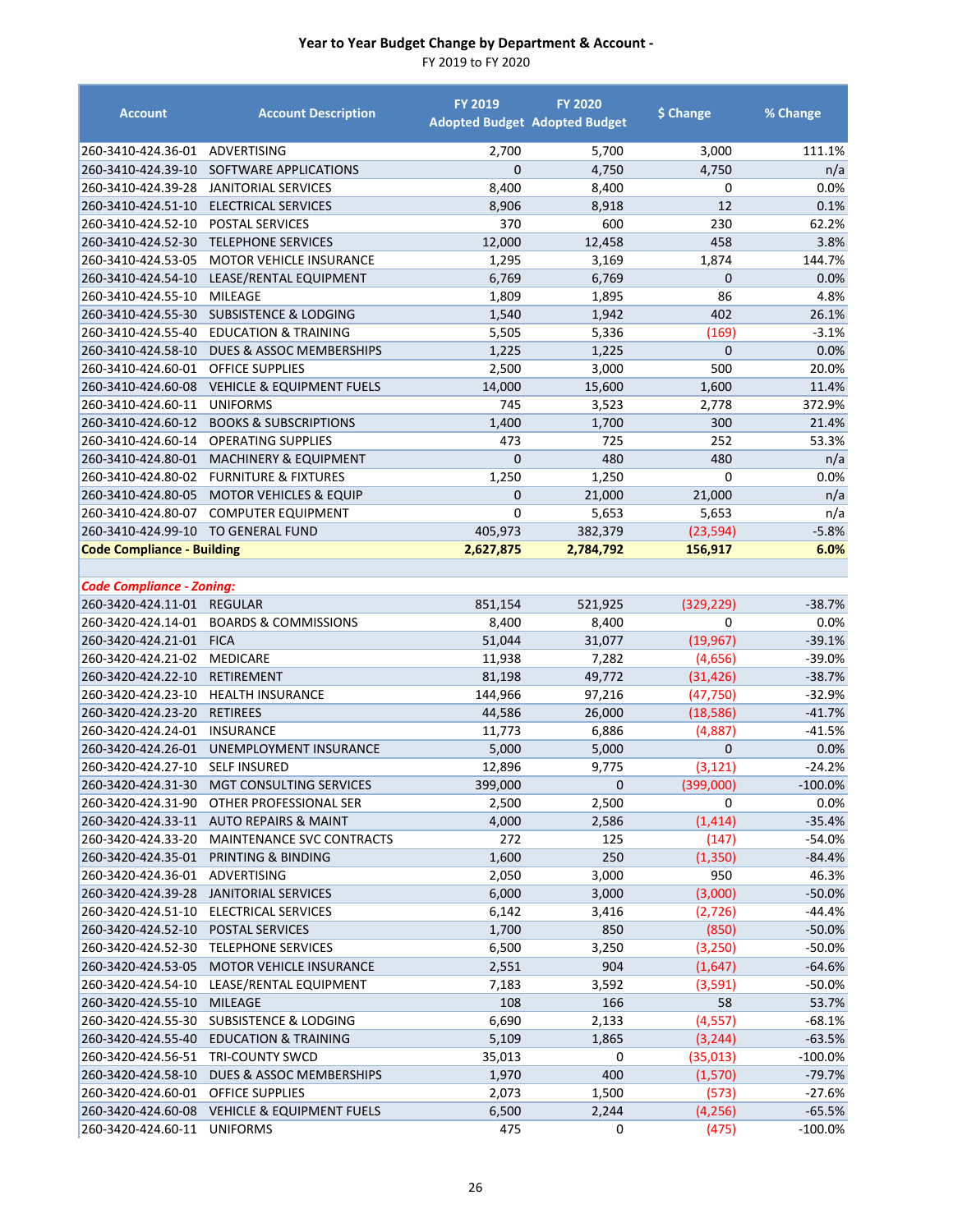## Year to Year Budget Change by Department & Account -

FY 2019 to FY 2020

| Account | Account Description | FY 2019 Adopted Budget | FY 2020 Adopted Budget | $ Change | % Change |
|---|---|---|---|---|---|
| 260-3410-424.36-01 | ADVERTISING | 2,700 | 5,700 | 3,000 | 111.1% |
| 260-3410-424.39-10 | SOFTWARE APPLICATIONS | 0 | 4,750 | 4,750 | n/a |
| 260-3410-424.39-28 | JANITORIAL SERVICES | 8,400 | 8,400 | 0 | 0.0% |
| 260-3410-424.51-10 | ELECTRICAL SERVICES | 8,906 | 8,918 | 12 | 0.1% |
| 260-3410-424.52-10 | POSTAL SERVICES | 370 | 600 | 230 | 62.2% |
| 260-3410-424.52-30 | TELEPHONE SERVICES | 12,000 | 12,458 | 458 | 3.8% |
| 260-3410-424.53-05 | MOTOR VEHICLE INSURANCE | 1,295 | 3,169 | 1,874 | 144.7% |
| 260-3410-424.54-10 | LEASE/RENTAL EQUIPMENT | 6,769 | 6,769 | 0 | 0.0% |
| 260-3410-424.55-10 | MILEAGE | 1,809 | 1,895 | 86 | 4.8% |
| 260-3410-424.55-30 | SUBSISTENCE & LODGING | 1,540 | 1,942 | 402 | 26.1% |
| 260-3410-424.55-40 | EDUCATION & TRAINING | 5,505 | 5,336 | (169) | -3.1% |
| 260-3410-424.58-10 | DUES & ASSOC MEMBERSHIPS | 1,225 | 1,225 | 0 | 0.0% |
| 260-3410-424.60-01 | OFFICE SUPPLIES | 2,500 | 3,000 | 500 | 20.0% |
| 260-3410-424.60-08 | VEHICLE & EQUIPMENT FUELS | 14,000 | 15,600 | 1,600 | 11.4% |
| 260-3410-424.60-11 | UNIFORMS | 745 | 3,523 | 2,778 | 372.9% |
| 260-3410-424.60-12 | BOOKS & SUBSCRIPTIONS | 1,400 | 1,700 | 300 | 21.4% |
| 260-3410-424.60-14 | OPERATING SUPPLIES | 473 | 725 | 252 | 53.3% |
| 260-3410-424.80-01 | MACHINERY & EQUIPMENT | 0 | 480 | 480 | n/a |
| 260-3410-424.80-02 | FURNITURE & FIXTURES | 1,250 | 1,250 | 0 | 0.0% |
| 260-3410-424.80-05 | MOTOR VEHICLES & EQUIP | 0 | 21,000 | 21,000 | n/a |
| 260-3410-424.80-07 | COMPUTER EQUIPMENT | 0 | 5,653 | 5,653 | n/a |
| 260-3410-424.99-10 | TO GENERAL FUND | 405,973 | 382,379 | (23,594) | -5.8% |
| **Code Compliance - Building** | | **2,627,875** | **2,784,792** | **156,917** | **6.0%** |
| | | | | | |
| ***Code Compliance - Zoning:*** | | | | | |
| 260-3420-424.11-01 | REGULAR | 851,154 | 521,925 | (329,229) | -38.7% |
| 260-3420-424.14-01 | BOARDS & COMMISSIONS | 8,400 | 8,400 | 0 | 0.0% |
| 260-3420-424.21-01 | FICA | 51,044 | 31,077 | (19,967) | -39.1% |
| 260-3420-424.21-02 | MEDICARE | 11,938 | 7,282 | (4,656) | -39.0% |
| 260-3420-424.22-10 | RETIREMENT | 81,198 | 49,772 | (31,426) | -38.7% |
| 260-3420-424.23-10 | HEALTH INSURANCE | 144,966 | 97,216 | (47,750) | -32.9% |
| 260-3420-424.23-20 | RETIREES | 44,586 | 26,000 | (18,586) | -41.7% |
| 260-3420-424.24-01 | INSURANCE | 11,773 | 6,886 | (4,887) | -41.5% |
| 260-3420-424.26-01 | UNEMPLOYMENT INSURANCE | 5,000 | 5,000 | 0 | 0.0% |
| 260-3420-424.27-10 | SELF INSURED | 12,896 | 9,775 | (3,121) | -24.2% |
| 260-3420-424.31-30 | MGT CONSULTING SERVICES | 399,000 | 0 | (399,000) | -100.0% |
| 260-3420-424.31-90 | OTHER PROFESSIONAL SER | 2,500 | 2,500 | 0 | 0.0% |
| 260-3420-424.33-11 | AUTO REPAIRS & MAINT | 4,000 | 2,586 | (1,414) | -35.4% |
| 260-3420-424.33-20 | MAINTENANCE SVC CONTRACTS | 272 | 125 | (147) | -54.0% |
| 260-3420-424.35-01 | PRINTING & BINDING | 1,600 | 250 | (1,350) | -84.4% |
| 260-3420-424.36-01 | ADVERTISING | 2,050 | 3,000 | 950 | 46.3% |
| 260-3420-424.39-28 | JANITORIAL SERVICES | 6,000 | 3,000 | (3,000) | -50.0% |
| 260-3420-424.51-10 | ELECTRICAL SERVICES | 6,142 | 3,416 | (2,726) | -44.4% |
| 260-3420-424.52-10 | POSTAL SERVICES | 1,700 | 850 | (850) | -50.0% |
| 260-3420-424.52-30 | TELEPHONE SERVICES | 6,500 | 3,250 | (3,250) | -50.0% |
| 260-3420-424.53-05 | MOTOR VEHICLE INSURANCE | 2,551 | 904 | (1,647) | -64.6% |
| 260-3420-424.54-10 | LEASE/RENTAL EQUIPMENT | 7,183 | 3,592 | (3,591) | -50.0% |
| 260-3420-424.55-10 | MILEAGE | 108 | 166 | 58 | 53.7% |
| 260-3420-424.55-30 | SUBSISTENCE & LODGING | 6,690 | 2,133 | (4,557) | -68.1% |
| 260-3420-424.55-40 | EDUCATION & TRAINING | 5,109 | 1,865 | (3,244) | -63.5% |
| 260-3420-424.56-51 | TRI-COUNTY SWCD | 35,013 | 0 | (35,013) | -100.0% |
| 260-3420-424.58-10 | DUES & ASSOC MEMBERSHIPS | 1,970 | 400 | (1,570) | -79.7% |
| 260-3420-424.60-01 | OFFICE SUPPLIES | 2,073 | 1,500 | (573) | -27.6% |
| 260-3420-424.60-08 | VEHICLE & EQUIPMENT FUELS | 6,500 | 2,244 | (4,256) | -65.5% |
| 260-3420-424.60-11 | UNIFORMS | 475 | 0 | (475) | -100.0% |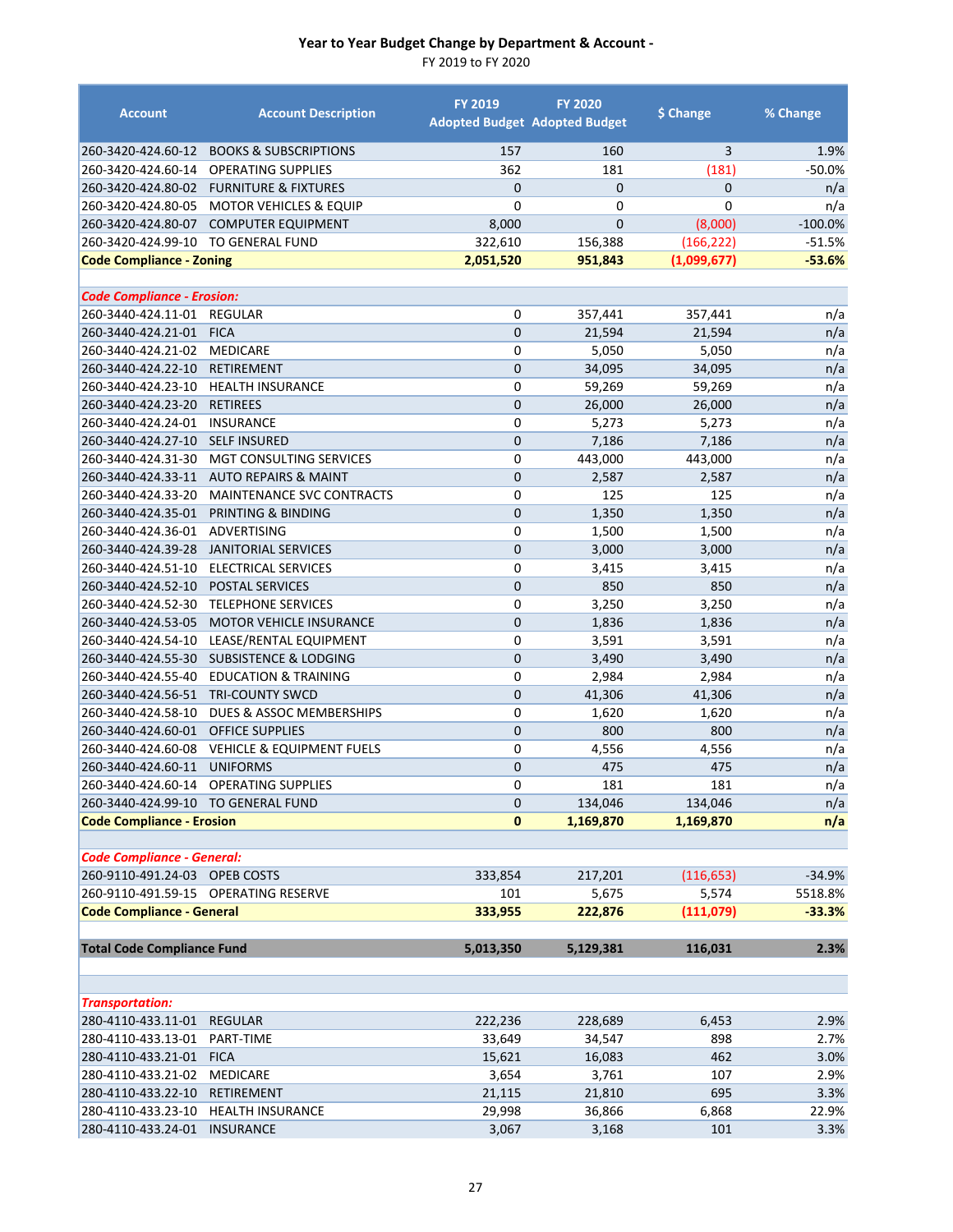## Year to Year Budget Change by Department & Account -

FY 2019 to FY 2020

| Account | Account Description | FY 2019 Adopted Budget | FY 2020 Adopted Budget | $ Change | % Change |
|---|---|---|---|---|---|
| 260-3420-424.60-12 | BOOKS & SUBSCRIPTIONS | 157 | 160 | 3 | 1.9% |
| 260-3420-424.60-14 | OPERATING SUPPLIES | 362 | 181 | (181) | -50.0% |
| 260-3420-424.80-02 | FURNITURE & FIXTURES | 0 | 0 | 0 | n/a |
| 260-3420-424.80-05 | MOTOR VEHICLES & EQUIP | 0 | 0 | 0 | n/a |
| 260-3420-424.80-07 | COMPUTER EQUIPMENT | 8,000 | 0 | (8,000) | -100.0% |
| 260-3420-424.99-10 | TO GENERAL FUND | 322,610 | 156,388 | (166,222) | -51.5% |
| **Code Compliance - Zoning** | | **2,051,520** | **951,843** | **(1,099,677)** | **-53.6%** |
| | | | | | |
| ***Code Compliance - Erosion:*** | | | | | |
| 260-3440-424.11-01 | REGULAR | 0 | 357,441 | 357,441 | n/a |
| 260-3440-424.21-01 | FICA | 0 | 21,594 | 21,594 | n/a |
| 260-3440-424.21-02 | MEDICARE | 0 | 5,050 | 5,050 | n/a |
| 260-3440-424.22-10 | RETIREMENT | 0 | 34,095 | 34,095 | n/a |
| 260-3440-424.23-10 | HEALTH INSURANCE | 0 | 59,269 | 59,269 | n/a |
| 260-3440-424.23-20 | RETIREES | 0 | 26,000 | 26,000 | n/a |
| 260-3440-424.24-01 | INSURANCE | 0 | 5,273 | 5,273 | n/a |
| 260-3440-424.27-10 | SELF INSURED | 0 | 7,186 | 7,186 | n/a |
| 260-3440-424.31-30 | MGT CONSULTING SERVICES | 0 | 443,000 | 443,000 | n/a |
| 260-3440-424.33-11 | AUTO REPAIRS & MAINT | 0 | 2,587 | 2,587 | n/a |
| 260-3440-424.33-20 | MAINTENANCE SVC CONTRACTS | 0 | 125 | 125 | n/a |
| 260-3440-424.35-01 | PRINTING & BINDING | 0 | 1,350 | 1,350 | n/a |
| 260-3440-424.36-01 | ADVERTISING | 0 | 1,500 | 1,500 | n/a |
| 260-3440-424.39-28 | JANITORIAL SERVICES | 0 | 3,000 | 3,000 | n/a |
| 260-3440-424.51-10 | ELECTRICAL SERVICES | 0 | 3,415 | 3,415 | n/a |
| 260-3440-424.52-10 | POSTAL SERVICES | 0 | 850 | 850 | n/a |
| 260-3440-424.52-30 | TELEPHONE SERVICES | 0 | 3,250 | 3,250 | n/a |
| 260-3440-424.53-05 | MOTOR VEHICLE INSURANCE | 0 | 1,836 | 1,836 | n/a |
| 260-3440-424.54-10 | LEASE/RENTAL EQUIPMENT | 0 | 3,591 | 3,591 | n/a |
| 260-3440-424.55-30 | SUBSISTENCE & LODGING | 0 | 3,490 | 3,490 | n/a |
| 260-3440-424.55-40 | EDUCATION & TRAINING | 0 | 2,984 | 2,984 | n/a |
| 260-3440-424.56-51 | TRI-COUNTY SWCD | 0 | 41,306 | 41,306 | n/a |
| 260-3440-424.58-10 | DUES & ASSOC MEMBERSHIPS | 0 | 1,620 | 1,620 | n/a |
| 260-3440-424.60-01 | OFFICE SUPPLIES | 0 | 800 | 800 | n/a |
| 260-3440-424.60-08 | VEHICLE & EQUIPMENT FUELS | 0 | 4,556 | 4,556 | n/a |
| 260-3440-424.60-11 | UNIFORMS | 0 | 475 | 475 | n/a |
| 260-3440-424.60-14 | OPERATING SUPPLIES | 0 | 181 | 181 | n/a |
| 260-3440-424.99-10 | TO GENERAL FUND | 0 | 134,046 | 134,046 | n/a |
| **Code Compliance - Erosion** | | **0** | **1,169,870** | **1,169,870** | **n/a** |
| | | | | | |
| ***Code Compliance - General:*** | | | | | |
| 260-9110-491.24-03 | OPEB COSTS | 333,854 | 217,201 | (116,653) | -34.9% |
| 260-9110-491.59-15 | OPERATING RESERVE | 101 | 5,675 | 5,574 | 5518.8% |
| **Code Compliance - General** | | **333,955** | **222,876** | **(111,079)** | **-33.3%** |
| | | | | | |
| **Total Code Compliance Fund** | | **5,013,350** | **5,129,381** | **116,031** | **2.3%** |
| | | | | | |
| ***Transportation:*** | | | | | |
| 280-4110-433.11-01 | REGULAR | 222,236 | 228,689 | 6,453 | 2.9% |
| 280-4110-433.13-01 | PART-TIME | 33,649 | 34,547 | 898 | 2.7% |
| 280-4110-433.21-01 | FICA | 15,621 | 16,083 | 462 | 3.0% |
| 280-4110-433.21-02 | MEDICARE | 3,654 | 3,761 | 107 | 2.9% |
| 280-4110-433.22-10 | RETIREMENT | 21,115 | 21,810 | 695 | 3.3% |
| 280-4110-433.23-10 | HEALTH INSURANCE | 29,998 | 36,866 | 6,868 | 22.9% |
| 280-4110-433.24-01 | INSURANCE | 3,067 | 3,168 | 101 | 3.3% |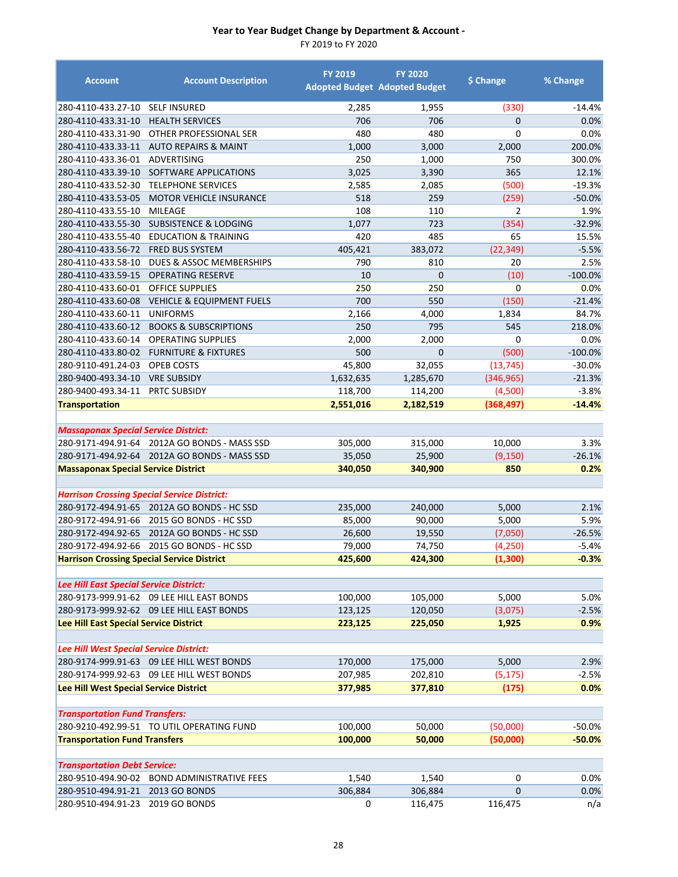# Year to Year Budget Change by Department & Account -

FY 2019 to FY 2020

| Account | Account Description | FY 2019 Adopted Budget | FY 2020 Adopted Budget | $ Change | % Change |
|---|---|---|---|---|---|
| 280-4110-433.27-10 | SELF INSURED | 2,285 | 1,955 | (330) | -14.4% |
| 280-4110-433.31-10 | HEALTH SERVICES | 706 | 706 | 0 | 0.0% |
| 280-4110-433.31-90 | OTHER PROFESSIONAL SER | 480 | 480 | 0 | 0.0% |
| 280-4110-433.33-11 | AUTO REPAIRS & MAINT | 1,000 | 3,000 | 2,000 | 200.0% |
| 280-4110-433.36-01 | ADVERTISING | 250 | 1,000 | 750 | 300.0% |
| 280-4110-433.39-10 | SOFTWARE APPLICATIONS | 3,025 | 3,390 | 365 | 12.1% |
| 280-4110-433.52-30 | TELEPHONE SERVICES | 2,585 | 2,085 | (500) | -19.3% |
| 280-4110-433.53-05 | MOTOR VEHICLE INSURANCE | 518 | 259 | (259) | -50.0% |
| 280-4110-433.55-10 | MILEAGE | 108 | 110 | 2 | 1.9% |
| 280-4110-433.55-30 | SUBSISTENCE & LODGING | 1,077 | 723 | (354) | -32.9% |
| 280-4110-433.55-40 | EDUCATION & TRAINING | 420 | 485 | 65 | 15.5% |
| 280-4110-433.56-72 | FRED BUS SYSTEM | 405,421 | 383,072 | (22,349) | -5.5% |
| 280-4110-433.58-10 | DUES & ASSOC MEMBERSHIPS | 790 | 810 | 20 | 2.5% |
| 280-4110-433.59-15 | OPERATING RESERVE | 10 | 0 | (10) | -100.0% |
| 280-4110-433.60-01 | OFFICE SUPPLIES | 250 | 250 | 0 | 0.0% |
| 280-4110-433.60-08 | VEHICLE & EQUIPMENT FUELS | 700 | 550 | (150) | -21.4% |
| 280-4110-433.60-11 | UNIFORMS | 2,166 | 4,000 | 1,834 | 84.7% |
| 280-4110-433.60-12 | BOOKS & SUBSCRIPTIONS | 250 | 795 | 545 | 218.0% |
| 280-4110-433.60-14 | OPERATING SUPPLIES | 2,000 | 2,000 | 0 | 0.0% |
| 280-4110-433.80-02 | FURNITURE & FIXTURES | 500 | 0 | (500) | -100.0% |
| 280-9110-491.24-03 | OPEB COSTS | 45,800 | 32,055 | (13,745) | -30.0% |
| 280-9400-493.34-10 | VRE SUBSIDY | 1,632,635 | 1,285,670 | (346,965) | -21.3% |
| 280-9400-493.34-11 | PRTC SUBSIDY | 118,700 | 114,200 | (4,500) | -3.8% |
| **Transportation** | | **2,551,016** | **2,182,519** | **(368,497)** | **-14.4%** |
| | | | | | |
| ***Massaponax Special Service District:*** | | | | | |
| 280-9171-494.91-64 | 2012A GO BONDS - MASS SSD | 305,000 | 315,000 | 10,000 | 3.3% |
| 280-9171-494.92-64 | 2012A GO BONDS - MASS SSD | 35,050 | 25,900 | (9,150) | -26.1% |
| **Massaponax Special Service District** | | **340,050** | **340,900** | **850** | **0.2%** |
| | | | | | |
| ***Harrison Crossing Special Service District:*** | | | | | |
| 280-9172-494.91-65 | 2012A GO BONDS - HC SSD | 235,000 | 240,000 | 5,000 | 2.1% |
| 280-9172-494.91-66 | 2015 GO BONDS - HC SSD | 85,000 | 90,000 | 5,000 | 5.9% |
| 280-9172-494.92-65 | 2012A GO BONDS - HC SSD | 26,600 | 19,550 | (7,050) | -26.5% |
| 280-9172-494.92-66 | 2015 GO BONDS - HC SSD | 79,000 | 74,750 | (4,250) | -5.4% |
| **Harrison Crossing Special Service District** | | **425,600** | **424,300** | **(1,300)** | **-0.3%** |
| | | | | | |
| ***Lee Hill East Special Service District:*** | | | | | |
| 280-9173-999.91-62 | 09 LEE HILL EAST BONDS | 100,000 | 105,000 | 5,000 | 5.0% |
| 280-9173-999.92-62 | 09 LEE HILL EAST BONDS | 123,125 | 120,050 | (3,075) | -2.5% |
| **Lee Hill East Special Service District** | | **223,125** | **225,050** | **1,925** | **0.9%** |
| | | | | | |
| ***Lee Hill West Special Service District:*** | | | | | |
| 280-9174-999.91-63 | 09 LEE HILL WEST BONDS | 170,000 | 175,000 | 5,000 | 2.9% |
| 280-9174-999.92-63 | 09 LEE HILL WEST BONDS | 207,985 | 202,810 | (5,175) | -2.5% |
| **Lee Hill West Special Service District** | | **377,985** | **377,810** | **(175)** | **0.0%** |
| | | | | | |
| ***Transportation Fund Transfers:*** | | | | | |
| 280-9210-492.99-51 | TO UTIL OPERATING FUND | 100,000 | 50,000 | (50,000) | -50.0% |
| **Transportation Fund Transfers** | | **100,000** | **50,000** | **(50,000)** | **-50.0%** |
| | | | | | |
| ***Transportation Debt Service:*** | | | | | |
| 280-9510-494.90-02 | BOND ADMINISTRATIVE FEES | 1,540 | 1,540 | 0 | 0.0% |
| 280-9510-494.91-21 | 2013 GO BONDS | 306,884 | 306,884 | 0 | 0.0% |
| 280-9510-494.91-23 | 2019 GO BONDS | 0 | 116,475 | 116,475 | n/a |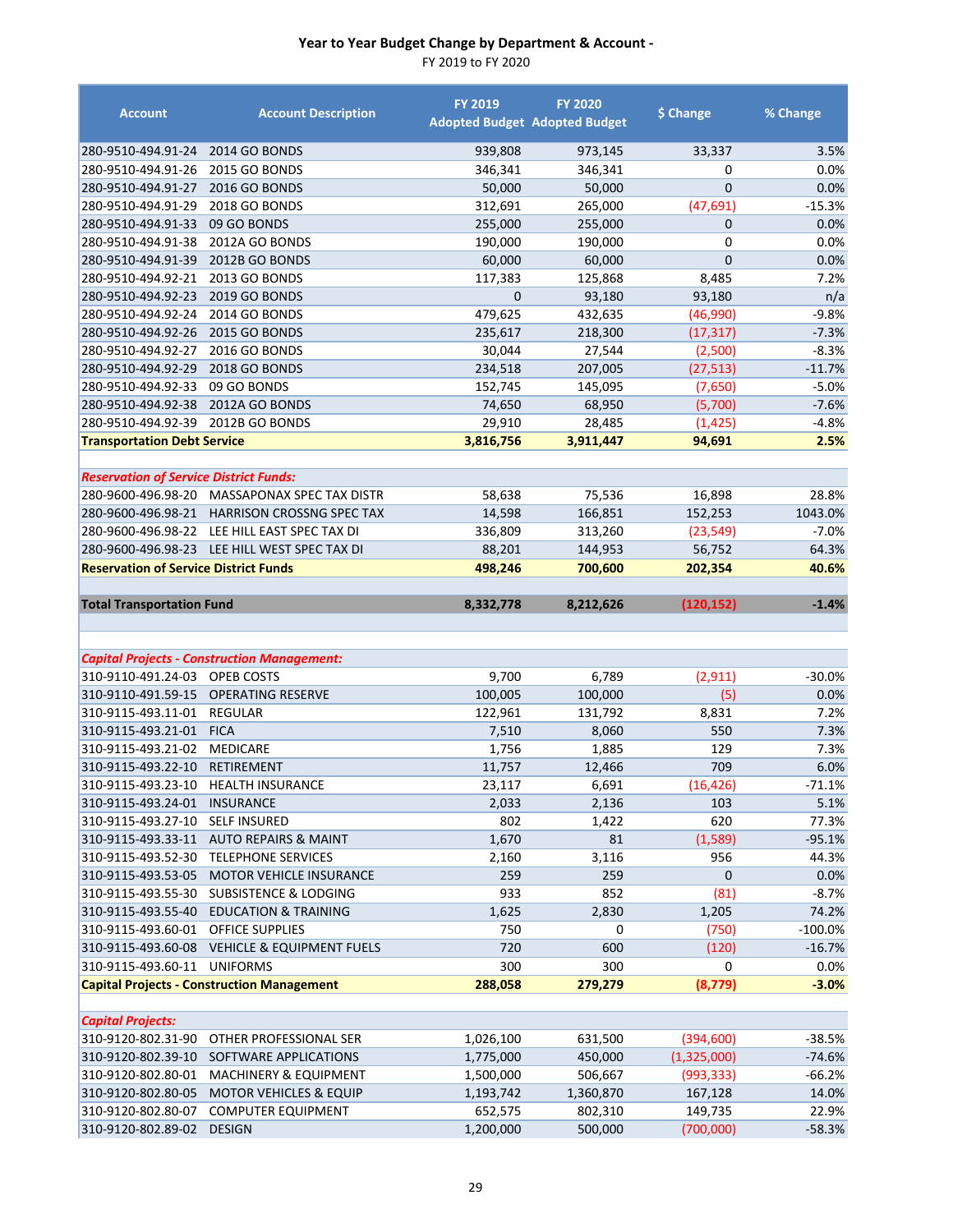**Year to Year Budget Change by Department & Account -**

FY 2019 to FY 2020

| Account | Account Description | FY 2019 Adopted Budget | FY 2020 Adopted Budget | $ Change | % Change |
|---|---|---|---|---|---|
| 280-9510-494.91-24 | 2014 GO BONDS | 939,808 | 973,145 | 33,337 | 3.5% |
| 280-9510-494.91-26 | 2015 GO BONDS | 346,341 | 346,341 | 0 | 0.0% |
| 280-9510-494.91-27 | 2016 GO BONDS | 50,000 | 50,000 | 0 | 0.0% |
| 280-9510-494.91-29 | 2018 GO BONDS | 312,691 | 265,000 | (47,691) | -15.3% |
| 280-9510-494.91-33 | 09 GO BONDS | 255,000 | 255,000 | 0 | 0.0% |
| 280-9510-494.91-38 | 2012A GO BONDS | 190,000 | 190,000 | 0 | 0.0% |
| 280-9510-494.91-39 | 2012B GO BONDS | 60,000 | 60,000 | 0 | 0.0% |
| 280-9510-494.92-21 | 2013 GO BONDS | 117,383 | 125,868 | 8,485 | 7.2% |
| 280-9510-494.92-23 | 2019 GO BONDS | 0 | 93,180 | 93,180 | n/a |
| 280-9510-494.92-24 | 2014 GO BONDS | 479,625 | 432,635 | (46,990) | -9.8% |
| 280-9510-494.92-26 | 2015 GO BONDS | 235,617 | 218,300 | (17,317) | -7.3% |
| 280-9510-494.92-27 | 2016 GO BONDS | 30,044 | 27,544 | (2,500) | -8.3% |
| 280-9510-494.92-29 | 2018 GO BONDS | 234,518 | 207,005 | (27,513) | -11.7% |
| 280-9510-494.92-33 | 09 GO BONDS | 152,745 | 145,095 | (7,650) | -5.0% |
| 280-9510-494.92-38 | 2012A GO BONDS | 74,650 | 68,950 | (5,700) | -7.6% |
| 280-9510-494.92-39 | 2012B GO BONDS | 29,910 | 28,485 | (1,425) | -4.8% |
| **Transportation Debt Service** | | **3,816,756** | **3,911,447** | **94,691** | **2.5%** |
| | | | | | |
| ***Reservation of Service District Funds:*** | | | | | |
| 280-9600-496.98-20 | MASSAPONAX SPEC TAX DISTR | 58,638 | 75,536 | 16,898 | 28.8% |
| 280-9600-496.98-21 | HARRISON CROSSNG SPEC TAX | 14,598 | 166,851 | 152,253 | 1043.0% |
| 280-9600-496.98-22 | LEE HILL EAST SPEC TAX DI | 336,809 | 313,260 | (23,549) | -7.0% |
| 280-9600-496.98-23 | LEE HILL WEST SPEC TAX DI | 88,201 | 144,953 | 56,752 | 64.3% |
| **Reservation of Service District Funds** | | **498,246** | **700,600** | **202,354** | **40.6%** |
| | | | | | |
| **Total Transportation Fund** | | **8,332,778** | **8,212,626** | **(120,152)** | **-1.4%** |
| | | | | | |
| ***Capital Projects - Construction Management:*** | | | | | |
| 310-9110-491.24-03 | OPEB COSTS | 9,700 | 6,789 | (2,911) | -30.0% |
| 310-9110-491.59-15 | OPERATING RESERVE | 100,005 | 100,000 | (5) | 0.0% |
| 310-9115-493.11-01 | REGULAR | 122,961 | 131,792 | 8,831 | 7.2% |
| 310-9115-493.21-01 | FICA | 7,510 | 8,060 | 550 | 7.3% |
| 310-9115-493.21-02 | MEDICARE | 1,756 | 1,885 | 129 | 7.3% |
| 310-9115-493.22-10 | RETIREMENT | 11,757 | 12,466 | 709 | 6.0% |
| 310-9115-493.23-10 | HEALTH INSURANCE | 23,117 | 6,691 | (16,426) | -71.1% |
| 310-9115-493.24-01 | INSURANCE | 2,033 | 2,136 | 103 | 5.1% |
| 310-9115-493.27-10 | SELF INSURED | 802 | 1,422 | 620 | 77.3% |
| 310-9115-493.33-11 | AUTO REPAIRS & MAINT | 1,670 | 81 | (1,589) | -95.1% |
| 310-9115-493.52-30 | TELEPHONE SERVICES | 2,160 | 3,116 | 956 | 44.3% |
| 310-9115-493.53-05 | MOTOR VEHICLE INSURANCE | 259 | 259 | 0 | 0.0% |
| 310-9115-493.55-30 | SUBSISTENCE & LODGING | 933 | 852 | (81) | -8.7% |
| 310-9115-493.55-40 | EDUCATION & TRAINING | 1,625 | 2,830 | 1,205 | 74.2% |
| 310-9115-493.60-01 | OFFICE SUPPLIES | 750 | 0 | (750) | -100.0% |
| 310-9115-493.60-08 | VEHICLE & EQUIPMENT FUELS | 720 | 600 | (120) | -16.7% |
| 310-9115-493.60-11 | UNIFORMS | 300 | 300 | 0 | 0.0% |
| **Capital Projects - Construction Management** | | **288,058** | **279,279** | **(8,779)** | **-3.0%** |
| | | | | | |
| ***Capital Projects:*** | | | | | |
| 310-9120-802.31-90 | OTHER PROFESSIONAL SER | 1,026,100 | 631,500 | (394,600) | -38.5% |
| 310-9120-802.39-10 | SOFTWARE APPLICATIONS | 1,775,000 | 450,000 | (1,325,000) | -74.6% |
| 310-9120-802.80-01 | MACHINERY & EQUIPMENT | 1,500,000 | 506,667 | (993,333) | -66.2% |
| 310-9120-802.80-05 | MOTOR VEHICLES & EQUIP | 1,193,742 | 1,360,870 | 167,128 | 14.0% |
| 310-9120-802.80-07 | COMPUTER EQUIPMENT | 652,575 | 802,310 | 149,735 | 22.9% |
| 310-9120-802.89-02 | DESIGN | 1,200,000 | 500,000 | (700,000) | -58.3% |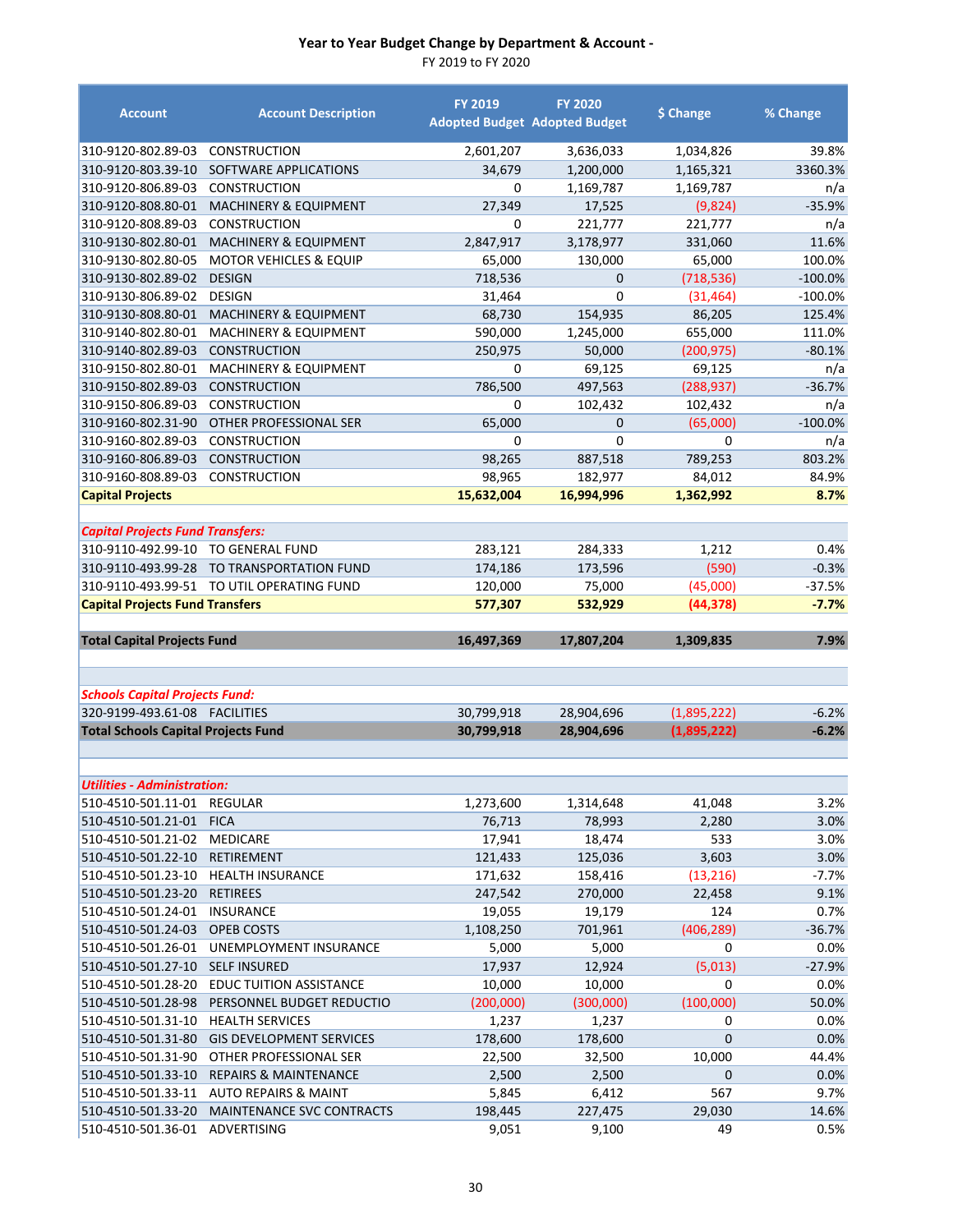# Year to Year Budget Change by Department & Account -

FY 2019 to FY 2020

| Account | Account Description | FY 2019 Adopted Budget | FY 2020 Adopted Budget | $ Change | % Change |
|---|---|---|---|---|---|
| 310-9120-802.89-03 | CONSTRUCTION | 2,601,207 | 3,636,033 | 1,034,826 | 39.8% |
| 310-9120-803.39-10 | SOFTWARE APPLICATIONS | 34,679 | 1,200,000 | 1,165,321 | 3360.3% |
| 310-9120-806.89-03 | CONSTRUCTION | 0 | 1,169,787 | 1,169,787 | n/a |
| 310-9120-808.80-01 | MACHINERY & EQUIPMENT | 27,349 | 17,525 | (9,824) | -35.9% |
| 310-9120-808.89-03 | CONSTRUCTION | 0 | 221,777 | 221,777 | n/a |
| 310-9130-802.80-01 | MACHINERY & EQUIPMENT | 2,847,917 | 3,178,977 | 331,060 | 11.6% |
| 310-9130-802.80-05 | MOTOR VEHICLES & EQUIP | 65,000 | 130,000 | 65,000 | 100.0% |
| 310-9130-802.89-02 | DESIGN | 718,536 | 0 | (718,536) | -100.0% |
| 310-9130-806.89-02 | DESIGN | 31,464 | 0 | (31,464) | -100.0% |
| 310-9130-808.80-01 | MACHINERY & EQUIPMENT | 68,730 | 154,935 | 86,205 | 125.4% |
| 310-9140-802.80-01 | MACHINERY & EQUIPMENT | 590,000 | 1,245,000 | 655,000 | 111.0% |
| 310-9140-802.89-03 | CONSTRUCTION | 250,975 | 50,000 | (200,975) | -80.1% |
| 310-9150-802.80-01 | MACHINERY & EQUIPMENT | 0 | 69,125 | 69,125 | n/a |
| 310-9150-802.89-03 | CONSTRUCTION | 786,500 | 497,563 | (288,937) | -36.7% |
| 310-9150-806.89-03 | CONSTRUCTION | 0 | 102,432 | 102,432 | n/a |
| 310-9160-802.31-90 | OTHER PROFESSIONAL SER | 65,000 | 0 | (65,000) | -100.0% |
| 310-9160-802.89-03 | CONSTRUCTION | 0 | 0 | 0 | n/a |
| 310-9160-806.89-03 | CONSTRUCTION | 98,265 | 887,518 | 789,253 | 803.2% |
| 310-9160-808.89-03 | CONSTRUCTION | 98,965 | 182,977 | 84,012 | 84.9% |
| **Capital Projects** | | **15,632,004** | **16,994,996** | **1,362,992** | **8.7%** |
| | | | | | |
| ***Capital Projects Fund Transfers:*** | | | | | |
| 310-9110-492.99-10 | TO GENERAL FUND | 283,121 | 284,333 | 1,212 | 0.4% |
| 310-9110-493.99-28 | TO TRANSPORTATION FUND | 174,186 | 173,596 | (590) | -0.3% |
| 310-9110-493.99-51 | TO UTIL OPERATING FUND | 120,000 | 75,000 | (45,000) | -37.5% |
| **Capital Projects Fund Transfers** | | **577,307** | **532,929** | **(44,378)** | **-7.7%** |
| | | | | | |
| **Total Capital Projects Fund** | | **16,497,369** | **17,807,204** | **1,309,835** | **7.9%** |
| | | | | | |
| ***Schools Capital Projects Fund:*** | | | | | |
| 320-9199-493.61-08 | FACILITIES | 30,799,918 | 28,904,696 | (1,895,222) | -6.2% |
| **Total Schools Capital Projects Fund** | | **30,799,918** | **28,904,696** | **(1,895,222)** | **-6.2%** |
| | | | | | |
| ***Utilities - Administration:*** | | | | | |
| 510-4510-501.11-01 | REGULAR | 1,273,600 | 1,314,648 | 41,048 | 3.2% |
| 510-4510-501.21-01 | FICA | 76,713 | 78,993 | 2,280 | 3.0% |
| 510-4510-501.21-02 | MEDICARE | 17,941 | 18,474 | 533 | 3.0% |
| 510-4510-501.22-10 | RETIREMENT | 121,433 | 125,036 | 3,603 | 3.0% |
| 510-4510-501.23-10 | HEALTH INSURANCE | 171,632 | 158,416 | (13,216) | -7.7% |
| 510-4510-501.23-20 | RETIREES | 247,542 | 270,000 | 22,458 | 9.1% |
| 510-4510-501.24-01 | INSURANCE | 19,055 | 19,179 | 124 | 0.7% |
| 510-4510-501.24-03 | OPEB COSTS | 1,108,250 | 701,961 | (406,289) | -36.7% |
| 510-4510-501.26-01 | UNEMPLOYMENT INSURANCE | 5,000 | 5,000 | 0 | 0.0% |
| 510-4510-501.27-10 | SELF INSURED | 17,937 | 12,924 | (5,013) | -27.9% |
| 510-4510-501.28-20 | EDUC TUITION ASSISTANCE | 10,000 | 10,000 | 0 | 0.0% |
| 510-4510-501.28-98 | PERSONNEL BUDGET REDUCTIO | (200,000) | (300,000) | (100,000) | 50.0% |
| 510-4510-501.31-10 | HEALTH SERVICES | 1,237 | 1,237 | 0 | 0.0% |
| 510-4510-501.31-80 | GIS DEVELOPMENT SERVICES | 178,600 | 178,600 | 0 | 0.0% |
| 510-4510-501.31-90 | OTHER PROFESSIONAL SER | 22,500 | 32,500 | 10,000 | 44.4% |
| 510-4510-501.33-10 | REPAIRS & MAINTENANCE | 2,500 | 2,500 | 0 | 0.0% |
| 510-4510-501.33-11 | AUTO REPAIRS & MAINT | 5,845 | 6,412 | 567 | 9.7% |
| 510-4510-501.33-20 | MAINTENANCE SVC CONTRACTS | 198,445 | 227,475 | 29,030 | 14.6% |
| 510-4510-501.36-01 | ADVERTISING | 9,051 | 9,100 | 49 | 0.5% |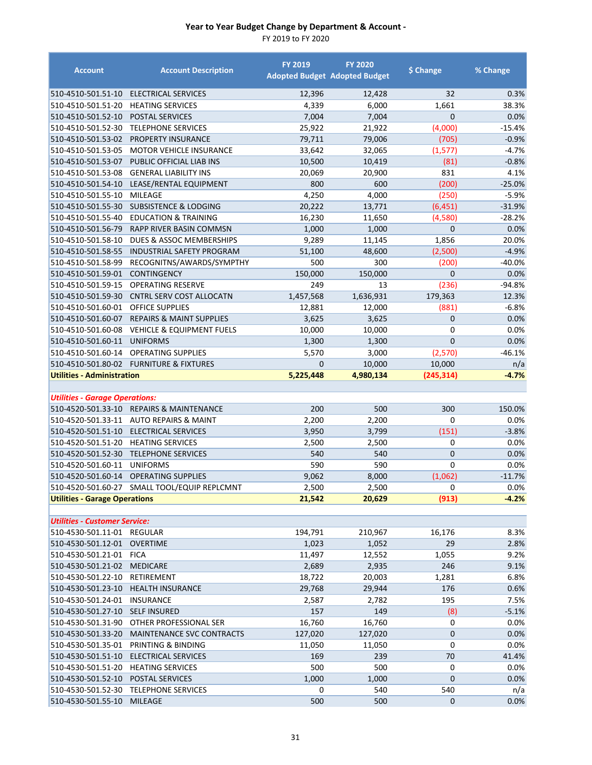# Year to Year Budget Change by Department & Account -

FY 2019 to FY 2020

| Account | Account Description | FY 2019 Adopted Budget | FY 2020 Adopted Budget | $ Change | % Change |
|---|---|---|---|---|---|
| 510-4510-501.51-10 | ELECTRICAL SERVICES | 12,396 | 12,428 | 32 | 0.3% |
| 510-4510-501.51-20 | HEATING SERVICES | 4,339 | 6,000 | 1,661 | 38.3% |
| 510-4510-501.52-10 | POSTAL SERVICES | 7,004 | 7,004 | 0 | 0.0% |
| 510-4510-501.52-30 | TELEPHONE SERVICES | 25,922 | 21,922 | (4,000) | -15.4% |
| 510-4510-501.53-02 | PROPERTY INSURANCE | 79,711 | 79,006 | (705) | -0.9% |
| 510-4510-501.53-05 | MOTOR VEHICLE INSURANCE | 33,642 | 32,065 | (1,577) | -4.7% |
| 510-4510-501.53-07 | PUBLIC OFFICIAL LIAB INS | 10,500 | 10,419 | (81) | -0.8% |
| 510-4510-501.53-08 | GENERAL LIABILITY INS | 20,069 | 20,900 | 831 | 4.1% |
| 510-4510-501.54-10 | LEASE/RENTAL EQUIPMENT | 800 | 600 | (200) | -25.0% |
| 510-4510-501.55-10 | MILEAGE | 4,250 | 4,000 | (250) | -5.9% |
| 510-4510-501.55-30 | SUBSISTENCE & LODGING | 20,222 | 13,771 | (6,451) | -31.9% |
| 510-4510-501.55-40 | EDUCATION & TRAINING | 16,230 | 11,650 | (4,580) | -28.2% |
| 510-4510-501.56-79 | RAPP RIVER BASIN COMMSN | 1,000 | 1,000 | 0 | 0.0% |
| 510-4510-501.58-10 | DUES & ASSOC MEMBERSHIPS | 9,289 | 11,145 | 1,856 | 20.0% |
| 510-4510-501.58-55 | INDUSTRIAL SAFETY PROGRAM | 51,100 | 48,600 | (2,500) | -4.9% |
| 510-4510-501.58-99 | RECOGNITNS/AWARDS/SYMPTHY | 500 | 300 | (200) | -40.0% |
| 510-4510-501.59-01 | CONTINGENCY | 150,000 | 150,000 | 0 | 0.0% |
| 510-4510-501.59-15 | OPERATING RESERVE | 249 | 13 | (236) | -94.8% |
| 510-4510-501.59-30 | CNTRL SERV COST ALLOCATN | 1,457,568 | 1,636,931 | 179,363 | 12.3% |
| 510-4510-501.60-01 | OFFICE SUPPLIES | 12,881 | 12,000 | (881) | -6.8% |
| 510-4510-501.60-07 | REPAIRS & MAINT SUPPLIES | 3,625 | 3,625 | 0 | 0.0% |
| 510-4510-501.60-08 | VEHICLE & EQUIPMENT FUELS | 10,000 | 10,000 | 0 | 0.0% |
| 510-4510-501.60-11 | UNIFORMS | 1,300 | 1,300 | 0 | 0.0% |
| 510-4510-501.60-14 | OPERATING SUPPLIES | 5,570 | 3,000 | (2,570) | -46.1% |
| 510-4510-501.80-02 | FURNITURE & FIXTURES | 0 | 10,000 | 10,000 | n/a |
| **Utilities - Administration** | | **5,225,448** | **4,980,134** | **(245,314)** | **-4.7%** |
| | | | | | |
| ***Utilities - Garage Operations:*** | | | | | |
| 510-4520-501.33-10 | REPAIRS & MAINTENANCE | 200 | 500 | 300 | 150.0% |
| 510-4520-501.33-11 | AUTO REPAIRS & MAINT | 2,200 | 2,200 | 0 | 0.0% |
| 510-4520-501.51-10 | ELECTRICAL SERVICES | 3,950 | 3,799 | (151) | -3.8% |
| 510-4520-501.51-20 | HEATING SERVICES | 2,500 | 2,500 | 0 | 0.0% |
| 510-4520-501.52-30 | TELEPHONE SERVICES | 540 | 540 | 0 | 0.0% |
| 510-4520-501.60-11 | UNIFORMS | 590 | 590 | 0 | 0.0% |
| 510-4520-501.60-14 | OPERATING SUPPLIES | 9,062 | 8,000 | (1,062) | -11.7% |
| 510-4520-501.60-27 | SMALL TOOL/EQUIP REPLCMNT | 2,500 | 2,500 | 0 | 0.0% |
| **Utilities - Garage Operations** | | **21,542** | **20,629** | **(913)** | **-4.2%** |
| | | | | | |
| ***Utilities - Customer Service:*** | | | | | |
| 510-4530-501.11-01 | REGULAR | 194,791 | 210,967 | 16,176 | 8.3% |
| 510-4530-501.12-01 | OVERTIME | 1,023 | 1,052 | 29 | 2.8% |
| 510-4530-501.21-01 | FICA | 11,497 | 12,552 | 1,055 | 9.2% |
| 510-4530-501.21-02 | MEDICARE | 2,689 | 2,935 | 246 | 9.1% |
| 510-4530-501.22-10 | RETIREMENT | 18,722 | 20,003 | 1,281 | 6.8% |
| 510-4530-501.23-10 | HEALTH INSURANCE | 29,768 | 29,944 | 176 | 0.6% |
| 510-4530-501.24-01 | INSURANCE | 2,587 | 2,782 | 195 | 7.5% |
| 510-4530-501.27-10 | SELF INSURED | 157 | 149 | (8) | -5.1% |
| 510-4530-501.31-90 | OTHER PROFESSIONAL SER | 16,760 | 16,760 | 0 | 0.0% |
| 510-4530-501.33-20 | MAINTENANCE SVC CONTRACTS | 127,020 | 127,020 | 0 | 0.0% |
| 510-4530-501.35-01 | PRINTING & BINDING | 11,050 | 11,050 | 0 | 0.0% |
| 510-4530-501.51-10 | ELECTRICAL SERVICES | 169 | 239 | 70 | 41.4% |
| 510-4530-501.51-20 | HEATING SERVICES | 500 | 500 | 0 | 0.0% |
| 510-4530-501.52-10 | POSTAL SERVICES | 1,000 | 1,000 | 0 | 0.0% |
| 510-4530-501.52-30 | TELEPHONE SERVICES | 0 | 540 | 540 | n/a |
| 510-4530-501.55-10 | MILEAGE | 500 | 500 | 0 | 0.0% |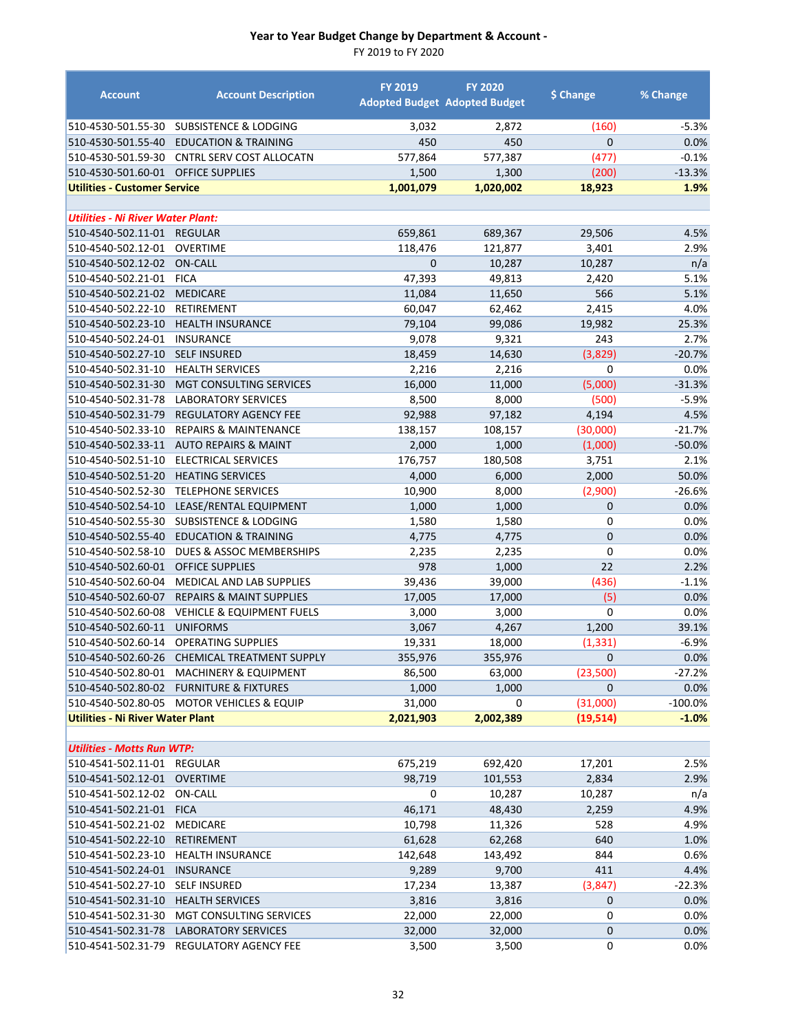# Year to Year Budget Change by Department & Account -

FY 2019 to FY 2020

| Account | Account Description | FY 2019 Adopted Budget | FY 2020 Adopted Budget | $ Change | % Change |
|---|---|---|---|---|---|
| 510-4530-501.55-30 | SUBSISTENCE & LODGING | 3,032 | 2,872 | (160) | -5.3% |
| 510-4530-501.55-40 | EDUCATION & TRAINING | 450 | 450 | 0 | 0.0% |
| 510-4530-501.59-30 | CNTRL SERV COST ALLOCATN | 577,864 | 577,387 | (477) | -0.1% |
| 510-4530-501.60-01 | OFFICE SUPPLIES | 1,500 | 1,300 | (200) | -13.3% |
| **Utilities - Customer Service** | | **1,001,079** | **1,020,002** | **18,923** | **1.9%** |
| | | | | | |
| ***Utilities - Ni River Water Plant:*** | | | | | |
| 510-4540-502.11-01 | REGULAR | 659,861 | 689,367 | 29,506 | 4.5% |
| 510-4540-502.12-01 | OVERTIME | 118,476 | 121,877 | 3,401 | 2.9% |
| 510-4540-502.12-02 | ON-CALL | 0 | 10,287 | 10,287 | n/a |
| 510-4540-502.21-01 | FICA | 47,393 | 49,813 | 2,420 | 5.1% |
| 510-4540-502.21-02 | MEDICARE | 11,084 | 11,650 | 566 | 5.1% |
| 510-4540-502.22-10 | RETIREMENT | 60,047 | 62,462 | 2,415 | 4.0% |
| 510-4540-502.23-10 | HEALTH INSURANCE | 79,104 | 99,086 | 19,982 | 25.3% |
| 510-4540-502.24-01 | INSURANCE | 9,078 | 9,321 | 243 | 2.7% |
| 510-4540-502.27-10 | SELF INSURED | 18,459 | 14,630 | (3,829) | -20.7% |
| 510-4540-502.31-10 | HEALTH SERVICES | 2,216 | 2,216 | 0 | 0.0% |
| 510-4540-502.31-30 | MGT CONSULTING SERVICES | 16,000 | 11,000 | (5,000) | -31.3% |
| 510-4540-502.31-78 | LABORATORY SERVICES | 8,500 | 8,000 | (500) | -5.9% |
| 510-4540-502.31-79 | REGULATORY AGENCY FEE | 92,988 | 97,182 | 4,194 | 4.5% |
| 510-4540-502.33-10 | REPAIRS & MAINTENANCE | 138,157 | 108,157 | (30,000) | -21.7% |
| 510-4540-502.33-11 | AUTO REPAIRS & MAINT | 2,000 | 1,000 | (1,000) | -50.0% |
| 510-4540-502.51-10 | ELECTRICAL SERVICES | 176,757 | 180,508 | 3,751 | 2.1% |
| 510-4540-502.51-20 | HEATING SERVICES | 4,000 | 6,000 | 2,000 | 50.0% |
| 510-4540-502.52-30 | TELEPHONE SERVICES | 10,900 | 8,000 | (2,900) | -26.6% |
| 510-4540-502.54-10 | LEASE/RENTAL EQUIPMENT | 1,000 | 1,000 | 0 | 0.0% |
| 510-4540-502.55-30 | SUBSISTENCE & LODGING | 1,580 | 1,580 | 0 | 0.0% |
| 510-4540-502.55-40 | EDUCATION & TRAINING | 4,775 | 4,775 | 0 | 0.0% |
| 510-4540-502.58-10 | DUES & ASSOC MEMBERSHIPS | 2,235 | 2,235 | 0 | 0.0% |
| 510-4540-502.60-01 | OFFICE SUPPLIES | 978 | 1,000 | 22 | 2.2% |
| 510-4540-502.60-04 | MEDICAL AND LAB SUPPLIES | 39,436 | 39,000 | (436) | -1.1% |
| 510-4540-502.60-07 | REPAIRS & MAINT SUPPLIES | 17,005 | 17,000 | (5) | 0.0% |
| 510-4540-502.60-08 | VEHICLE & EQUIPMENT FUELS | 3,000 | 3,000 | 0 | 0.0% |
| 510-4540-502.60-11 | UNIFORMS | 3,067 | 4,267 | 1,200 | 39.1% |
| 510-4540-502.60-14 | OPERATING SUPPLIES | 19,331 | 18,000 | (1,331) | -6.9% |
| 510-4540-502.60-26 | CHEMICAL TREATMENT SUPPLY | 355,976 | 355,976 | 0 | 0.0% |
| 510-4540-502.80-01 | MACHINERY & EQUIPMENT | 86,500 | 63,000 | (23,500) | -27.2% |
| 510-4540-502.80-02 | FURNITURE & FIXTURES | 1,000 | 1,000 | 0 | 0.0% |
| 510-4540-502.80-05 | MOTOR VEHICLES & EQUIP | 31,000 | 0 | (31,000) | -100.0% |
| **Utilities - Ni River Water Plant** | | **2,021,903** | **2,002,389** | **(19,514)** | **-1.0%** |
| | | | | | |
| ***Utilities - Motts Run WTP:*** | | | | | |
| 510-4541-502.11-01 | REGULAR | 675,219 | 692,420 | 17,201 | 2.5% |
| 510-4541-502.12-01 | OVERTIME | 98,719 | 101,553 | 2,834 | 2.9% |
| 510-4541-502.12-02 | ON-CALL | 0 | 10,287 | 10,287 | n/a |
| 510-4541-502.21-01 | FICA | 46,171 | 48,430 | 2,259 | 4.9% |
| 510-4541-502.21-02 | MEDICARE | 10,798 | 11,326 | 528 | 4.9% |
| 510-4541-502.22-10 | RETIREMENT | 61,628 | 62,268 | 640 | 1.0% |
| 510-4541-502.23-10 | HEALTH INSURANCE | 142,648 | 143,492 | 844 | 0.6% |
| 510-4541-502.24-01 | INSURANCE | 9,289 | 9,700 | 411 | 4.4% |
| 510-4541-502.27-10 | SELF INSURED | 17,234 | 13,387 | (3,847) | -22.3% |
| 510-4541-502.31-10 | HEALTH SERVICES | 3,816 | 3,816 | 0 | 0.0% |
| 510-4541-502.31-30 | MGT CONSULTING SERVICES | 22,000 | 22,000 | 0 | 0.0% |
| 510-4541-502.31-78 | LABORATORY SERVICES | 32,000 | 32,000 | 0 | 0.0% |
| 510-4541-502.31-79 | REGULATORY AGENCY FEE | 3,500 | 3,500 | 0 | 0.0% |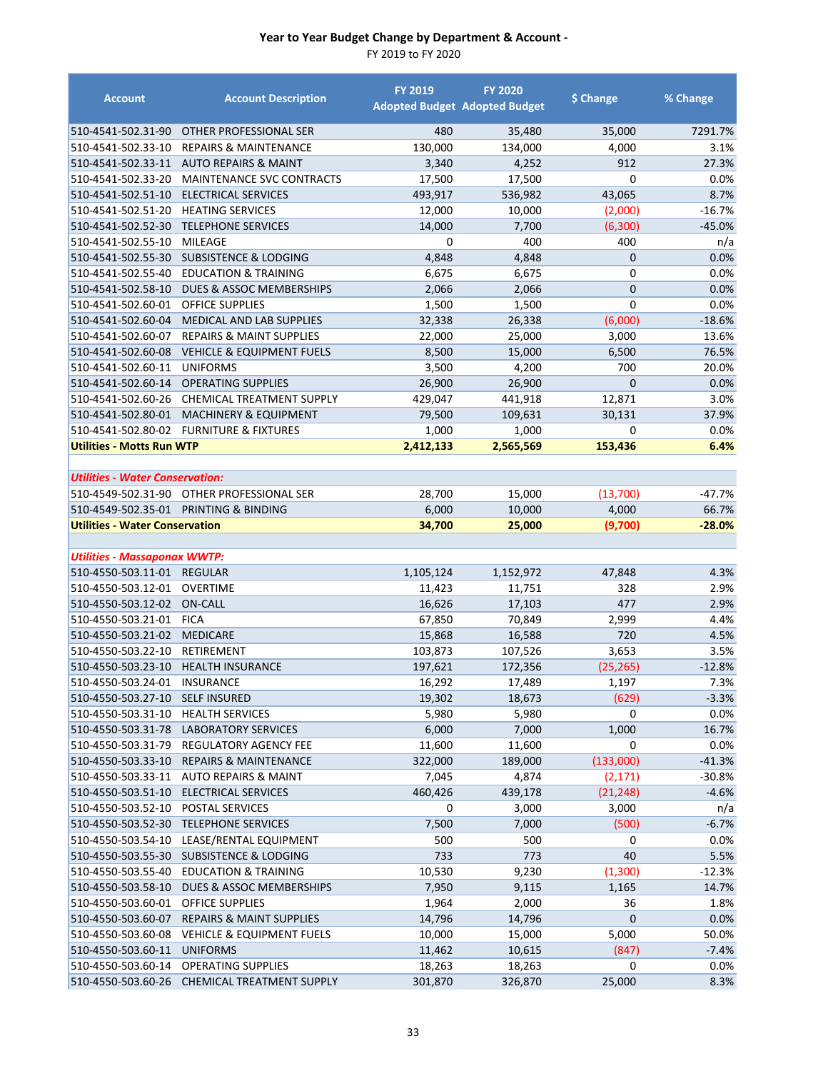**Year to Year Budget Change by Department & Account -**
FY 2019 to FY 2020

| Account | Account Description | FY 2019 Adopted Budget | FY 2020 Adopted Budget | $ Change | % Change |
|---|---|---|---|---|---|
| 510-4541-502.31-90 | OTHER PROFESSIONAL SER | 480 | 35,480 | 35,000 | 7291.7% |
| 510-4541-502.33-10 | REPAIRS & MAINTENANCE | 130,000 | 134,000 | 4,000 | 3.1% |
| 510-4541-502.33-11 | AUTO REPAIRS & MAINT | 3,340 | 4,252 | 912 | 27.3% |
| 510-4541-502.33-20 | MAINTENANCE SVC CONTRACTS | 17,500 | 17,500 | 0 | 0.0% |
| 510-4541-502.51-10 | ELECTRICAL SERVICES | 493,917 | 536,982 | 43,065 | 8.7% |
| 510-4541-502.51-20 | HEATING SERVICES | 12,000 | 10,000 | (2,000) | -16.7% |
| 510-4541-502.52-30 | TELEPHONE SERVICES | 14,000 | 7,700 | (6,300) | -45.0% |
| 510-4541-502.55-10 | MILEAGE | 0 | 400 | 400 | n/a |
| 510-4541-502.55-30 | SUBSISTENCE & LODGING | 4,848 | 4,848 | 0 | 0.0% |
| 510-4541-502.55-40 | EDUCATION & TRAINING | 6,675 | 6,675 | 0 | 0.0% |
| 510-4541-502.58-10 | DUES & ASSOC MEMBERSHIPS | 2,066 | 2,066 | 0 | 0.0% |
| 510-4541-502.60-01 | OFFICE SUPPLIES | 1,500 | 1,500 | 0 | 0.0% |
| 510-4541-502.60-04 | MEDICAL AND LAB SUPPLIES | 32,338 | 26,338 | (6,000) | -18.6% |
| 510-4541-502.60-07 | REPAIRS & MAINT SUPPLIES | 22,000 | 25,000 | 3,000 | 13.6% |
| 510-4541-502.60-08 | VEHICLE & EQUIPMENT FUELS | 8,500 | 15,000 | 6,500 | 76.5% |
| 510-4541-502.60-11 | UNIFORMS | 3,500 | 4,200 | 700 | 20.0% |
| 510-4541-502.60-14 | OPERATING SUPPLIES | 26,900 | 26,900 | 0 | 0.0% |
| 510-4541-502.60-26 | CHEMICAL TREATMENT SUPPLY | 429,047 | 441,918 | 12,871 | 3.0% |
| 510-4541-502.80-01 | MACHINERY & EQUIPMENT | 79,500 | 109,631 | 30,131 | 37.9% |
| 510-4541-502.80-02 | FURNITURE & FIXTURES | 1,000 | 1,000 | 0 | 0.0% |
| **Utilities - Motts Run WTP** | | **2,412,133** | **2,565,569** | **153,436** | **6.4%** |
| | | | | | |
| ***Utilities - Water Conservation:*** | | | | | |
| 510-4549-502.31-90 | OTHER PROFESSIONAL SER | 28,700 | 15,000 | (13,700) | -47.7% |
| 510-4549-502.35-01 | PRINTING & BINDING | 6,000 | 10,000 | 4,000 | 66.7% |
| **Utilities - Water Conservation** | | **34,700** | **25,000** | **(9,700)** | **-28.0%** |
| | | | | | |
| ***Utilities - Massaponax WWTP:*** | | | | | |
| 510-4550-503.11-01 | REGULAR | 1,105,124 | 1,152,972 | 47,848 | 4.3% |
| 510-4550-503.12-01 | OVERTIME | 11,423 | 11,751 | 328 | 2.9% |
| 510-4550-503.12-02 | ON-CALL | 16,626 | 17,103 | 477 | 2.9% |
| 510-4550-503.21-01 | FICA | 67,850 | 70,849 | 2,999 | 4.4% |
| 510-4550-503.21-02 | MEDICARE | 15,868 | 16,588 | 720 | 4.5% |
| 510-4550-503.22-10 | RETIREMENT | 103,873 | 107,526 | 3,653 | 3.5% |
| 510-4550-503.23-10 | HEALTH INSURANCE | 197,621 | 172,356 | (25,265) | -12.8% |
| 510-4550-503.24-01 | INSURANCE | 16,292 | 17,489 | 1,197 | 7.3% |
| 510-4550-503.27-10 | SELF INSURED | 19,302 | 18,673 | (629) | -3.3% |
| 510-4550-503.31-10 | HEALTH SERVICES | 5,980 | 5,980 | 0 | 0.0% |
| 510-4550-503.31-78 | LABORATORY SERVICES | 6,000 | 7,000 | 1,000 | 16.7% |
| 510-4550-503.31-79 | REGULATORY AGENCY FEE | 11,600 | 11,600 | 0 | 0.0% |
| 510-4550-503.33-10 | REPAIRS & MAINTENANCE | 322,000 | 189,000 | (133,000) | -41.3% |
| 510-4550-503.33-11 | AUTO REPAIRS & MAINT | 7,045 | 4,874 | (2,171) | -30.8% |
| 510-4550-503.51-10 | ELECTRICAL SERVICES | 460,426 | 439,178 | (21,248) | -4.6% |
| 510-4550-503.52-10 | POSTAL SERVICES | 0 | 3,000 | 3,000 | n/a |
| 510-4550-503.52-30 | TELEPHONE SERVICES | 7,500 | 7,000 | (500) | -6.7% |
| 510-4550-503.54-10 | LEASE/RENTAL EQUIPMENT | 500 | 500 | 0 | 0.0% |
| 510-4550-503.55-30 | SUBSISTENCE & LODGING | 733 | 773 | 40 | 5.5% |
| 510-4550-503.55-40 | EDUCATION & TRAINING | 10,530 | 9,230 | (1,300) | -12.3% |
| 510-4550-503.58-10 | DUES & ASSOC MEMBERSHIPS | 7,950 | 9,115 | 1,165 | 14.7% |
| 510-4550-503.60-01 | OFFICE SUPPLIES | 1,964 | 2,000 | 36 | 1.8% |
| 510-4550-503.60-07 | REPAIRS & MAINT SUPPLIES | 14,796 | 14,796 | 0 | 0.0% |
| 510-4550-503.60-08 | VEHICLE & EQUIPMENT FUELS | 10,000 | 15,000 | 5,000 | 50.0% |
| 510-4550-503.60-11 | UNIFORMS | 11,462 | 10,615 | (847) | -7.4% |
| 510-4550-503.60-14 | OPERATING SUPPLIES | 18,263 | 18,263 | 0 | 0.0% |
| 510-4550-503.60-26 | CHEMICAL TREATMENT SUPPLY | 301,870 | 326,870 | 25,000 | 8.3% |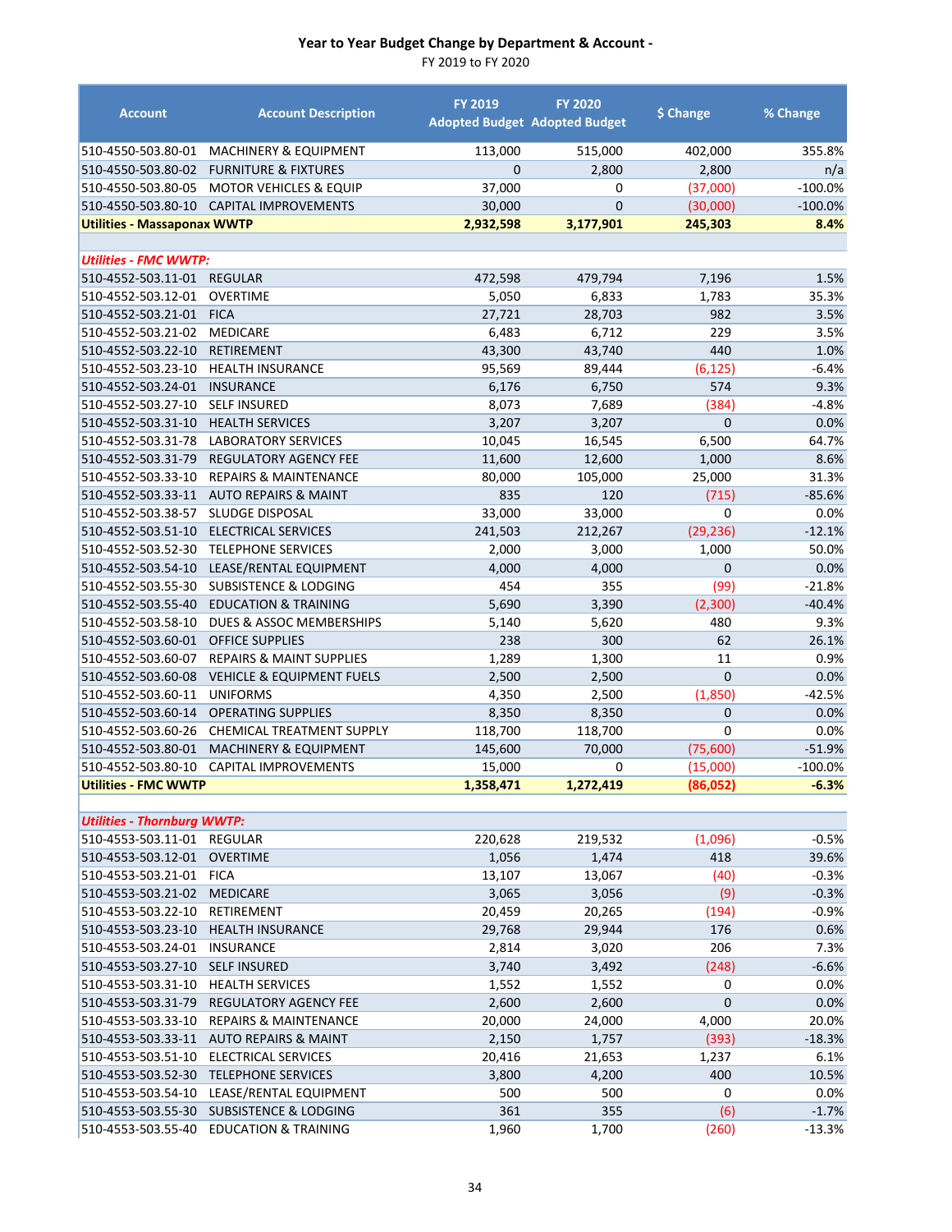**Year to Year Budget Change by Department & Account -**

FY 2019 to FY 2020

| Account | Account Description | FY 2019 Adopted Budget | FY 2020 Adopted Budget | $ Change | % Change |
|---|---|---|---|---|---|
| 510-4550-503.80-01 | MACHINERY & EQUIPMENT | 113,000 | 515,000 | 402,000 | 355.8% |
| 510-4550-503.80-02 | FURNITURE & FIXTURES | 0 | 2,800 | 2,800 | n/a |
| 510-4550-503.80-05 | MOTOR VEHICLES & EQUIP | 37,000 | 0 | (37,000) | -100.0% |
| 510-4550-503.80-10 | CAPITAL IMPROVEMENTS | 30,000 | 0 | (30,000) | -100.0% |
| **Utilities - Massaponax WWTP** | | **2,932,598** | **3,177,901** | **245,303** | **8.4%** |
| | | | | | |
| ***Utilities - FMC WWTP:*** | | | | | |
| 510-4552-503.11-01 | REGULAR | 472,598 | 479,794 | 7,196 | 1.5% |
| 510-4552-503.12-01 | OVERTIME | 5,050 | 6,833 | 1,783 | 35.3% |
| 510-4552-503.21-01 | FICA | 27,721 | 28,703 | 982 | 3.5% |
| 510-4552-503.21-02 | MEDICARE | 6,483 | 6,712 | 229 | 3.5% |
| 510-4552-503.22-10 | RETIREMENT | 43,300 | 43,740 | 440 | 1.0% |
| 510-4552-503.23-10 | HEALTH INSURANCE | 95,569 | 89,444 | (6,125) | -6.4% |
| 510-4552-503.24-01 | INSURANCE | 6,176 | 6,750 | 574 | 9.3% |
| 510-4552-503.27-10 | SELF INSURED | 8,073 | 7,689 | (384) | -4.8% |
| 510-4552-503.31-10 | HEALTH SERVICES | 3,207 | 3,207 | 0 | 0.0% |
| 510-4552-503.31-78 | LABORATORY SERVICES | 10,045 | 16,545 | 6,500 | 64.7% |
| 510-4552-503.31-79 | REGULATORY AGENCY FEE | 11,600 | 12,600 | 1,000 | 8.6% |
| 510-4552-503.33-10 | REPAIRS & MAINTENANCE | 80,000 | 105,000 | 25,000 | 31.3% |
| 510-4552-503.33-11 | AUTO REPAIRS & MAINT | 835 | 120 | (715) | -85.6% |
| 510-4552-503.38-57 | SLUDGE DISPOSAL | 33,000 | 33,000 | 0 | 0.0% |
| 510-4552-503.51-10 | ELECTRICAL SERVICES | 241,503 | 212,267 | (29,236) | -12.1% |
| 510-4552-503.52-30 | TELEPHONE SERVICES | 2,000 | 3,000 | 1,000 | 50.0% |
| 510-4552-503.54-10 | LEASE/RENTAL EQUIPMENT | 4,000 | 4,000 | 0 | 0.0% |
| 510-4552-503.55-30 | SUBSISTENCE & LODGING | 454 | 355 | (99) | -21.8% |
| 510-4552-503.55-40 | EDUCATION & TRAINING | 5,690 | 3,390 | (2,300) | -40.4% |
| 510-4552-503.58-10 | DUES & ASSOC MEMBERSHIPS | 5,140 | 5,620 | 480 | 9.3% |
| 510-4552-503.60-01 | OFFICE SUPPLIES | 238 | 300 | 62 | 26.1% |
| 510-4552-503.60-07 | REPAIRS & MAINT SUPPLIES | 1,289 | 1,300 | 11 | 0.9% |
| 510-4552-503.60-08 | VEHICLE & EQUIPMENT FUELS | 2,500 | 2,500 | 0 | 0.0% |
| 510-4552-503.60-11 | UNIFORMS | 4,350 | 2,500 | (1,850) | -42.5% |
| 510-4552-503.60-14 | OPERATING SUPPLIES | 8,350 | 8,350 | 0 | 0.0% |
| 510-4552-503.60-26 | CHEMICAL TREATMENT SUPPLY | 118,700 | 118,700 | 0 | 0.0% |
| 510-4552-503.80-01 | MACHINERY & EQUIPMENT | 145,600 | 70,000 | (75,600) | -51.9% |
| 510-4552-503.80-10 | CAPITAL IMPROVEMENTS | 15,000 | 0 | (15,000) | -100.0% |
| **Utilities - FMC WWTP** | | **1,358,471** | **1,272,419** | **(86,052)** | **-6.3%** |
| | | | | | |
| ***Utilities - Thornburg WWTP:*** | | | | | |
| 510-4553-503.11-01 | REGULAR | 220,628 | 219,532 | (1,096) | -0.5% |
| 510-4553-503.12-01 | OVERTIME | 1,056 | 1,474 | 418 | 39.6% |
| 510-4553-503.21-01 | FICA | 13,107 | 13,067 | (40) | -0.3% |
| 510-4553-503.21-02 | MEDICARE | 3,065 | 3,056 | (9) | -0.3% |
| 510-4553-503.22-10 | RETIREMENT | 20,459 | 20,265 | (194) | -0.9% |
| 510-4553-503.23-10 | HEALTH INSURANCE | 29,768 | 29,944 | 176 | 0.6% |
| 510-4553-503.24-01 | INSURANCE | 2,814 | 3,020 | 206 | 7.3% |
| 510-4553-503.27-10 | SELF INSURED | 3,740 | 3,492 | (248) | -6.6% |
| 510-4553-503.31-10 | HEALTH SERVICES | 1,552 | 1,552 | 0 | 0.0% |
| 510-4553-503.31-79 | REGULATORY AGENCY FEE | 2,600 | 2,600 | 0 | 0.0% |
| 510-4553-503.33-10 | REPAIRS & MAINTENANCE | 20,000 | 24,000 | 4,000 | 20.0% |
| 510-4553-503.33-11 | AUTO REPAIRS & MAINT | 2,150 | 1,757 | (393) | -18.3% |
| 510-4553-503.51-10 | ELECTRICAL SERVICES | 20,416 | 21,653 | 1,237 | 6.1% |
| 510-4553-503.52-30 | TELEPHONE SERVICES | 3,800 | 4,200 | 400 | 10.5% |
| 510-4553-503.54-10 | LEASE/RENTAL EQUIPMENT | 500 | 500 | 0 | 0.0% |
| 510-4553-503.55-30 | SUBSISTENCE & LODGING | 361 | 355 | (6) | -1.7% |
| 510-4553-503.55-40 | EDUCATION & TRAINING | 1,960 | 1,700 | (260) | -13.3% |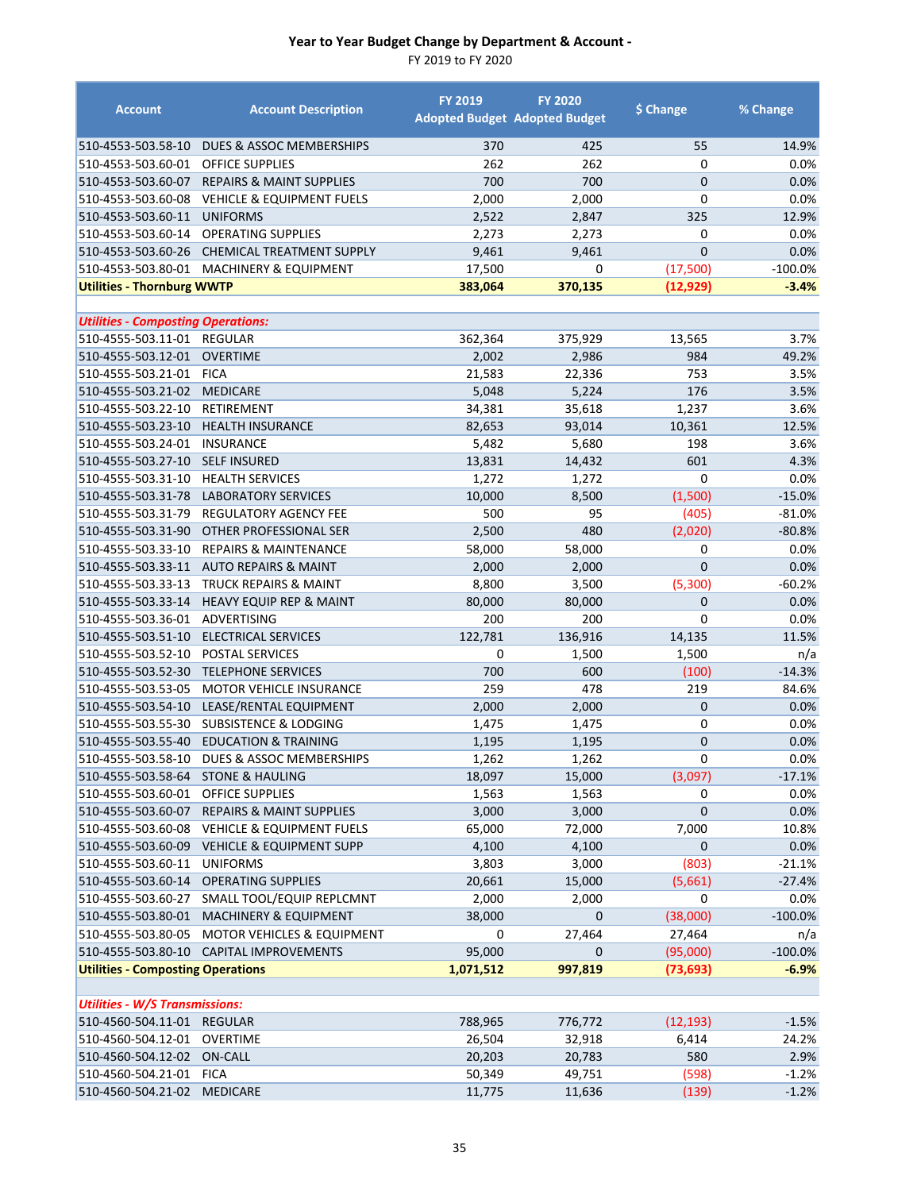## Year to Year Budget Change by Department & Account -
FY 2019 to FY 2020

| Account | Account Description | FY 2019 Adopted Budget | FY 2020 Adopted Budget | $ Change | % Change |
|---|---|---|---|---|---|
| 510-4553-503.58-10 | DUES & ASSOC MEMBERSHIPS | 370 | 425 | 55 | 14.9% |
| 510-4553-503.60-01 | OFFICE SUPPLIES | 262 | 262 | 0 | 0.0% |
| 510-4553-503.60-07 | REPAIRS & MAINT SUPPLIES | 700 | 700 | 0 | 0.0% |
| 510-4553-503.60-08 | VEHICLE & EQUIPMENT FUELS | 2,000 | 2,000 | 0 | 0.0% |
| 510-4553-503.60-11 | UNIFORMS | 2,522 | 2,847 | 325 | 12.9% |
| 510-4553-503.60-14 | OPERATING SUPPLIES | 2,273 | 2,273 | 0 | 0.0% |
| 510-4553-503.60-26 | CHEMICAL TREATMENT SUPPLY | 9,461 | 9,461 | 0 | 0.0% |
| 510-4553-503.80-01 | MACHINERY & EQUIPMENT | 17,500 | 0 | (17,500) | -100.0% |
| **Utilities - Thornburg WWTP** | | **383,064** | **370,135** | **(12,929)** | **-3.4%** |
| | | | | | |
| ***Utilities - Composting Operations:*** | | | | | |
| 510-4555-503.11-01 | REGULAR | 362,364 | 375,929 | 13,565 | 3.7% |
| 510-4555-503.12-01 | OVERTIME | 2,002 | 2,986 | 984 | 49.2% |
| 510-4555-503.21-01 | FICA | 21,583 | 22,336 | 753 | 3.5% |
| 510-4555-503.21-02 | MEDICARE | 5,048 | 5,224 | 176 | 3.5% |
| 510-4555-503.22-10 | RETIREMENT | 34,381 | 35,618 | 1,237 | 3.6% |
| 510-4555-503.23-10 | HEALTH INSURANCE | 82,653 | 93,014 | 10,361 | 12.5% |
| 510-4555-503.24-01 | INSURANCE | 5,482 | 5,680 | 198 | 3.6% |
| 510-4555-503.27-10 | SELF INSURED | 13,831 | 14,432 | 601 | 4.3% |
| 510-4555-503.31-10 | HEALTH SERVICES | 1,272 | 1,272 | 0 | 0.0% |
| 510-4555-503.31-78 | LABORATORY SERVICES | 10,000 | 8,500 | (1,500) | -15.0% |
| 510-4555-503.31-79 | REGULATORY AGENCY FEE | 500 | 95 | (405) | -81.0% |
| 510-4555-503.31-90 | OTHER PROFESSIONAL SER | 2,500 | 480 | (2,020) | -80.8% |
| 510-4555-503.33-10 | REPAIRS & MAINTENANCE | 58,000 | 58,000 | 0 | 0.0% |
| 510-4555-503.33-11 | AUTO REPAIRS & MAINT | 2,000 | 2,000 | 0 | 0.0% |
| 510-4555-503.33-13 | TRUCK REPAIRS & MAINT | 8,800 | 3,500 | (5,300) | -60.2% |
| 510-4555-503.33-14 | HEAVY EQUIP REP & MAINT | 80,000 | 80,000 | 0 | 0.0% |
| 510-4555-503.36-01 | ADVERTISING | 200 | 200 | 0 | 0.0% |
| 510-4555-503.51-10 | ELECTRICAL SERVICES | 122,781 | 136,916 | 14,135 | 11.5% |
| 510-4555-503.52-10 | POSTAL SERVICES | 0 | 1,500 | 1,500 | n/a |
| 510-4555-503.52-30 | TELEPHONE SERVICES | 700 | 600 | (100) | -14.3% |
| 510-4555-503.53-05 | MOTOR VEHICLE INSURANCE | 259 | 478 | 219 | 84.6% |
| 510-4555-503.54-10 | LEASE/RENTAL EQUIPMENT | 2,000 | 2,000 | 0 | 0.0% |
| 510-4555-503.55-30 | SUBSISTENCE & LODGING | 1,475 | 1,475 | 0 | 0.0% |
| 510-4555-503.55-40 | EDUCATION & TRAINING | 1,195 | 1,195 | 0 | 0.0% |
| 510-4555-503.58-10 | DUES & ASSOC MEMBERSHIPS | 1,262 | 1,262 | 0 | 0.0% |
| 510-4555-503.58-64 | STONE & HAULING | 18,097 | 15,000 | (3,097) | -17.1% |
| 510-4555-503.60-01 | OFFICE SUPPLIES | 1,563 | 1,563 | 0 | 0.0% |
| 510-4555-503.60-07 | REPAIRS & MAINT SUPPLIES | 3,000 | 3,000 | 0 | 0.0% |
| 510-4555-503.60-08 | VEHICLE & EQUIPMENT FUELS | 65,000 | 72,000 | 7,000 | 10.8% |
| 510-4555-503.60-09 | VEHICLE & EQUIPMENT SUPP | 4,100 | 4,100 | 0 | 0.0% |
| 510-4555-503.60-11 | UNIFORMS | 3,803 | 3,000 | (803) | -21.1% |
| 510-4555-503.60-14 | OPERATING SUPPLIES | 20,661 | 15,000 | (5,661) | -27.4% |
| 510-4555-503.60-27 | SMALL TOOL/EQUIP REPLCMNT | 2,000 | 2,000 | 0 | 0.0% |
| 510-4555-503.80-01 | MACHINERY & EQUIPMENT | 38,000 | 0 | (38,000) | -100.0% |
| 510-4555-503.80-05 | MOTOR VEHICLES & EQUIPMENT | 0 | 27,464 | 27,464 | n/a |
| 510-4555-503.80-10 | CAPITAL IMPROVEMENTS | 95,000 | 0 | (95,000) | -100.0% |
| **Utilities - Composting Operations** | | **1,071,512** | **997,819** | **(73,693)** | **-6.9%** |
| | | | | | |
| ***Utilities - W/S Transmissions:*** | | | | | |
| 510-4560-504.11-01 | REGULAR | 788,965 | 776,772 | (12,193) | -1.5% |
| 510-4560-504.12-01 | OVERTIME | 26,504 | 32,918 | 6,414 | 24.2% |
| 510-4560-504.12-02 | ON-CALL | 20,203 | 20,783 | 580 | 2.9% |
| 510-4560-504.21-01 | FICA | 50,349 | 49,751 | (598) | -1.2% |
| 510-4560-504.21-02 | MEDICARE | 11,775 | 11,636 | (139) | -1.2% |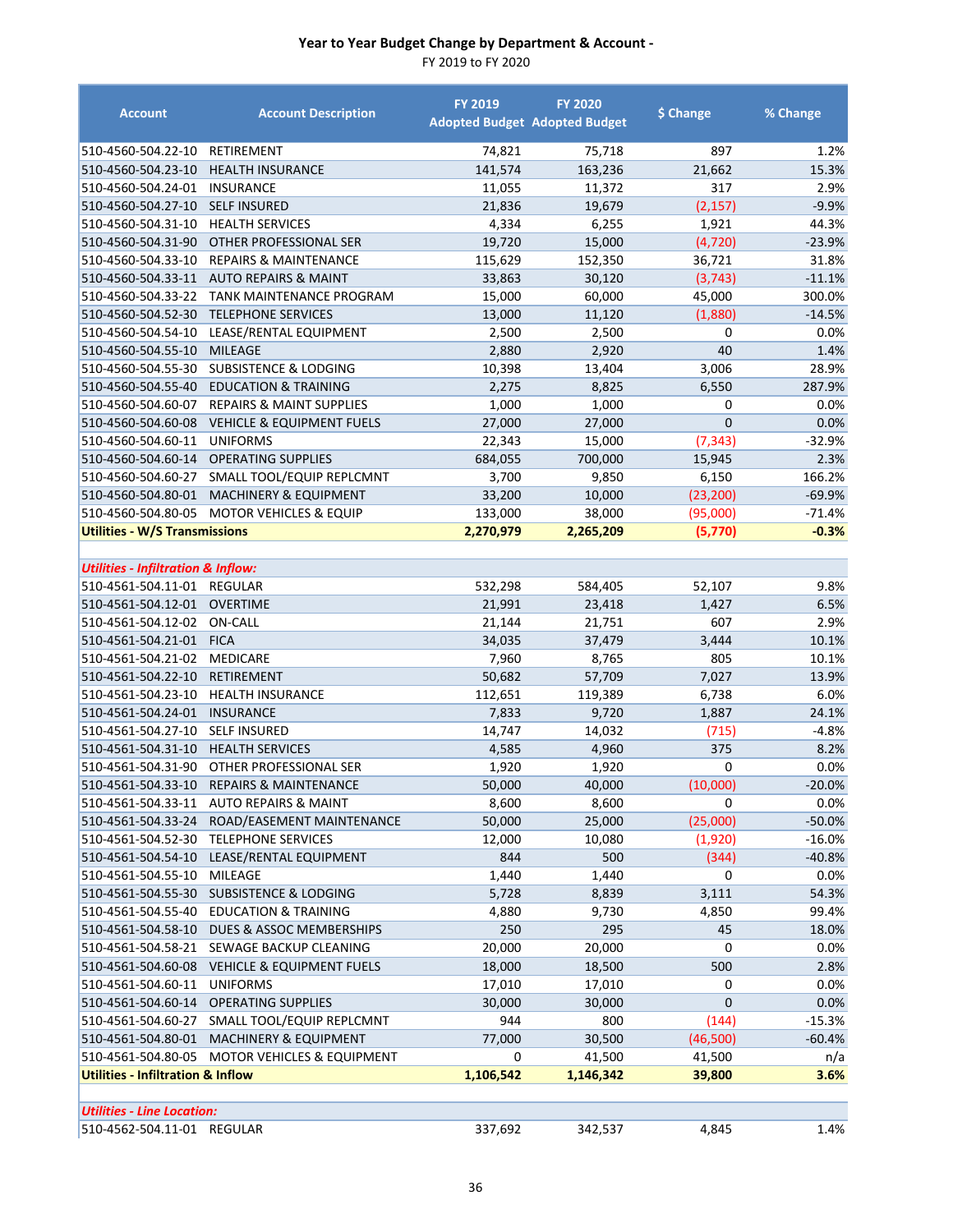# Year to Year Budget Change by Department & Account - 

FY 2019 to FY 2020

| Account | Account Description | FY 2019 Adopted Budget | FY 2020 Adopted Budget | $ Change | % Change |
|---|---|---|---|---|---|
| 510-4560-504.22-10 | RETIREMENT | 74,821 | 75,718 | 897 | 1.2% |
| 510-4560-504.23-10 | HEALTH INSURANCE | 141,574 | 163,236 | 21,662 | 15.3% |
| 510-4560-504.24-01 | INSURANCE | 11,055 | 11,372 | 317 | 2.9% |
| 510-4560-504.27-10 | SELF INSURED | 21,836 | 19,679 | (2,157) | -9.9% |
| 510-4560-504.31-10 | HEALTH SERVICES | 4,334 | 6,255 | 1,921 | 44.3% |
| 510-4560-504.31-90 | OTHER PROFESSIONAL SER | 19,720 | 15,000 | (4,720) | -23.9% |
| 510-4560-504.33-10 | REPAIRS & MAINTENANCE | 115,629 | 152,350 | 36,721 | 31.8% |
| 510-4560-504.33-11 | AUTO REPAIRS & MAINT | 33,863 | 30,120 | (3,743) | -11.1% |
| 510-4560-504.33-22 | TANK MAINTENANCE PROGRAM | 15,000 | 60,000 | 45,000 | 300.0% |
| 510-4560-504.52-30 | TELEPHONE SERVICES | 13,000 | 11,120 | (1,880) | -14.5% |
| 510-4560-504.54-10 | LEASE/RENTAL EQUIPMENT | 2,500 | 2,500 | 0 | 0.0% |
| 510-4560-504.55-10 | MILEAGE | 2,880 | 2,920 | 40 | 1.4% |
| 510-4560-504.55-30 | SUBSISTENCE & LODGING | 10,398 | 13,404 | 3,006 | 28.9% |
| 510-4560-504.55-40 | EDUCATION & TRAINING | 2,275 | 8,825 | 6,550 | 287.9% |
| 510-4560-504.60-07 | REPAIRS & MAINT SUPPLIES | 1,000 | 1,000 | 0 | 0.0% |
| 510-4560-504.60-08 | VEHICLE & EQUIPMENT FUELS | 27,000 | 27,000 | 0 | 0.0% |
| 510-4560-504.60-11 | UNIFORMS | 22,343 | 15,000 | (7,343) | -32.9% |
| 510-4560-504.60-14 | OPERATING SUPPLIES | 684,055 | 700,000 | 15,945 | 2.3% |
| 510-4560-504.60-27 | SMALL TOOL/EQUIP REPLCMNT | 3,700 | 9,850 | 6,150 | 166.2% |
| 510-4560-504.80-01 | MACHINERY & EQUIPMENT | 33,200 | 10,000 | (23,200) | -69.9% |
| 510-4560-504.80-05 | MOTOR VEHICLES & EQUIP | 133,000 | 38,000 | (95,000) | -71.4% |
| **Utilities - W/S Transmissions** | | **2,270,979** | **2,265,209** | **(5,770)** | **-0.3%** |
| | | | | | |
| ***Utilities - Infiltration & Inflow:*** | | | | | |
| 510-4561-504.11-01 | REGULAR | 532,298 | 584,405 | 52,107 | 9.8% |
| 510-4561-504.12-01 | OVERTIME | 21,991 | 23,418 | 1,427 | 6.5% |
| 510-4561-504.12-02 | ON-CALL | 21,144 | 21,751 | 607 | 2.9% |
| 510-4561-504.21-01 | FICA | 34,035 | 37,479 | 3,444 | 10.1% |
| 510-4561-504.21-02 | MEDICARE | 7,960 | 8,765 | 805 | 10.1% |
| 510-4561-504.22-10 | RETIREMENT | 50,682 | 57,709 | 7,027 | 13.9% |
| 510-4561-504.23-10 | HEALTH INSURANCE | 112,651 | 119,389 | 6,738 | 6.0% |
| 510-4561-504.24-01 | INSURANCE | 7,833 | 9,720 | 1,887 | 24.1% |
| 510-4561-504.27-10 | SELF INSURED | 14,747 | 14,032 | (715) | -4.8% |
| 510-4561-504.31-10 | HEALTH SERVICES | 4,585 | 4,960 | 375 | 8.2% |
| 510-4561-504.31-90 | OTHER PROFESSIONAL SER | 1,920 | 1,920 | 0 | 0.0% |
| 510-4561-504.33-10 | REPAIRS & MAINTENANCE | 50,000 | 40,000 | (10,000) | -20.0% |
| 510-4561-504.33-11 | AUTO REPAIRS & MAINT | 8,600 | 8,600 | 0 | 0.0% |
| 510-4561-504.33-24 | ROAD/EASEMENT MAINTENANCE | 50,000 | 25,000 | (25,000) | -50.0% |
| 510-4561-504.52-30 | TELEPHONE SERVICES | 12,000 | 10,080 | (1,920) | -16.0% |
| 510-4561-504.54-10 | LEASE/RENTAL EQUIPMENT | 844 | 500 | (344) | -40.8% |
| 510-4561-504.55-10 | MILEAGE | 1,440 | 1,440 | 0 | 0.0% |
| 510-4561-504.55-30 | SUBSISTENCE & LODGING | 5,728 | 8,839 | 3,111 | 54.3% |
| 510-4561-504.55-40 | EDUCATION & TRAINING | 4,880 | 9,730 | 4,850 | 99.4% |
| 510-4561-504.58-10 | DUES & ASSOC MEMBERSHIPS | 250 | 295 | 45 | 18.0% |
| 510-4561-504.58-21 | SEWAGE BACKUP CLEANING | 20,000 | 20,000 | 0 | 0.0% |
| 510-4561-504.60-08 | VEHICLE & EQUIPMENT FUELS | 18,000 | 18,500 | 500 | 2.8% |
| 510-4561-504.60-11 | UNIFORMS | 17,010 | 17,010 | 0 | 0.0% |
| 510-4561-504.60-14 | OPERATING SUPPLIES | 30,000 | 30,000 | 0 | 0.0% |
| 510-4561-504.60-27 | SMALL TOOL/EQUIP REPLCMNT | 944 | 800 | (144) | -15.3% |
| 510-4561-504.80-01 | MACHINERY & EQUIPMENT | 77,000 | 30,500 | (46,500) | -60.4% |
| 510-4561-504.80-05 | MOTOR VEHICLES & EQUIPMENT | 0 | 41,500 | 41,500 | n/a |
| **Utilities - Infiltration & Inflow** | | **1,106,542** | **1,146,342** | **39,800** | **3.6%** |
| | | | | | |
| ***Utilities - Line Location:*** | | | | | |
| 510-4562-504.11-01 | REGULAR | 337,692 | 342,537 | 4,845 | 1.4% |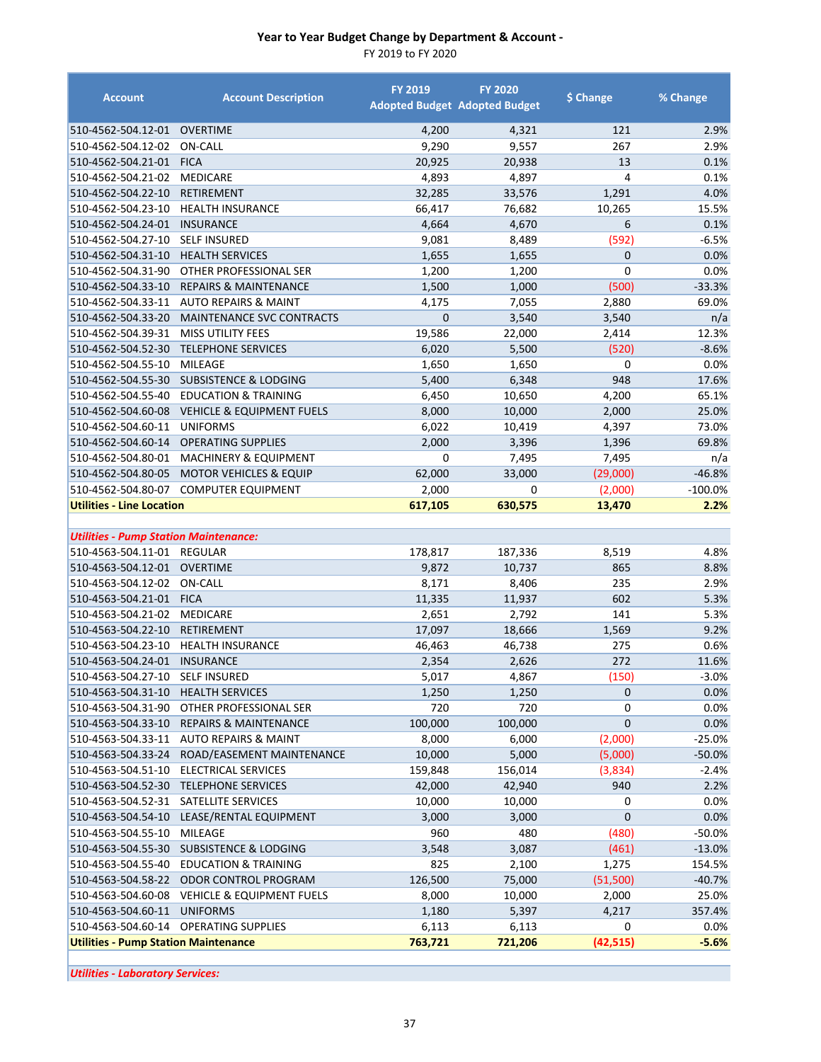# Year to Year Budget Change by Department & Account -

FY 2019 to FY 2020

| Account | Account Description | FY 2019 Adopted Budget | FY 2020 Adopted Budget | $ Change | % Change |
|---|---|---|---|---|---|
| 510-4562-504.12-01 | OVERTIME | 4,200 | 4,321 | 121 | 2.9% |
| 510-4562-504.12-02 | ON-CALL | 9,290 | 9,557 | 267 | 2.9% |
| 510-4562-504.21-01 | FICA | 20,925 | 20,938 | 13 | 0.1% |
| 510-4562-504.21-02 | MEDICARE | 4,893 | 4,897 | 4 | 0.1% |
| 510-4562-504.22-10 | RETIREMENT | 32,285 | 33,576 | 1,291 | 4.0% |
| 510-4562-504.23-10 | HEALTH INSURANCE | 66,417 | 76,682 | 10,265 | 15.5% |
| 510-4562-504.24-01 | INSURANCE | 4,664 | 4,670 | 6 | 0.1% |
| 510-4562-504.27-10 | SELF INSURED | 9,081 | 8,489 | (592) | -6.5% |
| 510-4562-504.31-10 | HEALTH SERVICES | 1,655 | 1,655 | 0 | 0.0% |
| 510-4562-504.31-90 | OTHER PROFESSIONAL SER | 1,200 | 1,200 | 0 | 0.0% |
| 510-4562-504.33-10 | REPAIRS & MAINTENANCE | 1,500 | 1,000 | (500) | -33.3% |
| 510-4562-504.33-11 | AUTO REPAIRS & MAINT | 4,175 | 7,055 | 2,880 | 69.0% |
| 510-4562-504.33-20 | MAINTENANCE SVC CONTRACTS | 0 | 3,540 | 3,540 | n/a |
| 510-4562-504.39-31 | MISS UTILITY FEES | 19,586 | 22,000 | 2,414 | 12.3% |
| 510-4562-504.52-30 | TELEPHONE SERVICES | 6,020 | 5,500 | (520) | -8.6% |
| 510-4562-504.55-10 | MILEAGE | 1,650 | 1,650 | 0 | 0.0% |
| 510-4562-504.55-30 | SUBSISTENCE & LODGING | 5,400 | 6,348 | 948 | 17.6% |
| 510-4562-504.55-40 | EDUCATION & TRAINING | 6,450 | 10,650 | 4,200 | 65.1% |
| 510-4562-504.60-08 | VEHICLE & EQUIPMENT FUELS | 8,000 | 10,000 | 2,000 | 25.0% |
| 510-4562-504.60-11 | UNIFORMS | 6,022 | 10,419 | 4,397 | 73.0% |
| 510-4562-504.60-14 | OPERATING SUPPLIES | 2,000 | 3,396 | 1,396 | 69.8% |
| 510-4562-504.80-01 | MACHINERY & EQUIPMENT | 0 | 7,495 | 7,495 | n/a |
| 510-4562-504.80-05 | MOTOR VEHICLES & EQUIP | 62,000 | 33,000 | (29,000) | -46.8% |
| 510-4562-504.80-07 | COMPUTER EQUIPMENT | 2,000 | 0 | (2,000) | -100.0% |
| **Utilities - Line Location** | | **617,105** | **630,575** | **13,470** | **2.2%** |
| | | | | | |
| ***Utilities - Pump Station Maintenance:*** | | | | | |
| 510-4563-504.11-01 | REGULAR | 178,817 | 187,336 | 8,519 | 4.8% |
| 510-4563-504.12-01 | OVERTIME | 9,872 | 10,737 | 865 | 8.8% |
| 510-4563-504.12-02 | ON-CALL | 8,171 | 8,406 | 235 | 2.9% |
| 510-4563-504.21-01 | FICA | 11,335 | 11,937 | 602 | 5.3% |
| 510-4563-504.21-02 | MEDICARE | 2,651 | 2,792 | 141 | 5.3% |
| 510-4563-504.22-10 | RETIREMENT | 17,097 | 18,666 | 1,569 | 9.2% |
| 510-4563-504.23-10 | HEALTH INSURANCE | 46,463 | 46,738 | 275 | 0.6% |
| 510-4563-504.24-01 | INSURANCE | 2,354 | 2,626 | 272 | 11.6% |
| 510-4563-504.27-10 | SELF INSURED | 5,017 | 4,867 | (150) | -3.0% |
| 510-4563-504.31-10 | HEALTH SERVICES | 1,250 | 1,250 | 0 | 0.0% |
| 510-4563-504.31-90 | OTHER PROFESSIONAL SER | 720 | 720 | 0 | 0.0% |
| 510-4563-504.33-10 | REPAIRS & MAINTENANCE | 100,000 | 100,000 | 0 | 0.0% |
| 510-4563-504.33-11 | AUTO REPAIRS & MAINT | 8,000 | 6,000 | (2,000) | -25.0% |
| 510-4563-504.33-24 | ROAD/EASEMENT MAINTENANCE | 10,000 | 5,000 | (5,000) | -50.0% |
| 510-4563-504.51-10 | ELECTRICAL SERVICES | 159,848 | 156,014 | (3,834) | -2.4% |
| 510-4563-504.52-30 | TELEPHONE SERVICES | 42,000 | 42,940 | 940 | 2.2% |
| 510-4563-504.52-31 | SATELLITE SERVICES | 10,000 | 10,000 | 0 | 0.0% |
| 510-4563-504.54-10 | LEASE/RENTAL EQUIPMENT | 3,000 | 3,000 | 0 | 0.0% |
| 510-4563-504.55-10 | MILEAGE | 960 | 480 | (480) | -50.0% |
| 510-4563-504.55-30 | SUBSISTENCE & LODGING | 3,548 | 3,087 | (461) | -13.0% |
| 510-4563-504.55-40 | EDUCATION & TRAINING | 825 | 2,100 | 1,275 | 154.5% |
| 510-4563-504.58-22 | ODOR CONTROL PROGRAM | 126,500 | 75,000 | (51,500) | -40.7% |
| 510-4563-504.60-08 | VEHICLE & EQUIPMENT FUELS | 8,000 | 10,000 | 2,000 | 25.0% |
| 510-4563-504.60-11 | UNIFORMS | 1,180 | 5,397 | 4,217 | 357.4% |
| 510-4563-504.60-14 | OPERATING SUPPLIES | 6,113 | 6,113 | 0 | 0.0% |
| **Utilities - Pump Station Maintenance** | | **763,721** | **721,206** | **(42,515)** | **-5.6%** |
| | | | | | |
| ***Utilities - Laboratory Services:*** | | | | | |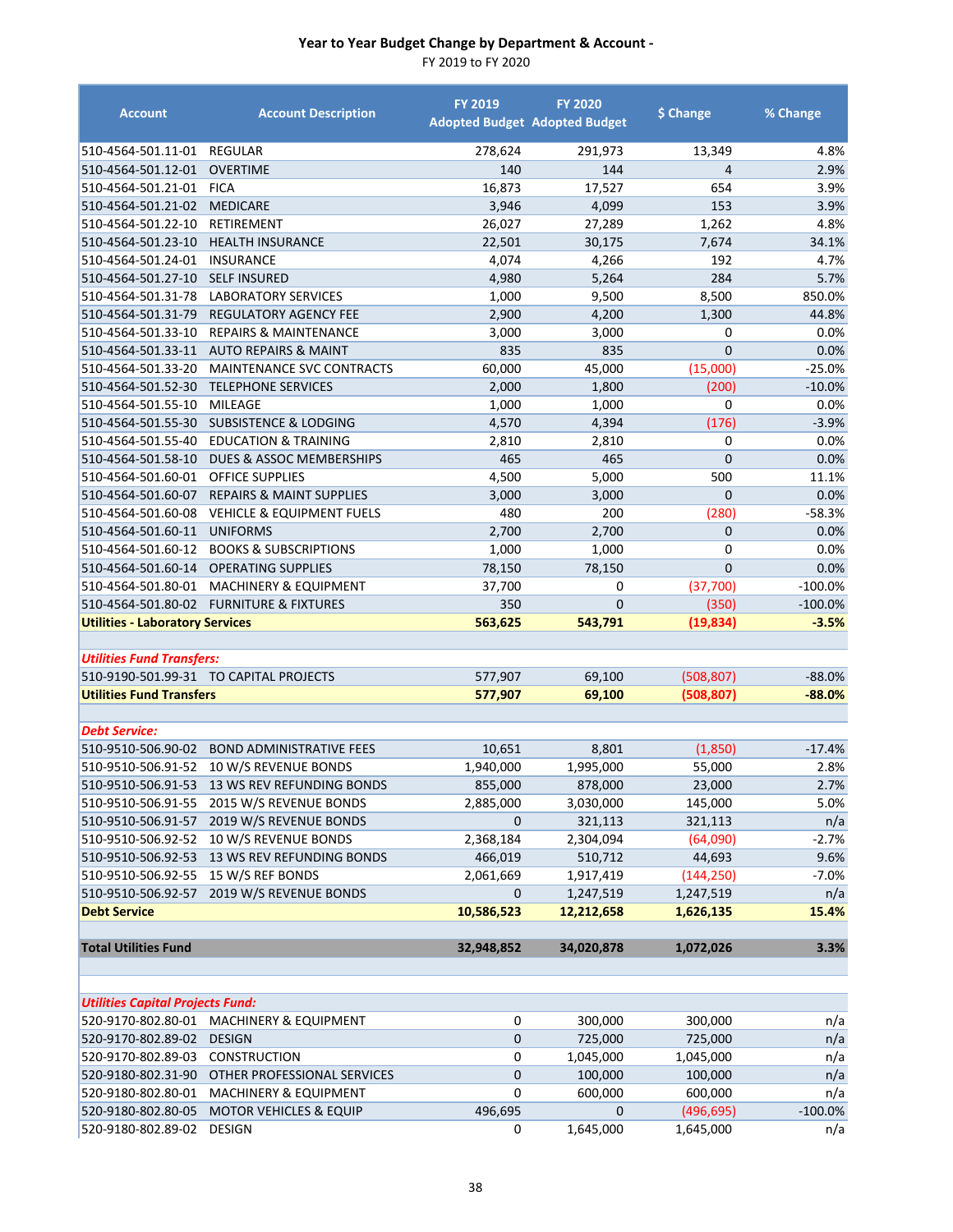# Year to Year Budget Change by Department & Account -

FY 2019 to FY 2020

| Account | Account Description | FY 2019 Adopted Budget | FY 2020 Adopted Budget | $ Change | % Change |
|---|---|---|---|---|---|
| 510-4564-501.11-01 | REGULAR | 278,624 | 291,973 | 13,349 | 4.8% |
| 510-4564-501.12-01 | OVERTIME | 140 | 144 | 4 | 2.9% |
| 510-4564-501.21-01 | FICA | 16,873 | 17,527 | 654 | 3.9% |
| 510-4564-501.21-02 | MEDICARE | 3,946 | 4,099 | 153 | 3.9% |
| 510-4564-501.22-10 | RETIREMENT | 26,027 | 27,289 | 1,262 | 4.8% |
| 510-4564-501.23-10 | HEALTH INSURANCE | 22,501 | 30,175 | 7,674 | 34.1% |
| 510-4564-501.24-01 | INSURANCE | 4,074 | 4,266 | 192 | 4.7% |
| 510-4564-501.27-10 | SELF INSURED | 4,980 | 5,264 | 284 | 5.7% |
| 510-4564-501.31-78 | LABORATORY SERVICES | 1,000 | 9,500 | 8,500 | 850.0% |
| 510-4564-501.31-79 | REGULATORY AGENCY FEE | 2,900 | 4,200 | 1,300 | 44.8% |
| 510-4564-501.33-10 | REPAIRS & MAINTENANCE | 3,000 | 3,000 | 0 | 0.0% |
| 510-4564-501.33-11 | AUTO REPAIRS & MAINT | 835 | 835 | 0 | 0.0% |
| 510-4564-501.33-20 | MAINTENANCE SVC CONTRACTS | 60,000 | 45,000 | (15,000) | -25.0% |
| 510-4564-501.52-30 | TELEPHONE SERVICES | 2,000 | 1,800 | (200) | -10.0% |
| 510-4564-501.55-10 | MILEAGE | 1,000 | 1,000 | 0 | 0.0% |
| 510-4564-501.55-30 | SUBSISTENCE & LODGING | 4,570 | 4,394 | (176) | -3.9% |
| 510-4564-501.55-40 | EDUCATION & TRAINING | 2,810 | 2,810 | 0 | 0.0% |
| 510-4564-501.58-10 | DUES & ASSOC MEMBERSHIPS | 465 | 465 | 0 | 0.0% |
| 510-4564-501.60-01 | OFFICE SUPPLIES | 4,500 | 5,000 | 500 | 11.1% |
| 510-4564-501.60-07 | REPAIRS & MAINT SUPPLIES | 3,000 | 3,000 | 0 | 0.0% |
| 510-4564-501.60-08 | VEHICLE & EQUIPMENT FUELS | 480 | 200 | (280) | -58.3% |
| 510-4564-501.60-11 | UNIFORMS | 2,700 | 2,700 | 0 | 0.0% |
| 510-4564-501.60-12 | BOOKS & SUBSCRIPTIONS | 1,000 | 1,000 | 0 | 0.0% |
| 510-4564-501.60-14 | OPERATING SUPPLIES | 78,150 | 78,150 | 0 | 0.0% |
| 510-4564-501.80-01 | MACHINERY & EQUIPMENT | 37,700 | 0 | (37,700) | -100.0% |
| 510-4564-501.80-02 | FURNITURE & FIXTURES | 350 | 0 | (350) | -100.0% |
| **Utilities - Laboratory Services** | | **563,625** | **543,791** | **(19,834)** | **-3.5%** |
| | | | | | |
| ***Utilities Fund Transfers:*** | | | | | |
| 510-9190-501.99-31 | TO CAPITAL PROJECTS | 577,907 | 69,100 | (508,807) | -88.0% |
| **Utilities Fund Transfers** | | **577,907** | **69,100** | **(508,807)** | **-88.0%** |
| | | | | | |
| ***Debt Service:*** | | | | | |
| 510-9510-506.90-02 | BOND ADMINISTRATIVE FEES | 10,651 | 8,801 | (1,850) | -17.4% |
| 510-9510-506.91-52 | 10 W/S REVENUE BONDS | 1,940,000 | 1,995,000 | 55,000 | 2.8% |
| 510-9510-506.91-53 | 13 WS REV REFUNDING BONDS | 855,000 | 878,000 | 23,000 | 2.7% |
| 510-9510-506.91-55 | 2015 W/S REVENUE BONDS | 2,885,000 | 3,030,000 | 145,000 | 5.0% |
| 510-9510-506.91-57 | 2019 W/S REVENUE BONDS | 0 | 321,113 | 321,113 | n/a |
| 510-9510-506.92-52 | 10 W/S REVENUE BONDS | 2,368,184 | 2,304,094 | (64,090) | -2.7% |
| 510-9510-506.92-53 | 13 WS REV REFUNDING BONDS | 466,019 | 510,712 | 44,693 | 9.6% |
| 510-9510-506.92-55 | 15 W/S REF BONDS | 2,061,669 | 1,917,419 | (144,250) | -7.0% |
| 510-9510-506.92-57 | 2019 W/S REVENUE BONDS | 0 | 1,247,519 | 1,247,519 | n/a |
| **Debt Service** | | **10,586,523** | **12,212,658** | **1,626,135** | **15.4%** |
| | | | | | |
| **Total Utilities Fund** | | **32,948,852** | **34,020,878** | **1,072,026** | **3.3%** |
| | | | | | |
| ***Utilities Capital Projects Fund:*** | | | | | |
| 520-9170-802.80-01 | MACHINERY & EQUIPMENT | 0 | 300,000 | 300,000 | n/a |
| 520-9170-802.89-02 | DESIGN | 0 | 725,000 | 725,000 | n/a |
| 520-9170-802.89-03 | CONSTRUCTION | 0 | 1,045,000 | 1,045,000 | n/a |
| 520-9180-802.31-90 | OTHER PROFESSIONAL SERVICES | 0 | 100,000 | 100,000 | n/a |
| 520-9180-802.80-01 | MACHINERY & EQUIPMENT | 0 | 600,000 | 600,000 | n/a |
| 520-9180-802.80-05 | MOTOR VEHICLES & EQUIP | 496,695 | 0 | (496,695) | -100.0% |
| 520-9180-802.89-02 | DESIGN | 0 | 1,645,000 | 1,645,000 | n/a |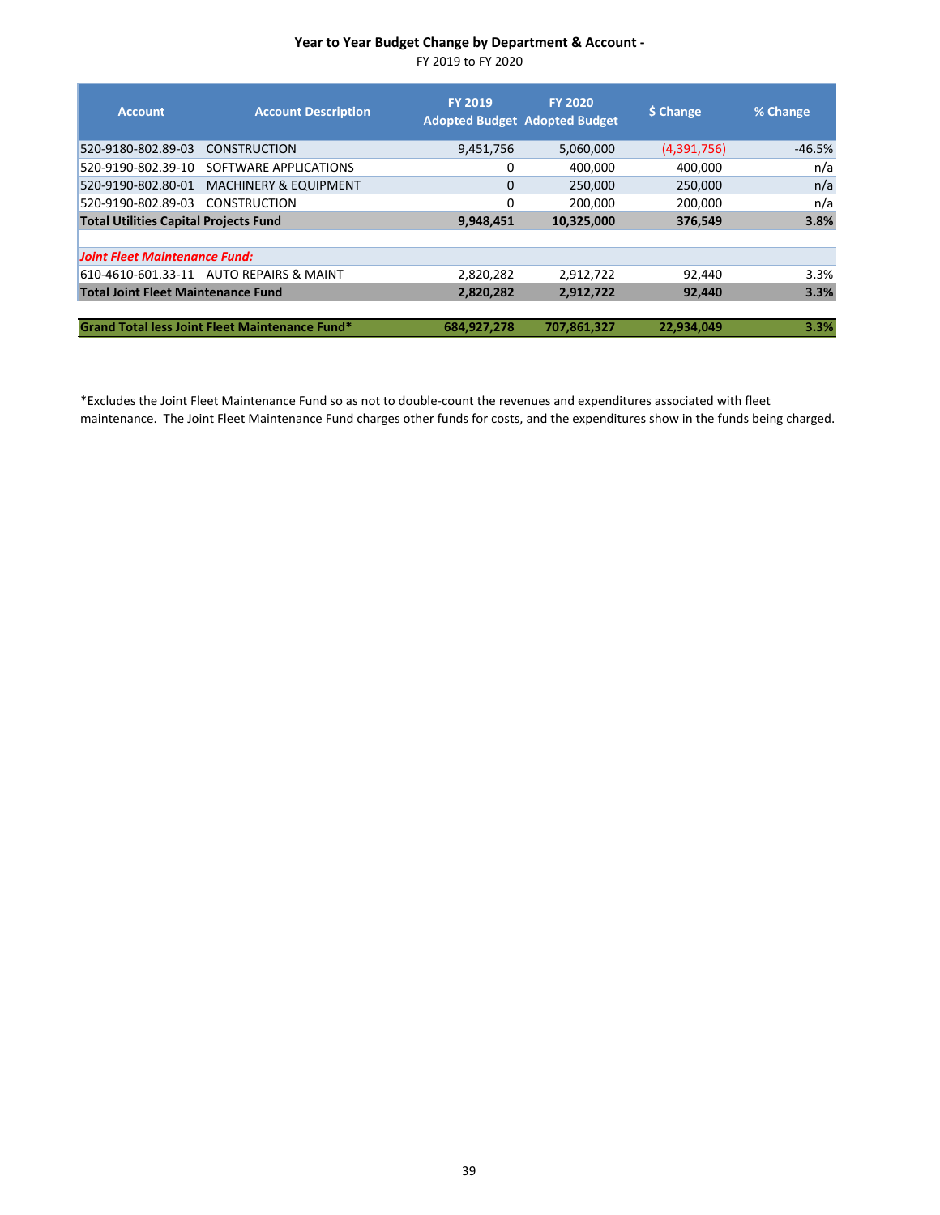**Year to Year Budget Change by Department & Account -**

FY 2019 to FY 2020

| Account | Account Description | FY 2019 Adopted Budget | FY 2020 Adopted Budget | $ Change | % Change |
|---|---|---|---|---|---|
| 520-9180-802.89-03 | CONSTRUCTION | 9,451,756 | 5,060,000 | (4,391,756) | -46.5% |
| 520-9190-802.39-10 | SOFTWARE APPLICATIONS | 0 | 400,000 | 400,000 | n/a |
| 520-9190-802.80-01 | MACHINERY & EQUIPMENT | 0 | 250,000 | 250,000 | n/a |
| 520-9190-802.89-03 | CONSTRUCTION | 0 | 200,000 | 200,000 | n/a |
| **Total Utilities Capital Projects Fund** | | **9,948,451** | **10,325,000** | **376,549** | **3.8%** |
| | | | | | |
| ***Joint Fleet Maintenance Fund:*** | | | | | |
| 610-4610-601.33-11 | AUTO REPAIRS & MAINT | 2,820,282 | 2,912,722 | 92,440 | 3.3% |
| **Total Joint Fleet Maintenance Fund** | | **2,820,282** | **2,912,722** | **92,440** | **3.3%** |
| | | | | | |
| **Grand Total less Joint Fleet Maintenance Fund*** | | **684,927,278** | **707,861,327** | **22,934,049** | **3.3%** |

*Excludes the Joint Fleet Maintenance Fund so as not to double-count the revenues and expenditures associated with fleet maintenance. The Joint Fleet Maintenance Fund charges other funds for costs, and the expenditures show in the funds being charged.